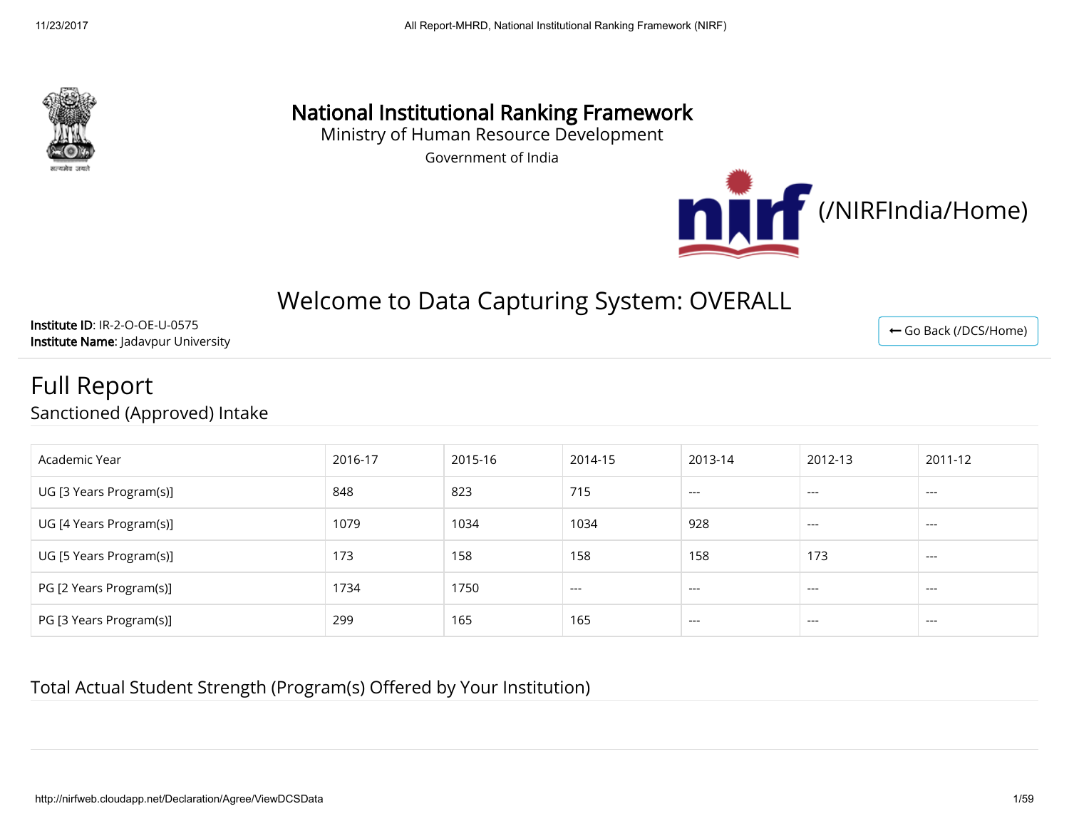# National Institutional Ranking Framework

Ministry of Human Resource Development

Government of India

(/NIRFIndia/Home)

## Welcome to Data Capturing System: OVERALL

**Institute ID**: IR-2-O-OE-U-0575
**Institute Name**: Jadavpur University

Go Back (/DCS/Home)

# Full Report

## Sanctioned (Approved) Intake

| Academic Year | 2016-17 | 2015-16 | 2014-15 | 2013-14 | 2012-13 | 2011-12 |
|---|---|---|---|---|---|---|
| UG [3 Years Program(s)] | 848 | 823 | 715 | --- | --- | --- |
| UG [4 Years Program(s)] | 1079 | 1034 | 1034 | 928 | --- | --- |
| UG [5 Years Program(s)] | 173 | 158 | 158 | 158 | 173 | --- |
| PG [2 Years Program(s)] | 1734 | 1750 | --- | --- | --- | --- |
| PG [3 Years Program(s)] | 299 | 165 | 165 | --- | --- | --- |

## Total Actual Student Strength (Program(s) Offered by Your Institution)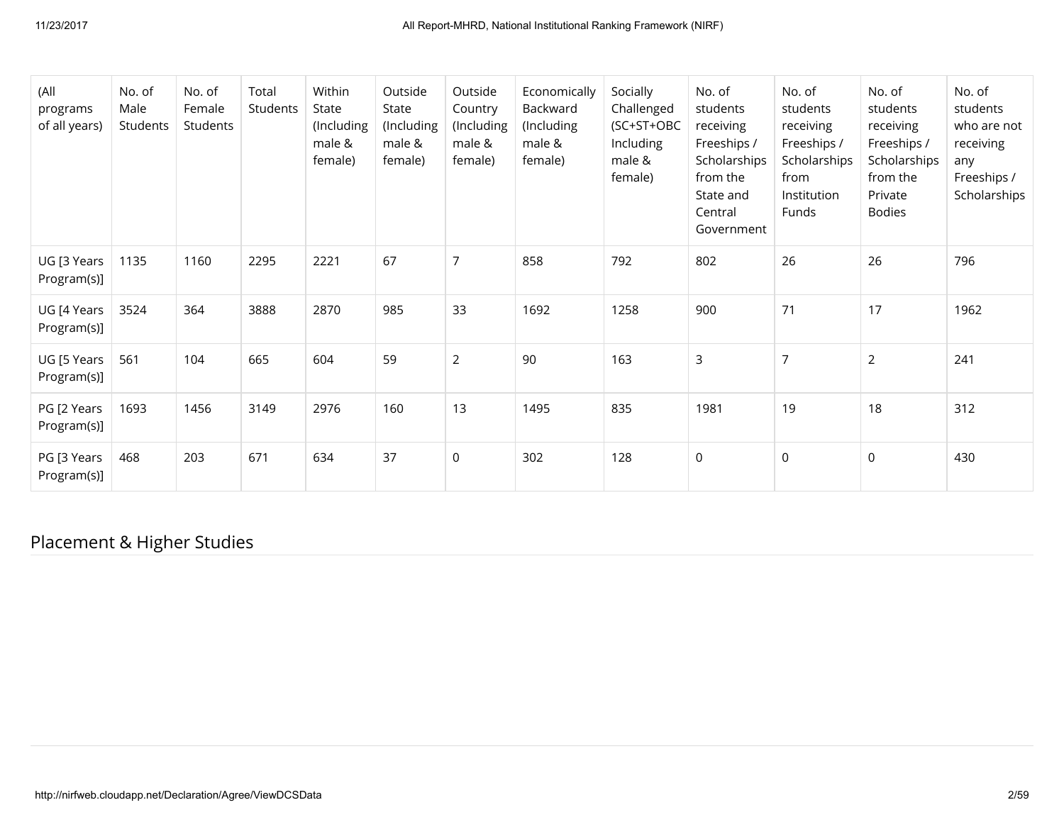| (All programs of all years) | No. of Male Students | No. of Female Students | Total Students | Within State (Including male & female) | Outside State (Including male & female) | Outside Country (Including male & female) | Economically Backward (Including male & female) | Socially Challenged (SC+ST+OBC Including male & female) | No. of students receiving Freeships / Scholarships from the State and Central Government | No. of students receiving Freeships / Scholarships from Institution Funds | No. of students receiving Freeships / Scholarships from the Private Bodies | No. of students who are not receiving any Freeships / Scholarships |
|---|---|---|---|---|---|---|---|---|---|---|---|---|
| UG [3 Years Program(s)] | 1135 | 1160 | 2295 | 2221 | 67 | 7 | 858 | 792 | 802 | 26 | 26 | 796 |
| UG [4 Years Program(s)] | 3524 | 364 | 3888 | 2870 | 985 | 33 | 1692 | 1258 | 900 | 71 | 17 | 1962 |
| UG [5 Years Program(s)] | 561 | 104 | 665 | 604 | 59 | 2 | 90 | 163 | 3 | 7 | 2 | 241 |
| PG [2 Years Program(s)] | 1693 | 1456 | 3149 | 2976 | 160 | 13 | 1495 | 835 | 1981 | 19 | 18 | 312 |
| PG [3 Years Program(s)] | 468 | 203 | 671 | 634 | 37 | 0 | 302 | 128 | 0 | 0 | 0 | 430 |

## Placement & Higher Studies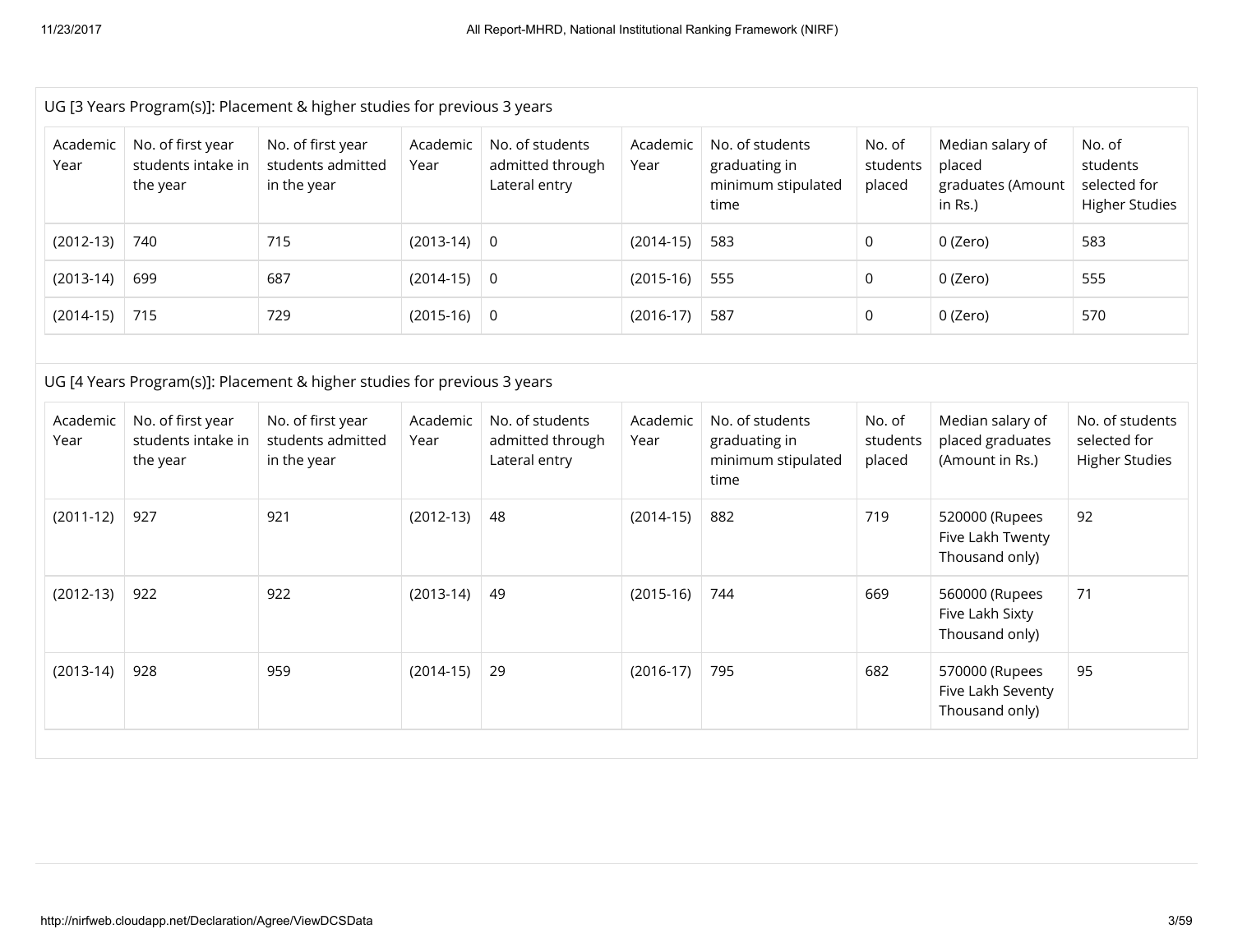UG [3 Years Program(s)]: Placement & higher studies for previous 3 years

| Academic Year | No. of first year students intake in the year | No. of first year students admitted in the year | Academic Year | No. of students admitted through Lateral entry | Academic Year | No. of students graduating in minimum stipulated time | No. of students placed | Median salary of placed graduates (Amount in Rs.) | No. of students selected for Higher Studies |
|---|---|---|---|---|---|---|---|---|---|
| (2012-13) | 740 | 715 | (2013-14) | 0 | (2014-15) | 583 | 0 | 0 (Zero) | 583 |
| (2013-14) | 699 | 687 | (2014-15) | 0 | (2015-16) | 555 | 0 | 0 (Zero) | 555 |
| (2014-15) | 715 | 729 | (2015-16) | 0 | (2016-17) | 587 | 0 | 0 (Zero) | 570 |

UG [4 Years Program(s)]: Placement & higher studies for previous 3 years

| Academic Year | No. of first year students intake in the year | No. of first year students admitted in the year | Academic Year | No. of students admitted through Lateral entry | Academic Year | No. of students graduating in minimum stipulated time | No. of students placed | Median salary of placed graduates (Amount in Rs.) | No. of students selected for Higher Studies |
|---|---|---|---|---|---|---|---|---|---|
| (2011-12) | 927 | 921 | (2012-13) | 48 | (2014-15) | 882 | 719 | 520000 (Rupees Five Lakh Twenty Thousand only) | 92 |
| (2012-13) | 922 | 922 | (2013-14) | 49 | (2015-16) | 744 | 669 | 560000 (Rupees Five Lakh Sixty Thousand only) | 71 |
| (2013-14) | 928 | 959 | (2014-15) | 29 | (2016-17) | 795 | 682 | 570000 (Rupees Five Lakh Seventy Thousand only) | 95 |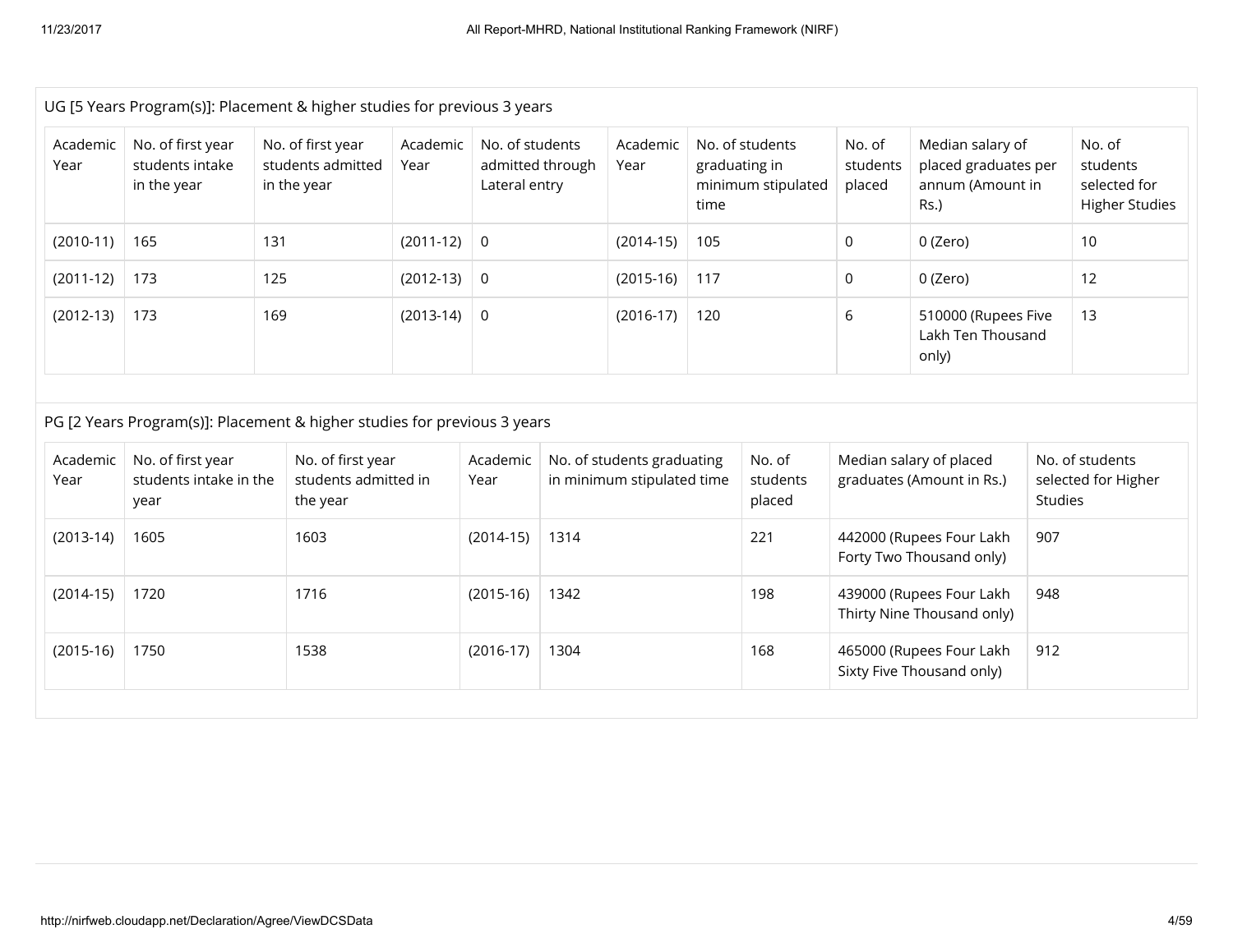UG [5 Years Program(s)]: Placement & higher studies for previous 3 years

| Academic Year | No. of first year students intake in the year | No. of first year students admitted in the year | Academic Year | No. of students admitted through Lateral entry | Academic Year | No. of students graduating in minimum stipulated time | No. of students placed | Median salary of placed graduates per annum (Amount in Rs.) | No. of students selected for Higher Studies |
|---|---|---|---|---|---|---|---|---|---|
| (2010-11) | 165 | 131 | (2011-12) | 0 | (2014-15) | 105 | 0 | 0 (Zero) | 10 |
| (2011-12) | 173 | 125 | (2012-13) | 0 | (2015-16) | 117 | 0 | 0 (Zero) | 12 |
| (2012-13) | 173 | 169 | (2013-14) | 0 | (2016-17) | 120 | 6 | 510000 (Rupees Five Lakh Ten Thousand only) | 13 |

PG [2 Years Program(s)]: Placement & higher studies for previous 3 years

| Academic Year | No. of first year students intake in the year | No. of first year students admitted in the year | Academic Year | No. of students graduating in minimum stipulated time | No. of students placed | Median salary of placed graduates (Amount in Rs.) | No. of students selected for Higher Studies |
|---|---|---|---|---|---|---|---|
| (2013-14) | 1605 | 1603 | (2014-15) | 1314 | 221 | 442000 (Rupees Four Lakh Forty Two Thousand only) | 907 |
| (2014-15) | 1720 | 1716 | (2015-16) | 1342 | 198 | 439000 (Rupees Four Lakh Thirty Nine Thousand only) | 948 |
| (2015-16) | 1750 | 1538 | (2016-17) | 1304 | 168 | 465000 (Rupees Four Lakh Sixty Five Thousand only) | 912 |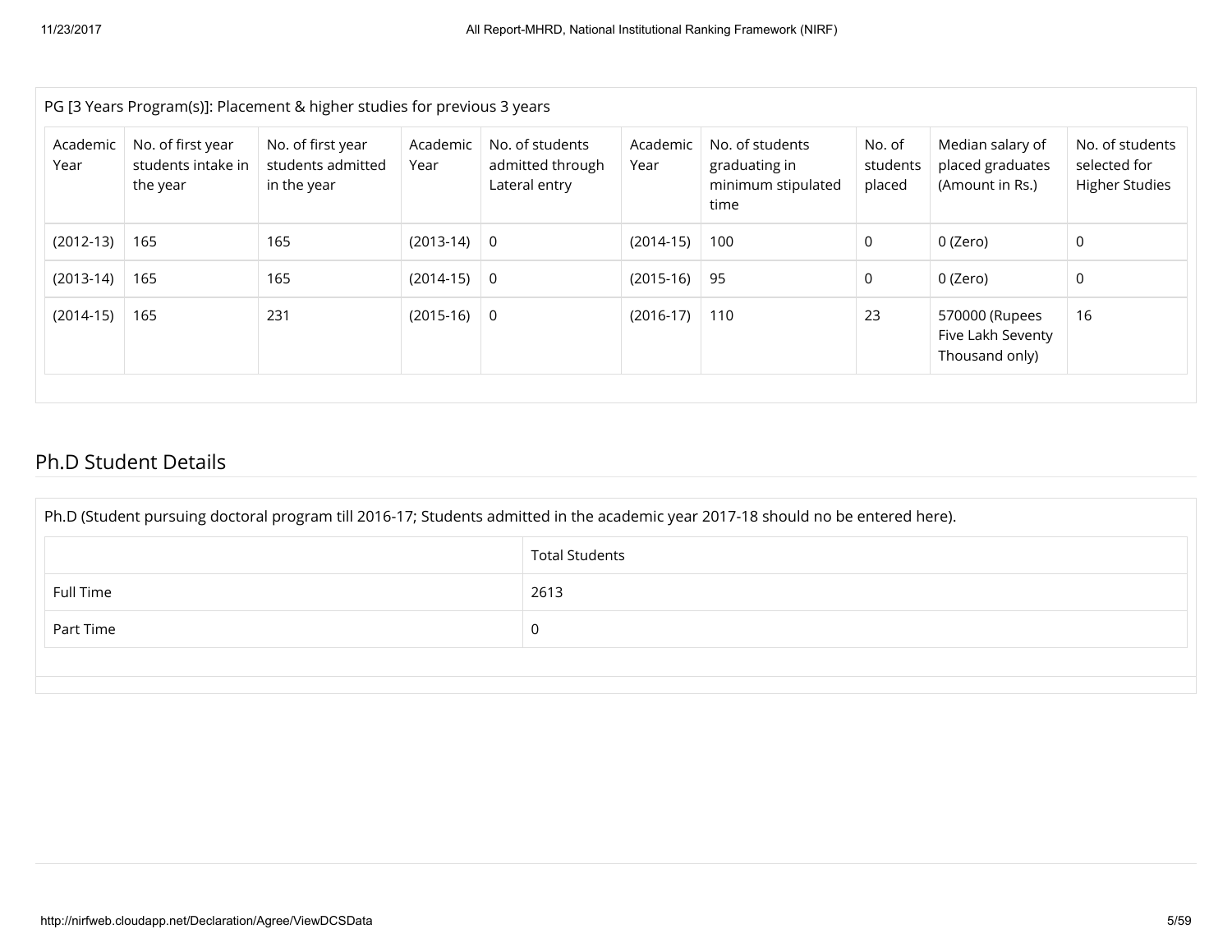PG [3 Years Program(s)]: Placement & higher studies for previous 3 years

| Academic Year | No. of first year students intake in the year | No. of first year students admitted in the year | Academic Year | No. of students admitted through Lateral entry | Academic Year | No. of students graduating in minimum stipulated time | No. of students placed | Median salary of placed graduates (Amount in Rs.) | No. of students selected for Higher Studies |
|---|---|---|---|---|---|---|---|---|---|
| (2012-13) | 165 | 165 | (2013-14) | 0 | (2014-15) | 100 | 0 | 0 (Zero) | 0 |
| (2013-14) | 165 | 165 | (2014-15) | 0 | (2015-16) | 95 | 0 | 0 (Zero) | 0 |
| (2014-15) | 165 | 231 | (2015-16) | 0 | (2016-17) | 110 | 23 | 570000 (Rupees Five Lakh Seventy Thousand only) | 16 |

## Ph.D Student Details

Ph.D (Student pursuing doctoral program till 2016-17; Students admitted in the academic year 2017-18 should no be entered here).

| | Total Students |
|---|---|
| Full Time | 2613 |
| Part Time | 0 |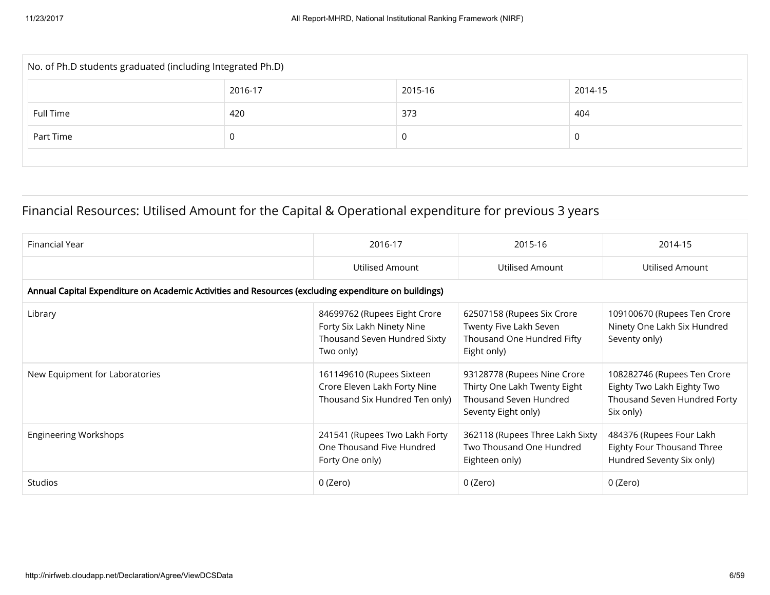| No. of Ph.D students graduated (including Integrated Ph.D) | | | |
|---|---|---|---|
| | 2016-17 | 2015-16 | 2014-15 |
| Full Time | 420 | 373 | 404 |
| Part Time | 0 | 0 | 0 |

## Financial Resources: Utilised Amount for the Capital & Operational expenditure for previous 3 years

| Financial Year | 2016-17 | 2015-16 | 2014-15 |
|---|---|---|---|
| | Utilised Amount | Utilised Amount | Utilised Amount |
| **Annual Capital Expenditure on Academic Activities and Resources (excluding expenditure on buildings)** | | | |
| Library | 84699762 (Rupees Eight Crore Forty Six Lakh Ninety Nine Thousand Seven Hundred Sixty Two only) | 62507158 (Rupees Six Crore Twenty Five Lakh Seven Thousand One Hundred Fifty Eight only) | 109100670 (Rupees Ten Crore Ninety One Lakh Six Hundred Seventy only) |
| New Equipment for Laboratories | 161149610 (Rupees Sixteen Crore Eleven Lakh Forty Nine Thousand Six Hundred Ten only) | 93128778 (Rupees Nine Crore Thirty One Lakh Twenty Eight Thousand Seven Hundred Seventy Eight only) | 108282746 (Rupees Ten Crore Eighty Two Lakh Eighty Two Thousand Seven Hundred Forty Six only) |
| Engineering Workshops | 241541 (Rupees Two Lakh Forty One Thousand Five Hundred Forty One only) | 362118 (Rupees Three Lakh Sixty Two Thousand One Hundred Eighteen only) | 484376 (Rupees Four Lakh Eighty Four Thousand Three Hundred Seventy Six only) |
| Studios | 0 (Zero) | 0 (Zero) | 0 (Zero) |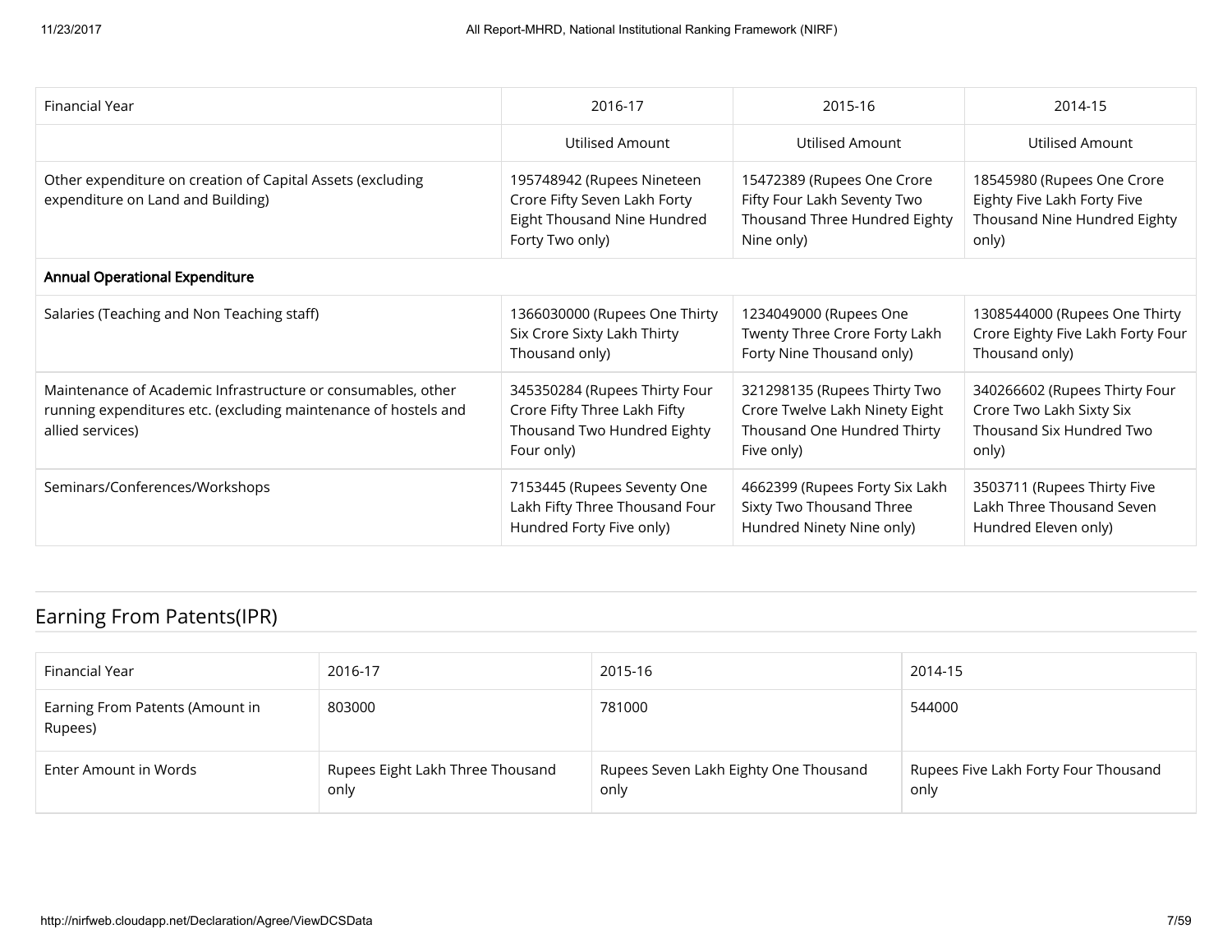| Financial Year | 2016-17 | 2015-16 | 2014-15 |
| --- | --- | --- | --- |
| | Utilised Amount | Utilised Amount | Utilised Amount |
| Other expenditure on creation of Capital Assets (excluding expenditure on Land and Building) | 195748942 (Rupees Nineteen Crore Fifty Seven Lakh Forty Eight Thousand Nine Hundred Forty Two only) | 15472389 (Rupees One Crore Fifty Four Lakh Seventy Two Thousand Three Hundred Eighty Nine only) | 18545980 (Rupees One Crore Eighty Five Lakh Forty Five Thousand Nine Hundred Eighty only) |
| **Annual Operational Expenditure** | | | |
| Salaries (Teaching and Non Teaching staff) | 1366030000 (Rupees One Thirty Six Crore Sixty Lakh Thirty Thousand only) | 1234049000 (Rupees One Twenty Three Crore Forty Lakh Forty Nine Thousand only) | 1308544000 (Rupees One Thirty Crore Eighty Five Lakh Forty Four Thousand only) |
| Maintenance of Academic Infrastructure or consumables, other running expenditures etc. (excluding maintenance of hostels and allied services) | 345350284 (Rupees Thirty Four Crore Fifty Three Lakh Fifty Thousand Two Hundred Eighty Four only) | 321298135 (Rupees Thirty Two Crore Twelve Lakh Ninety Eight Thousand One Hundred Thirty Five only) | 340266602 (Rupees Thirty Four Crore Two Lakh Sixty Six Thousand Six Hundred Two only) |
| Seminars/Conferences/Workshops | 7153445 (Rupees Seventy One Lakh Fifty Three Thousand Four Hundred Forty Five only) | 4662399 (Rupees Forty Six Lakh Sixty Two Thousand Three Hundred Ninety Nine only) | 3503711 (Rupees Thirty Five Lakh Three Thousand Seven Hundred Eleven only) |

## Earning From Patents(IPR)

| Financial Year | 2016-17 | 2015-16 | 2014-15 |
| --- | --- | --- | --- |
| Earning From Patents (Amount in Rupees) | 803000 | 781000 | 544000 |
| Enter Amount in Words | Rupees Eight Lakh Three Thousand only | Rupees Seven Lakh Eighty One Thousand only | Rupees Five Lakh Forty Four Thousand only |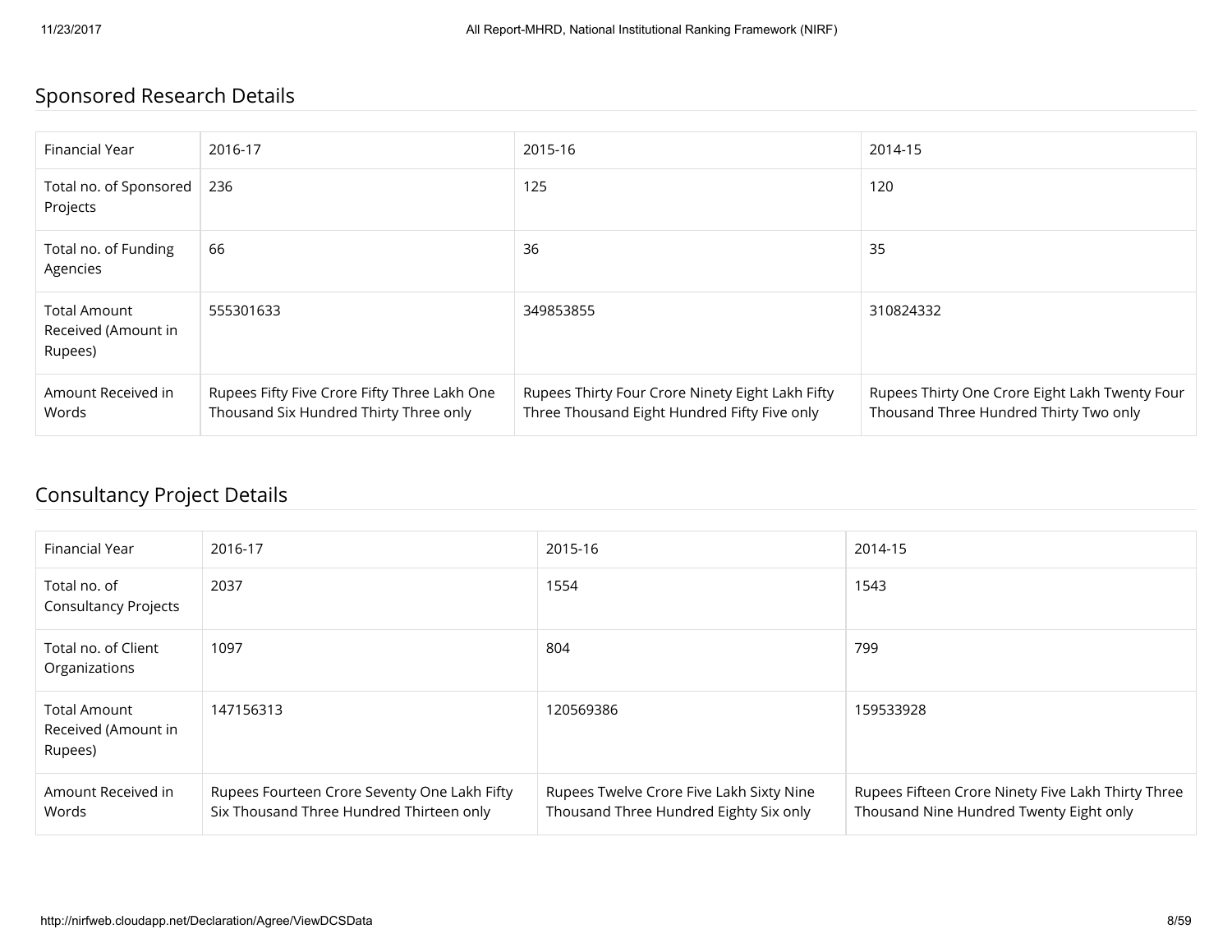## Sponsored Research Details

| Financial Year | 2016-17 | 2015-16 | 2014-15 |
|---|---|---|---|
| Total no. of Sponsored Projects | 236 | 125 | 120 |
| Total no. of Funding Agencies | 66 | 36 | 35 |
| Total Amount Received (Amount in Rupees) | 555301633 | 349853855 | 310824332 |
| Amount Received in Words | Rupees Fifty Five Crore Fifty Three Lakh One Thousand Six Hundred Thirty Three only | Rupees Thirty Four Crore Ninety Eight Lakh Fifty Three Thousand Eight Hundred Fifty Five only | Rupees Thirty One Crore Eight Lakh Twenty Four Thousand Three Hundred Thirty Two only |

## Consultancy Project Details

| Financial Year | 2016-17 | 2015-16 | 2014-15 |
|---|---|---|---|
| Total no. of Consultancy Projects | 2037 | 1554 | 1543 |
| Total no. of Client Organizations | 1097 | 804 | 799 |
| Total Amount Received (Amount in Rupees) | 147156313 | 120569386 | 159533928 |
| Amount Received in Words | Rupees Fourteen Crore Seventy One Lakh Fifty Six Thousand Three Hundred Thirteen only | Rupees Twelve Crore Five Lakh Sixty Nine Thousand Three Hundred Eighty Six only | Rupees Fifteen Crore Ninety Five Lakh Thirty Three Thousand Nine Hundred Twenty Eight only |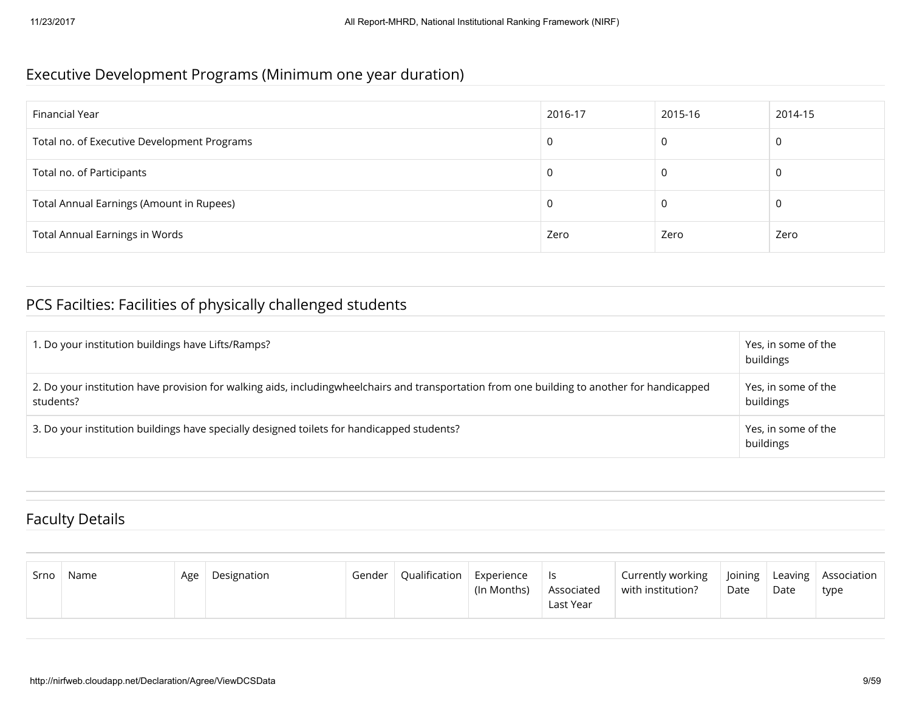## Executive Development Programs (Minimum one year duration)

| Financial Year | 2016-17 | 2015-16 | 2014-15 |
|---|---|---|---|
| Total no. of Executive Development Programs | 0 | 0 | 0 |
| Total no. of Participants | 0 | 0 | 0 |
| Total Annual Earnings (Amount in Rupees) | 0 | 0 | 0 |
| Total Annual Earnings in Words | Zero | Zero | Zero |

## PCS Facilties: Facilities of physically challenged students

| | |
|---|---|
| 1. Do your institution buildings have Lifts/Ramps? | Yes, in some of the buildings |
| 2. Do your institution have provision for walking aids, includingwheelchairs and transportation from one building to another for handicapped students? | Yes, in some of the buildings |
| 3. Do your institution buildings have specially designed toilets for handicapped students? | Yes, in some of the buildings |

## Faculty Details

| Srno | Name | Age | Designation | Gender | Qualification | Experience (In Months) | Is Associated Last Year | Currently working with institution? | Joining Date | Leaving Date | Association type |
|---|---|---|---|---|---|---|---|---|---|---|---|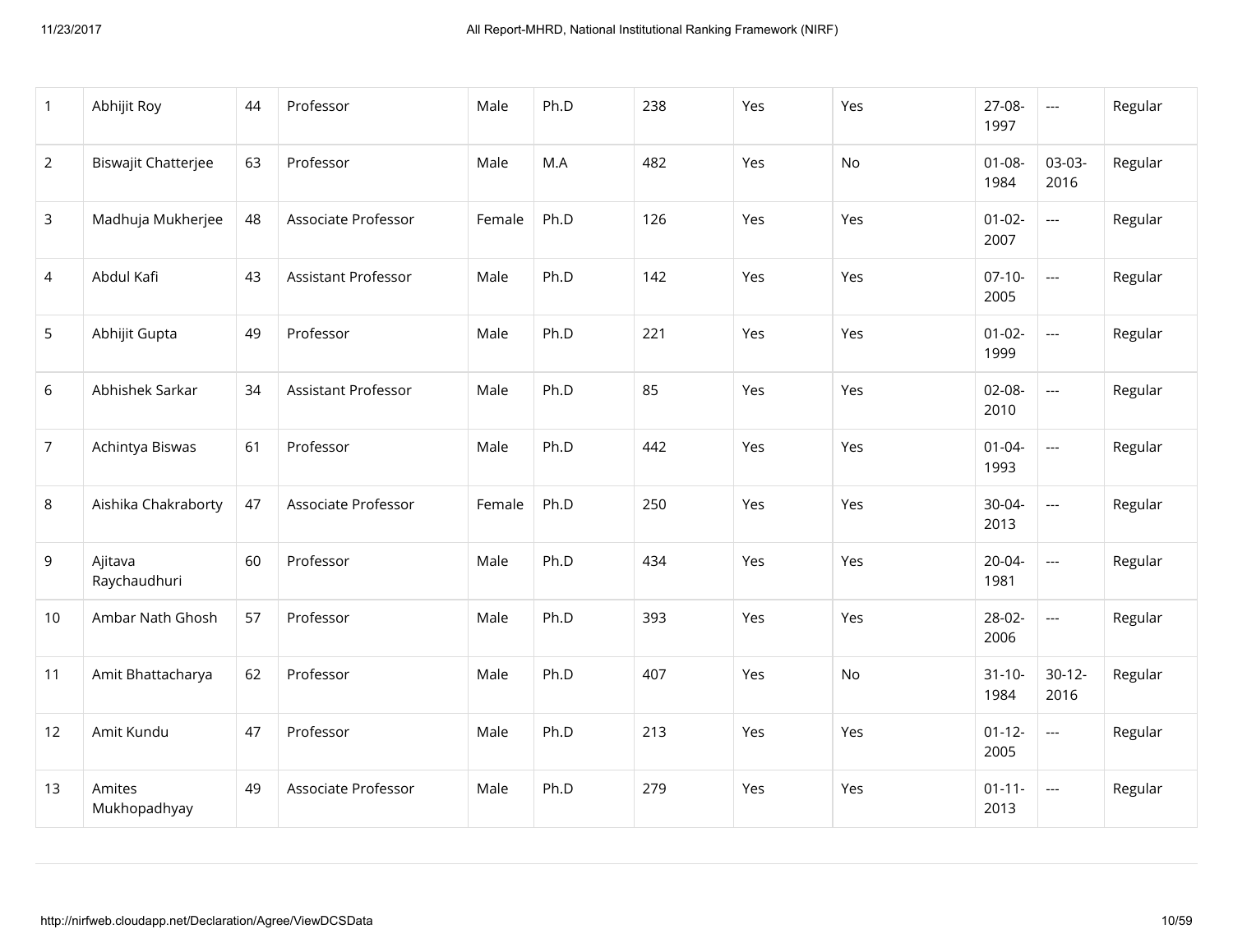| | | | | | | | | | | | |
|---|---|---|---|---|---|---|---|---|---|---|---|
| 1 | Abhijit Roy | 44 | Professor | Male | Ph.D | 238 | Yes | Yes | 27-08-1997 | --- | Regular |
| 2 | Biswajit Chatterjee | 63 | Professor | Male | M.A | 482 | Yes | No | 01-08-1984 | 03-03-2016 | Regular |
| 3 | Madhuja Mukherjee | 48 | Associate Professor | Female | Ph.D | 126 | Yes | Yes | 01-02-2007 | --- | Regular |
| 4 | Abdul Kafi | 43 | Assistant Professor | Male | Ph.D | 142 | Yes | Yes | 07-10-2005 | --- | Regular |
| 5 | Abhijit Gupta | 49 | Professor | Male | Ph.D | 221 | Yes | Yes | 01-02-1999 | --- | Regular |
| 6 | Abhishek Sarkar | 34 | Assistant Professor | Male | Ph.D | 85 | Yes | Yes | 02-08-2010 | --- | Regular |
| 7 | Achintya Biswas | 61 | Professor | Male | Ph.D | 442 | Yes | Yes | 01-04-1993 | --- | Regular |
| 8 | Aishika Chakraborty | 47 | Associate Professor | Female | Ph.D | 250 | Yes | Yes | 30-04-2013 | --- | Regular |
| 9 | Ajitava Raychaudhuri | 60 | Professor | Male | Ph.D | 434 | Yes | Yes | 20-04-1981 | --- | Regular |
| 10 | Ambar Nath Ghosh | 57 | Professor | Male | Ph.D | 393 | Yes | Yes | 28-02-2006 | --- | Regular |
| 11 | Amit Bhattacharya | 62 | Professor | Male | Ph.D | 407 | Yes | No | 31-10-1984 | 30-12-2016 | Regular |
| 12 | Amit Kundu | 47 | Professor | Male | Ph.D | 213 | Yes | Yes | 01-12-2005 | --- | Regular |
| 13 | Amites Mukhopadhyay | 49 | Associate Professor | Male | Ph.D | 279 | Yes | Yes | 01-11-2013 | --- | Regular |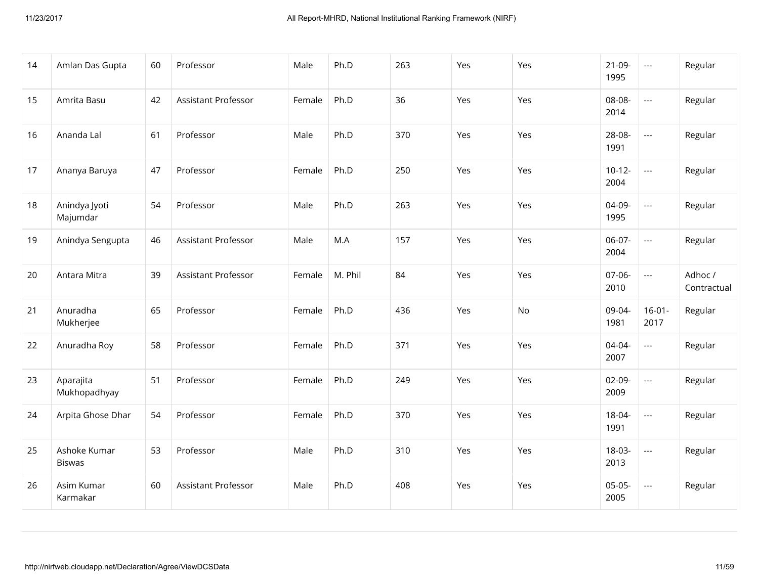| 14 | Amlan Das Gupta | 60 | Professor | Male | Ph.D | 263 | Yes | Yes | 21-09-1995 | --- | Regular |
|---|---|---|---|---|---|---|---|---|---|---|---|
| 15 | Amrita Basu | 42 | Assistant Professor | Female | Ph.D | 36 | Yes | Yes | 08-08-2014 | --- | Regular |
| 16 | Ananda Lal | 61 | Professor | Male | Ph.D | 370 | Yes | Yes | 28-08-1991 | --- | Regular |
| 17 | Ananya Baruya | 47 | Professor | Female | Ph.D | 250 | Yes | Yes | 10-12-2004 | --- | Regular |
| 18 | Anindya Jyoti Majumdar | 54 | Professor | Male | Ph.D | 263 | Yes | Yes | 04-09-1995 | --- | Regular |
| 19 | Anindya Sengupta | 46 | Assistant Professor | Male | M.A | 157 | Yes | Yes | 06-07-2004 | --- | Regular |
| 20 | Antara Mitra | 39 | Assistant Professor | Female | M. Phil | 84 | Yes | Yes | 07-06-2010 | --- | Adhoc / Contractual |
| 21 | Anuradha Mukherjee | 65 | Professor | Female | Ph.D | 436 | Yes | No | 09-04-1981 | 16-01-2017 | Regular |
| 22 | Anuradha Roy | 58 | Professor | Female | Ph.D | 371 | Yes | Yes | 04-04-2007 | --- | Regular |
| 23 | Aparajita Mukhopadhyay | 51 | Professor | Female | Ph.D | 249 | Yes | Yes | 02-09-2009 | --- | Regular |
| 24 | Arpita Ghose Dhar | 54 | Professor | Female | Ph.D | 370 | Yes | Yes | 18-04-1991 | --- | Regular |
| 25 | Ashoke Kumar Biswas | 53 | Professor | Male | Ph.D | 310 | Yes | Yes | 18-03-2013 | --- | Regular |
| 26 | Asim Kumar Karmakar | 60 | Assistant Professor | Male | Ph.D | 408 | Yes | Yes | 05-05-2005 | --- | Regular |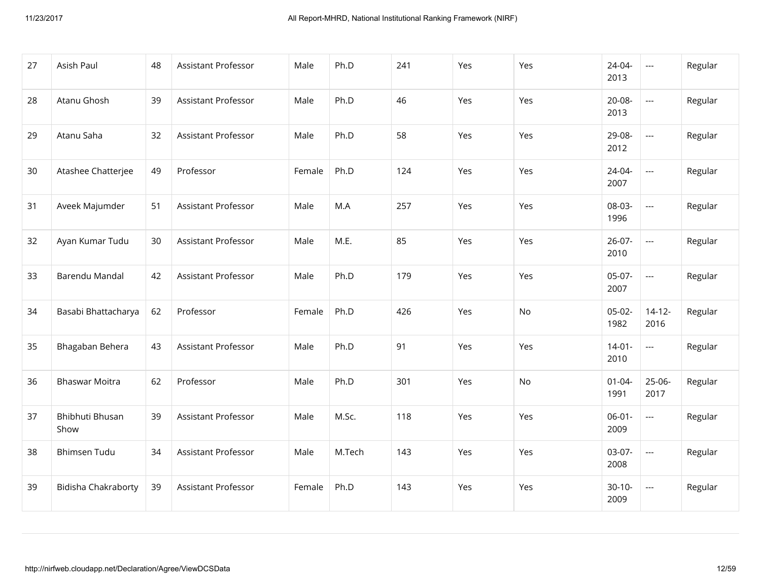| 27 | Asish Paul | 48 | Assistant Professor | Male | Ph.D | 241 | Yes | Yes | 24-04-2013 | --- | Regular |
|---|---|---|---|---|---|---|---|---|---|---|---|
| 28 | Atanu Ghosh | 39 | Assistant Professor | Male | Ph.D | 46 | Yes | Yes | 20-08-2013 | --- | Regular |
| 29 | Atanu Saha | 32 | Assistant Professor | Male | Ph.D | 58 | Yes | Yes | 29-08-2012 | --- | Regular |
| 30 | Atashee Chatterjee | 49 | Professor | Female | Ph.D | 124 | Yes | Yes | 24-04-2007 | --- | Regular |
| 31 | Aveek Majumder | 51 | Assistant Professor | Male | M.A | 257 | Yes | Yes | 08-03-1996 | --- | Regular |
| 32 | Ayan Kumar Tudu | 30 | Assistant Professor | Male | M.E. | 85 | Yes | Yes | 26-07-2010 | --- | Regular |
| 33 | Barendu Mandal | 42 | Assistant Professor | Male | Ph.D | 179 | Yes | Yes | 05-07-2007 | --- | Regular |
| 34 | Basabi Bhattacharya | 62 | Professor | Female | Ph.D | 426 | Yes | No | 05-02-1982 | 14-12-2016 | Regular |
| 35 | Bhagaban Behera | 43 | Assistant Professor | Male | Ph.D | 91 | Yes | Yes | 14-01-2010 | --- | Regular |
| 36 | Bhaswar Moitra | 62 | Professor | Male | Ph.D | 301 | Yes | No | 01-04-1991 | 25-06-2017 | Regular |
| 37 | Bhibhuti Bhusan Show | 39 | Assistant Professor | Male | M.Sc. | 118 | Yes | Yes | 06-01-2009 | --- | Regular |
| 38 | Bhimsen Tudu | 34 | Assistant Professor | Male | M.Tech | 143 | Yes | Yes | 03-07-2008 | --- | Regular |
| 39 | Bidisha Chakraborty | 39 | Assistant Professor | Female | Ph.D | 143 | Yes | Yes | 30-10-2009 | --- | Regular |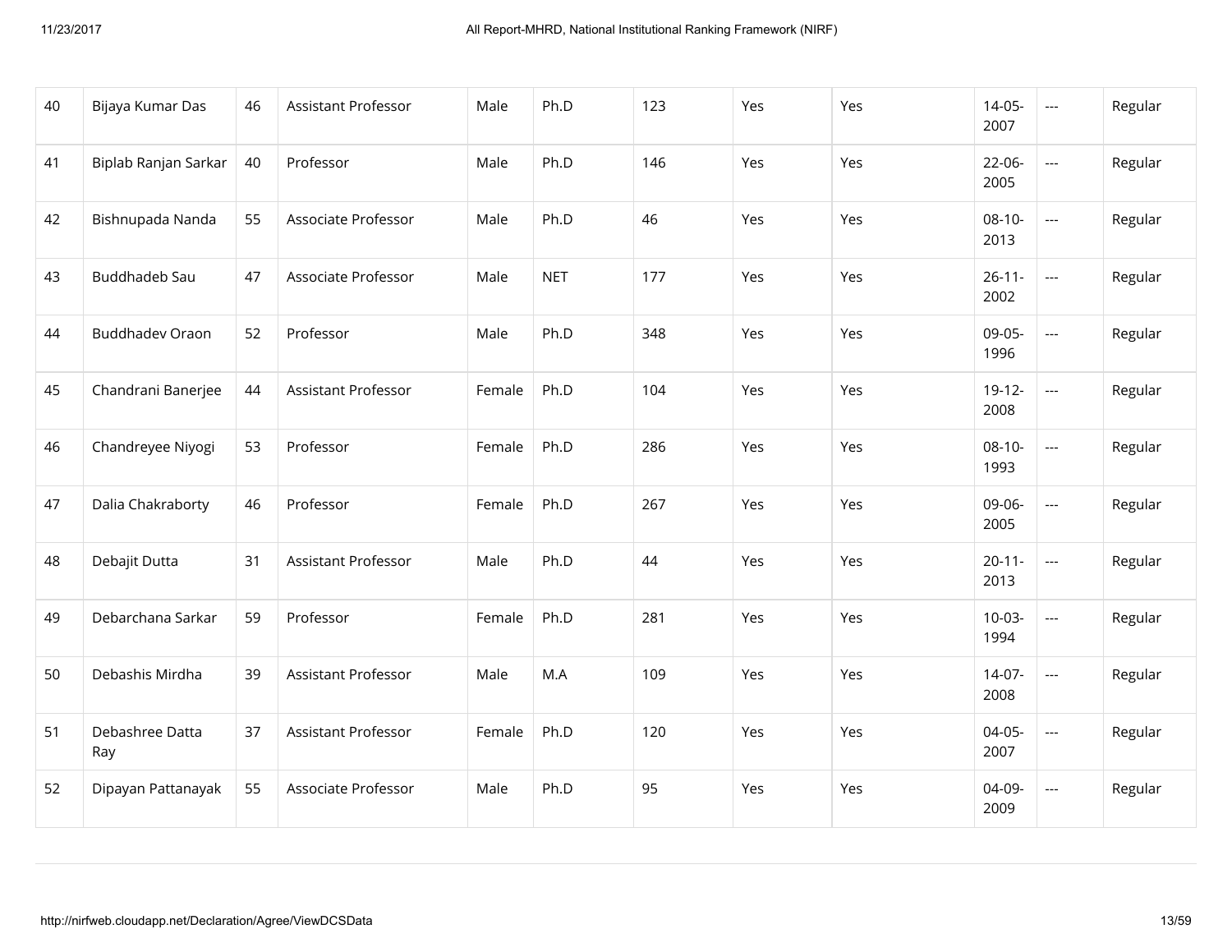| 40 | Bijaya Kumar Das | 46 | Assistant Professor | Male | Ph.D | 123 | Yes | Yes | 14-05-2007 | --- | Regular |
|---|---|---|---|---|---|---|---|---|---|---|---|
| 41 | Biplab Ranjan Sarkar | 40 | Professor | Male | Ph.D | 146 | Yes | Yes | 22-06-2005 | --- | Regular |
| 42 | Bishnupada Nanda | 55 | Associate Professor | Male | Ph.D | 46 | Yes | Yes | 08-10-2013 | --- | Regular |
| 43 | Buddhadeb Sau | 47 | Associate Professor | Male | NET | 177 | Yes | Yes | 26-11-2002 | --- | Regular |
| 44 | Buddhadev Oraon | 52 | Professor | Male | Ph.D | 348 | Yes | Yes | 09-05-1996 | --- | Regular |
| 45 | Chandrani Banerjee | 44 | Assistant Professor | Female | Ph.D | 104 | Yes | Yes | 19-12-2008 | --- | Regular |
| 46 | Chandreyee Niyogi | 53 | Professor | Female | Ph.D | 286 | Yes | Yes | 08-10-1993 | --- | Regular |
| 47 | Dalia Chakraborty | 46 | Professor | Female | Ph.D | 267 | Yes | Yes | 09-06-2005 | --- | Regular |
| 48 | Debajit Dutta | 31 | Assistant Professor | Male | Ph.D | 44 | Yes | Yes | 20-11-2013 | --- | Regular |
| 49 | Debarchana Sarkar | 59 | Professor | Female | Ph.D | 281 | Yes | Yes | 10-03-1994 | --- | Regular |
| 50 | Debashis Mirdha | 39 | Assistant Professor | Male | M.A | 109 | Yes | Yes | 14-07-2008 | --- | Regular |
| 51 | Debashree Datta Ray | 37 | Assistant Professor | Female | Ph.D | 120 | Yes | Yes | 04-05-2007 | --- | Regular |
| 52 | Dipayan Pattanayak | 55 | Associate Professor | Male | Ph.D | 95 | Yes | Yes | 04-09-2009 | --- | Regular |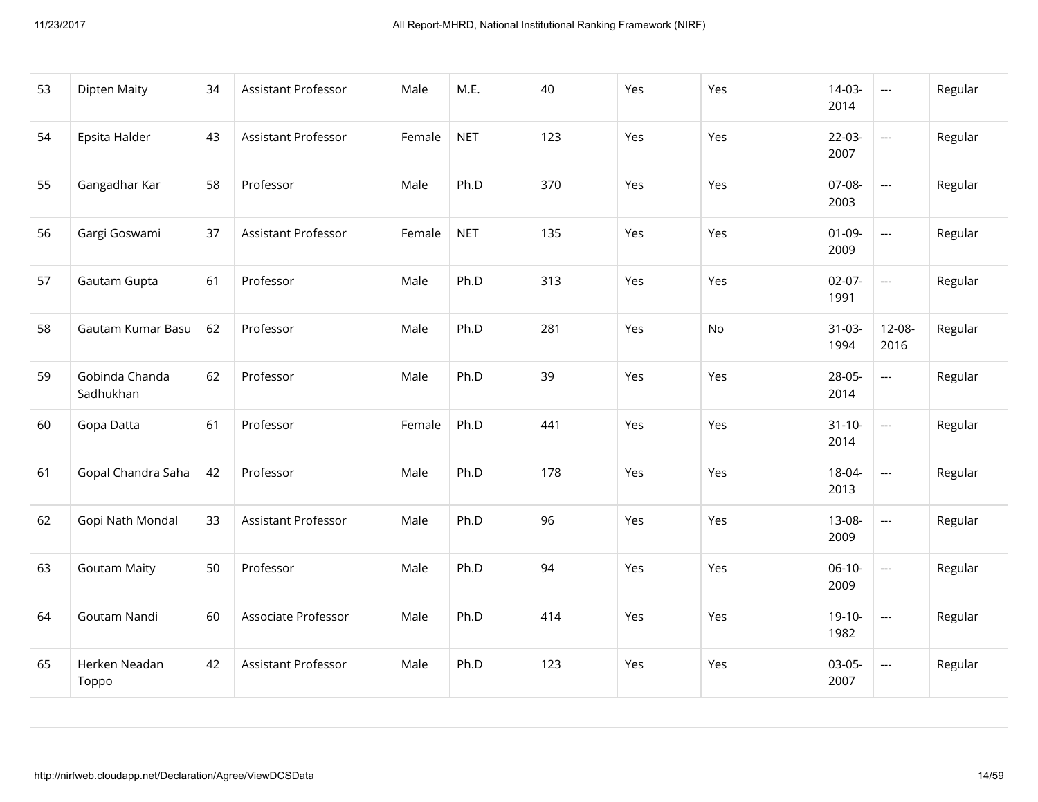| 53 | Dipten Maity | 34 | Assistant Professor | Male | M.E. | 40 | Yes | Yes | 14-03-2014 | --- | Regular |
|---|---|---|---|---|---|---|---|---|---|---|---|
| 54 | Epsita Halder | 43 | Assistant Professor | Female | NET | 123 | Yes | Yes | 22-03-2007 | --- | Regular |
| 55 | Gangadhar Kar | 58 | Professor | Male | Ph.D | 370 | Yes | Yes | 07-08-2003 | --- | Regular |
| 56 | Gargi Goswami | 37 | Assistant Professor | Female | NET | 135 | Yes | Yes | 01-09-2009 | --- | Regular |
| 57 | Gautam Gupta | 61 | Professor | Male | Ph.D | 313 | Yes | Yes | 02-07-1991 | --- | Regular |
| 58 | Gautam Kumar Basu | 62 | Professor | Male | Ph.D | 281 | Yes | No | 31-03-1994 | 12-08-2016 | Regular |
| 59 | Gobinda Chanda Sadhukhan | 62 | Professor | Male | Ph.D | 39 | Yes | Yes | 28-05-2014 | --- | Regular |
| 60 | Gopa Datta | 61 | Professor | Female | Ph.D | 441 | Yes | Yes | 31-10-2014 | --- | Regular |
| 61 | Gopal Chandra Saha | 42 | Professor | Male | Ph.D | 178 | Yes | Yes | 18-04-2013 | --- | Regular |
| 62 | Gopi Nath Mondal | 33 | Assistant Professor | Male | Ph.D | 96 | Yes | Yes | 13-08-2009 | --- | Regular |
| 63 | Goutam Maity | 50 | Professor | Male | Ph.D | 94 | Yes | Yes | 06-10-2009 | --- | Regular |
| 64 | Goutam Nandi | 60 | Associate Professor | Male | Ph.D | 414 | Yes | Yes | 19-10-1982 | --- | Regular |
| 65 | Herken Neadan Toppo | 42 | Assistant Professor | Male | Ph.D | 123 | Yes | Yes | 03-05-2007 | --- | Regular |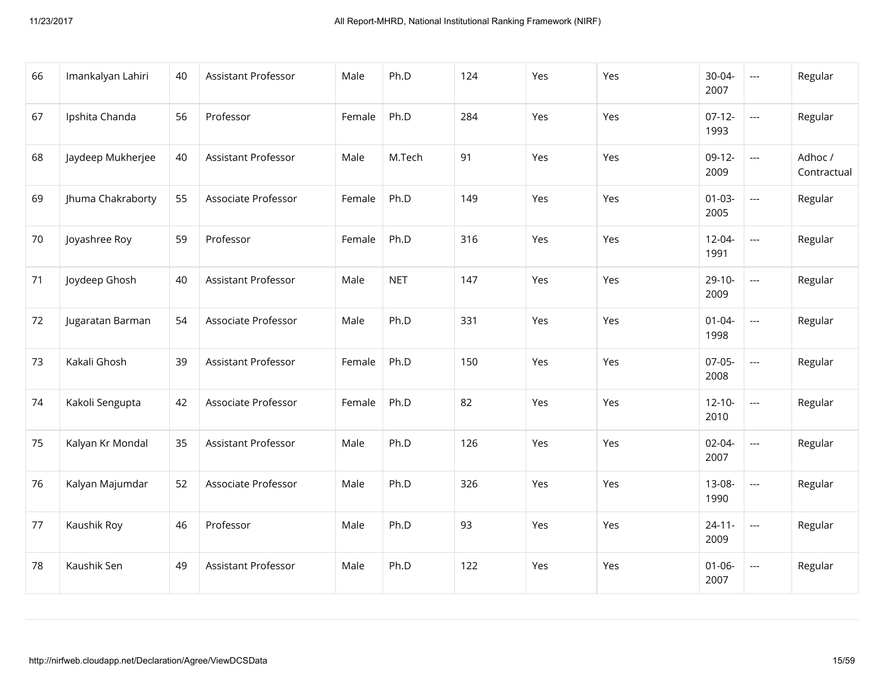| 66 | Imankalyan Lahiri | 40 | Assistant Professor | Male | Ph.D | 124 | Yes | Yes | 30-04-2007 | --- | Regular |
|---|---|---|---|---|---|---|---|---|---|---|---|
| 67 | Ipshita Chanda | 56 | Professor | Female | Ph.D | 284 | Yes | Yes | 07-12-1993 | --- | Regular |
| 68 | Jaydeep Mukherjee | 40 | Assistant Professor | Male | M.Tech | 91 | Yes | Yes | 09-12-2009 | --- | Adhoc / Contractual |
| 69 | Jhuma Chakraborty | 55 | Associate Professor | Female | Ph.D | 149 | Yes | Yes | 01-03-2005 | --- | Regular |
| 70 | Joyashree Roy | 59 | Professor | Female | Ph.D | 316 | Yes | Yes | 12-04-1991 | --- | Regular |
| 71 | Joydeep Ghosh | 40 | Assistant Professor | Male | NET | 147 | Yes | Yes | 29-10-2009 | --- | Regular |
| 72 | Jugaratan Barman | 54 | Associate Professor | Male | Ph.D | 331 | Yes | Yes | 01-04-1998 | --- | Regular |
| 73 | Kakali Ghosh | 39 | Assistant Professor | Female | Ph.D | 150 | Yes | Yes | 07-05-2008 | --- | Regular |
| 74 | Kakoli Sengupta | 42 | Associate Professor | Female | Ph.D | 82 | Yes | Yes | 12-10-2010 | --- | Regular |
| 75 | Kalyan Kr Mondal | 35 | Assistant Professor | Male | Ph.D | 126 | Yes | Yes | 02-04-2007 | --- | Regular |
| 76 | Kalyan Majumdar | 52 | Associate Professor | Male | Ph.D | 326 | Yes | Yes | 13-08-1990 | --- | Regular |
| 77 | Kaushik Roy | 46 | Professor | Male | Ph.D | 93 | Yes | Yes | 24-11-2009 | --- | Regular |
| 78 | Kaushik Sen | 49 | Assistant Professor | Male | Ph.D | 122 | Yes | Yes | 01-06-2007 | --- | Regular |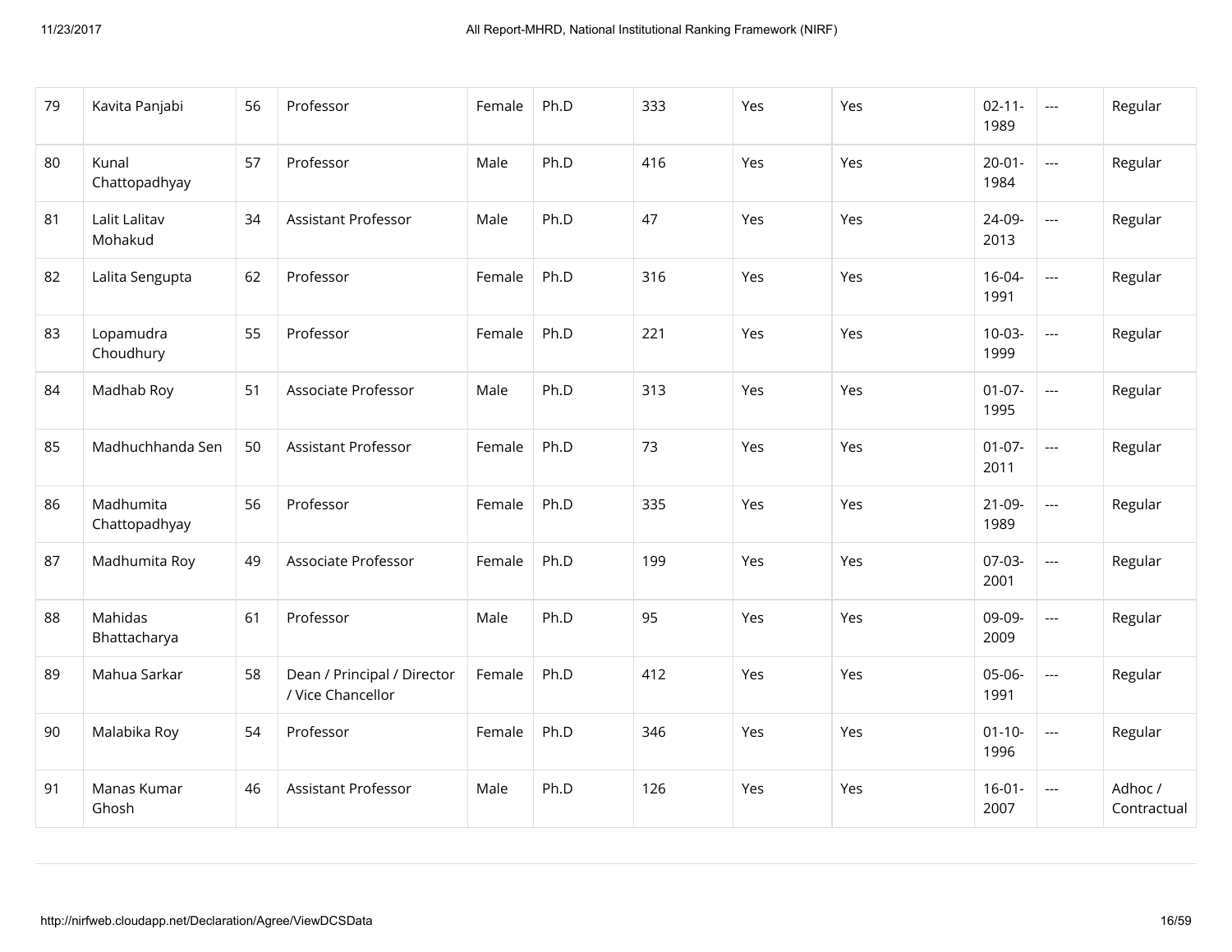| 79 | Kavita Panjabi | 56 | Professor | Female | Ph.D | 333 | Yes | Yes | 02-11-1989 | --- | Regular |
|---|---|---|---|---|---|---|---|---|---|---|---|
| 80 | Kunal Chattopadhyay | 57 | Professor | Male | Ph.D | 416 | Yes | Yes | 20-01-1984 | --- | Regular |
| 81 | Lalit Lalitav Mohakud | 34 | Assistant Professor | Male | Ph.D | 47 | Yes | Yes | 24-09-2013 | --- | Regular |
| 82 | Lalita Sengupta | 62 | Professor | Female | Ph.D | 316 | Yes | Yes | 16-04-1991 | --- | Regular |
| 83 | Lopamudra Choudhury | 55 | Professor | Female | Ph.D | 221 | Yes | Yes | 10-03-1999 | --- | Regular |
| 84 | Madhab Roy | 51 | Associate Professor | Male | Ph.D | 313 | Yes | Yes | 01-07-1995 | --- | Regular |
| 85 | Madhuchhanda Sen | 50 | Assistant Professor | Female | Ph.D | 73 | Yes | Yes | 01-07-2011 | --- | Regular |
| 86 | Madhumita Chattopadhyay | 56 | Professor | Female | Ph.D | 335 | Yes | Yes | 21-09-1989 | --- | Regular |
| 87 | Madhumita Roy | 49 | Associate Professor | Female | Ph.D | 199 | Yes | Yes | 07-03-2001 | --- | Regular |
| 88 | Mahidas Bhattacharya | 61 | Professor | Male | Ph.D | 95 | Yes | Yes | 09-09-2009 | --- | Regular |
| 89 | Mahua Sarkar | 58 | Dean / Principal / Director / Vice Chancellor | Female | Ph.D | 412 | Yes | Yes | 05-06-1991 | --- | Regular |
| 90 | Malabika Roy | 54 | Professor | Female | Ph.D | 346 | Yes | Yes | 01-10-1996 | --- | Regular |
| 91 | Manas Kumar Ghosh | 46 | Assistant Professor | Male | Ph.D | 126 | Yes | Yes | 16-01-2007 | --- | Adhoc / Contractual |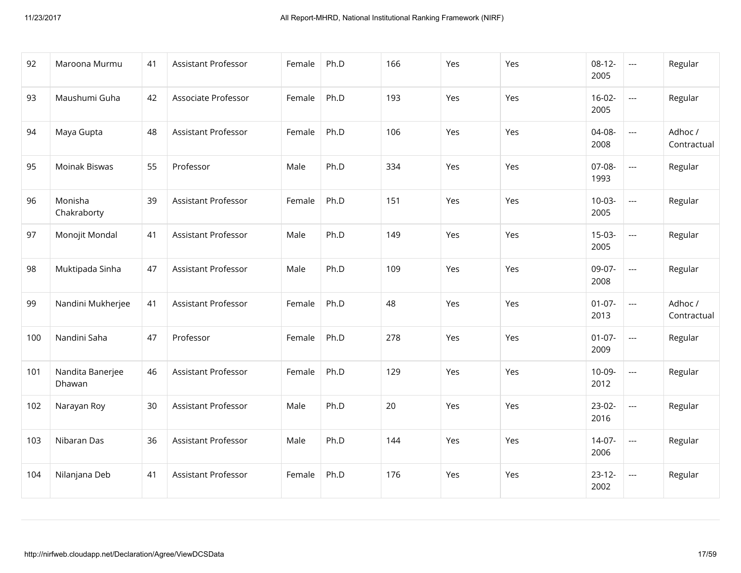| 92 | Maroona Murmu | 41 | Assistant Professor | Female | Ph.D | 166 | Yes | Yes | 08-12-2005 | --- | Regular |
|---|---|---|---|---|---|---|---|---|---|---|---|
| 93 | Maushumi Guha | 42 | Associate Professor | Female | Ph.D | 193 | Yes | Yes | 16-02-2005 | --- | Regular |
| 94 | Maya Gupta | 48 | Assistant Professor | Female | Ph.D | 106 | Yes | Yes | 04-08-2008 | --- | Adhoc / Contractual |
| 95 | Moinak Biswas | 55 | Professor | Male | Ph.D | 334 | Yes | Yes | 07-08-1993 | --- | Regular |
| 96 | Monisha Chakraborty | 39 | Assistant Professor | Female | Ph.D | 151 | Yes | Yes | 10-03-2005 | --- | Regular |
| 97 | Monojit Mondal | 41 | Assistant Professor | Male | Ph.D | 149 | Yes | Yes | 15-03-2005 | --- | Regular |
| 98 | Muktipada Sinha | 47 | Assistant Professor | Male | Ph.D | 109 | Yes | Yes | 09-07-2008 | --- | Regular |
| 99 | Nandini Mukherjee | 41 | Assistant Professor | Female | Ph.D | 48 | Yes | Yes | 01-07-2013 | --- | Adhoc / Contractual |
| 100 | Nandini Saha | 47 | Professor | Female | Ph.D | 278 | Yes | Yes | 01-07-2009 | --- | Regular |
| 101 | Nandita Banerjee Dhawan | 46 | Assistant Professor | Female | Ph.D | 129 | Yes | Yes | 10-09-2012 | --- | Regular |
| 102 | Narayan Roy | 30 | Assistant Professor | Male | Ph.D | 20 | Yes | Yes | 23-02-2016 | --- | Regular |
| 103 | Nibaran Das | 36 | Assistant Professor | Male | Ph.D | 144 | Yes | Yes | 14-07-2006 | --- | Regular |
| 104 | Nilanjana Deb | 41 | Assistant Professor | Female | Ph.D | 176 | Yes | Yes | 23-12-2002 | --- | Regular |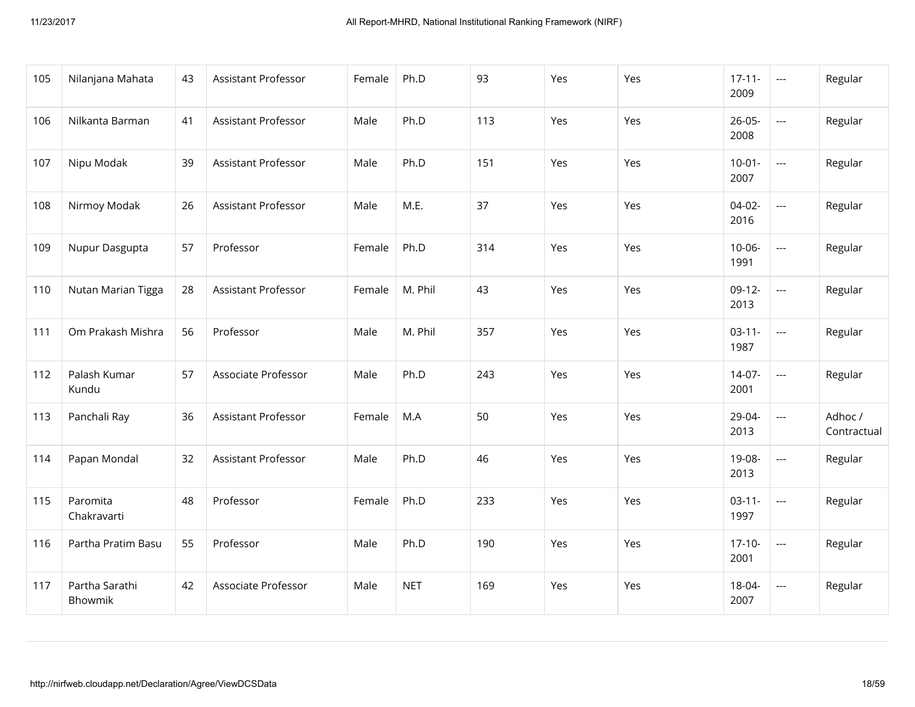| 105 | Nilanjana Mahata | 43 | Assistant Professor | Female | Ph.D | 93 | Yes | Yes | 17-11-2009 | --- | Regular |
|---|---|---|---|---|---|---|---|---|---|---|---|
| 106 | Nilkanta Barman | 41 | Assistant Professor | Male | Ph.D | 113 | Yes | Yes | 26-05-2008 | --- | Regular |
| 107 | Nipu Modak | 39 | Assistant Professor | Male | Ph.D | 151 | Yes | Yes | 10-01-2007 | --- | Regular |
| 108 | Nirmoy Modak | 26 | Assistant Professor | Male | M.E. | 37 | Yes | Yes | 04-02-2016 | --- | Regular |
| 109 | Nupur Dasgupta | 57 | Professor | Female | Ph.D | 314 | Yes | Yes | 10-06-1991 | --- | Regular |
| 110 | Nutan Marian Tigga | 28 | Assistant Professor | Female | M. Phil | 43 | Yes | Yes | 09-12-2013 | --- | Regular |
| 111 | Om Prakash Mishra | 56 | Professor | Male | M. Phil | 357 | Yes | Yes | 03-11-1987 | --- | Regular |
| 112 | Palash Kumar Kundu | 57 | Associate Professor | Male | Ph.D | 243 | Yes | Yes | 14-07-2001 | --- | Regular |
| 113 | Panchali Ray | 36 | Assistant Professor | Female | M.A | 50 | Yes | Yes | 29-04-2013 | --- | Adhoc / Contractual |
| 114 | Papan Mondal | 32 | Assistant Professor | Male | Ph.D | 46 | Yes | Yes | 19-08-2013 | --- | Regular |
| 115 | Paromita Chakravarti | 48 | Professor | Female | Ph.D | 233 | Yes | Yes | 03-11-1997 | --- | Regular |
| 116 | Partha Pratim Basu | 55 | Professor | Male | Ph.D | 190 | Yes | Yes | 17-10-2001 | --- | Regular |
| 117 | Partha Sarathi Bhowmik | 42 | Associate Professor | Male | NET | 169 | Yes | Yes | 18-04-2007 | --- | Regular |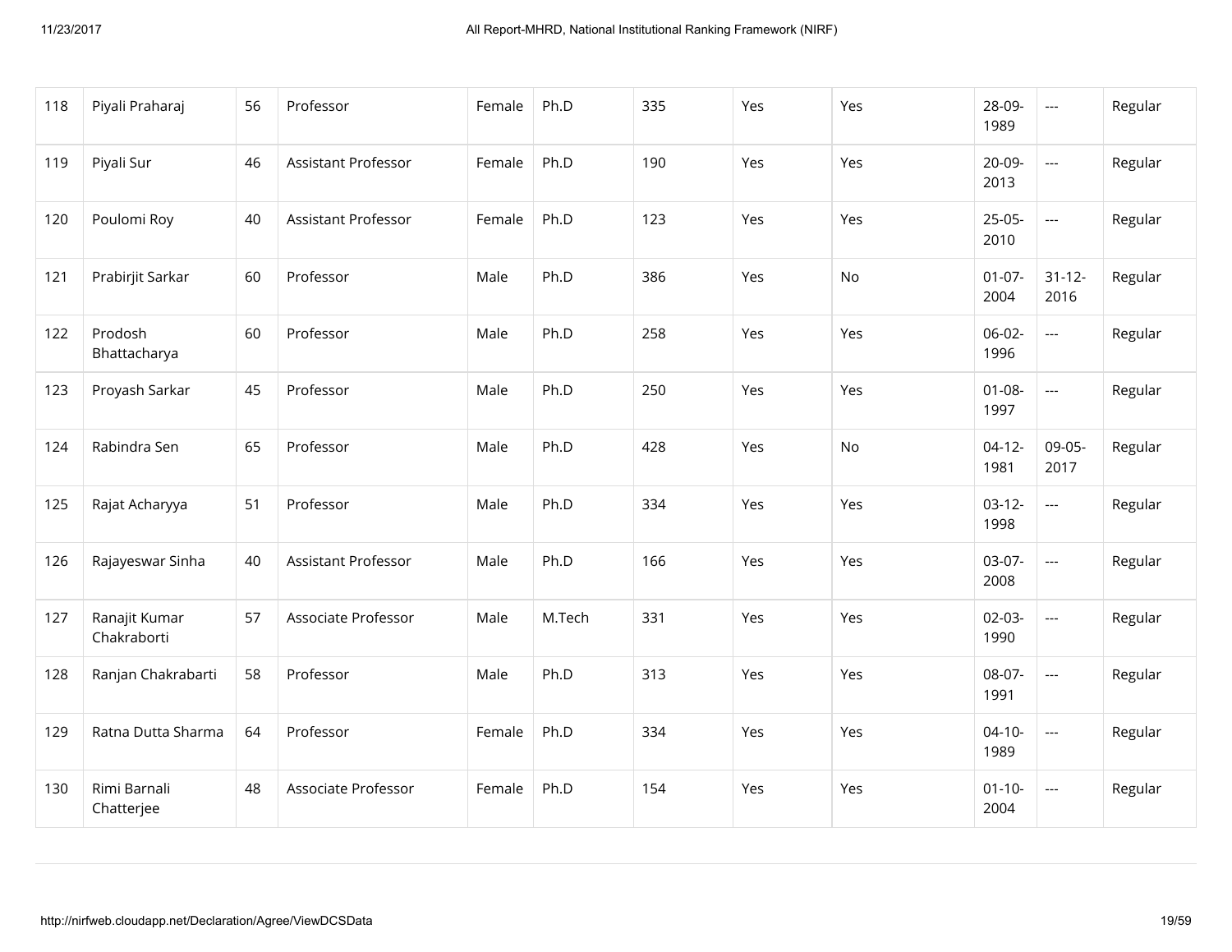| | | | | | | | | | | | |
|---|---|---|---|---|---|---|---|---|---|---|---|
| 118 | Piyali Praharaj | 56 | Professor | Female | Ph.D | 335 | Yes | Yes | 28-09-1989 | --- | Regular |
| 119 | Piyali Sur | 46 | Assistant Professor | Female | Ph.D | 190 | Yes | Yes | 20-09-2013 | --- | Regular |
| 120 | Poulomi Roy | 40 | Assistant Professor | Female | Ph.D | 123 | Yes | Yes | 25-05-2010 | --- | Regular |
| 121 | Prabirjit Sarkar | 60 | Professor | Male | Ph.D | 386 | Yes | No | 01-07-2004 | 31-12-2016 | Regular |
| 122 | Prodosh Bhattacharya | 60 | Professor | Male | Ph.D | 258 | Yes | Yes | 06-02-1996 | --- | Regular |
| 123 | Proyash Sarkar | 45 | Professor | Male | Ph.D | 250 | Yes | Yes | 01-08-1997 | --- | Regular |
| 124 | Rabindra Sen | 65 | Professor | Male | Ph.D | 428 | Yes | No | 04-12-1981 | 09-05-2017 | Regular |
| 125 | Rajat Acharyya | 51 | Professor | Male | Ph.D | 334 | Yes | Yes | 03-12-1998 | --- | Regular |
| 126 | Rajayeswar Sinha | 40 | Assistant Professor | Male | Ph.D | 166 | Yes | Yes | 03-07-2008 | --- | Regular |
| 127 | Ranajit Kumar Chakraborti | 57 | Associate Professor | Male | M.Tech | 331 | Yes | Yes | 02-03-1990 | --- | Regular |
| 128 | Ranjan Chakrabarti | 58 | Professor | Male | Ph.D | 313 | Yes | Yes | 08-07-1991 | --- | Regular |
| 129 | Ratna Dutta Sharma | 64 | Professor | Female | Ph.D | 334 | Yes | Yes | 04-10-1989 | --- | Regular |
| 130 | Rimi Barnali Chatterjee | 48 | Associate Professor | Female | Ph.D | 154 | Yes | Yes | 01-10-2004 | --- | Regular |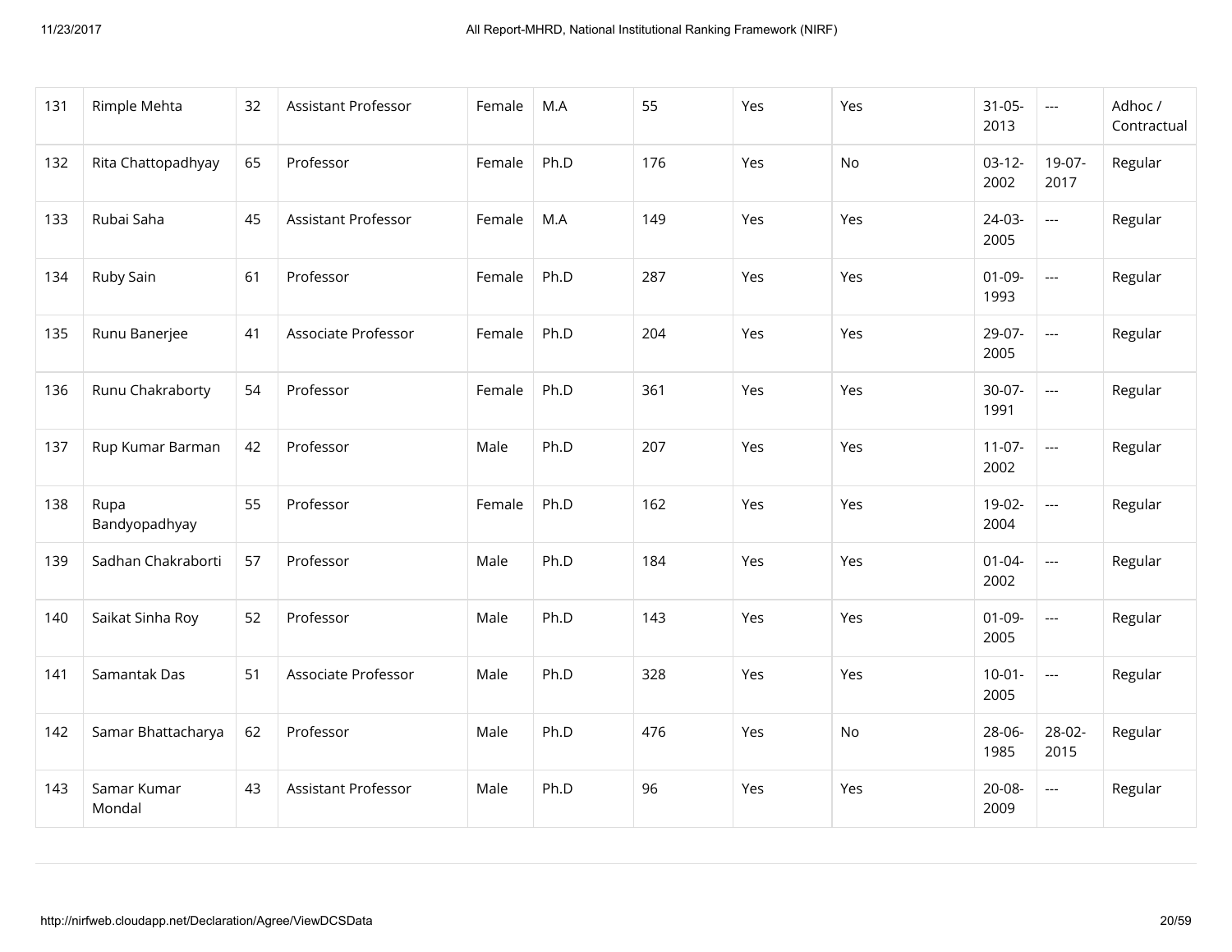| 131 | Rimple Mehta | 32 | Assistant Professor | Female | M.A | 55 | Yes | Yes | 31-05-2013 | --- | Adhoc / Contractual |
|---|---|---|---|---|---|---|---|---|---|---|---|
| 132 | Rita Chattopadhyay | 65 | Professor | Female | Ph.D | 176 | Yes | No | 03-12-2002 | 19-07-2017 | Regular |
| 133 | Rubai Saha | 45 | Assistant Professor | Female | M.A | 149 | Yes | Yes | 24-03-2005 | --- | Regular |
| 134 | Ruby Sain | 61 | Professor | Female | Ph.D | 287 | Yes | Yes | 01-09-1993 | --- | Regular |
| 135 | Runu Banerjee | 41 | Associate Professor | Female | Ph.D | 204 | Yes | Yes | 29-07-2005 | --- | Regular |
| 136 | Runu Chakraborty | 54 | Professor | Female | Ph.D | 361 | Yes | Yes | 30-07-1991 | --- | Regular |
| 137 | Rup Kumar Barman | 42 | Professor | Male | Ph.D | 207 | Yes | Yes | 11-07-2002 | --- | Regular |
| 138 | Rupa Bandyopadhyay | 55 | Professor | Female | Ph.D | 162 | Yes | Yes | 19-02-2004 | --- | Regular |
| 139 | Sadhan Chakraborti | 57 | Professor | Male | Ph.D | 184 | Yes | Yes | 01-04-2002 | --- | Regular |
| 140 | Saikat Sinha Roy | 52 | Professor | Male | Ph.D | 143 | Yes | Yes | 01-09-2005 | --- | Regular |
| 141 | Samantak Das | 51 | Associate Professor | Male | Ph.D | 328 | Yes | Yes | 10-01-2005 | --- | Regular |
| 142 | Samar Bhattacharya | 62 | Professor | Male | Ph.D | 476 | Yes | No | 28-06-1985 | 28-02-2015 | Regular |
| 143 | Samar Kumar Mondal | 43 | Assistant Professor | Male | Ph.D | 96 | Yes | Yes | 20-08-2009 | --- | Regular |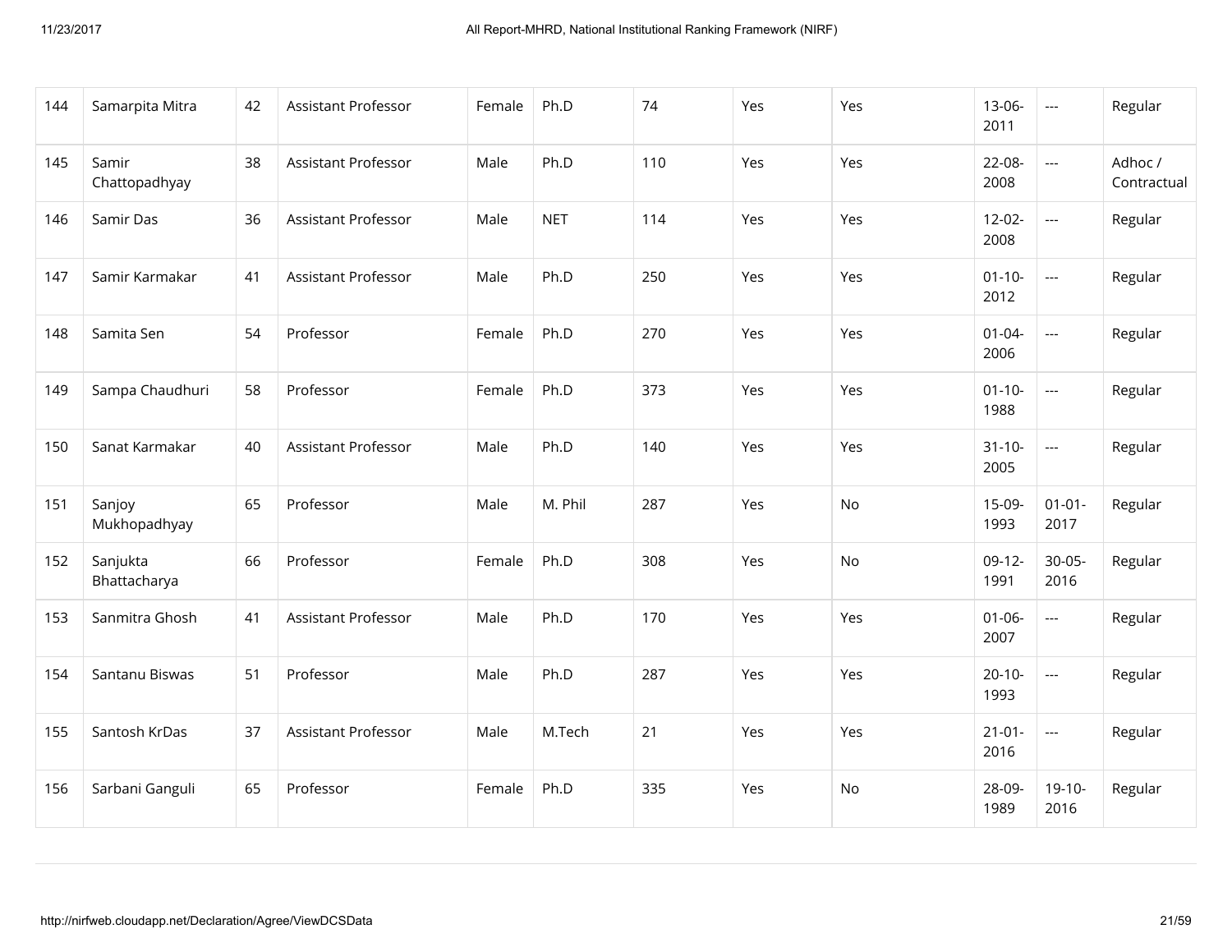| 144 | Samarpita Mitra | 42 | Assistant Professor | Female | Ph.D | 74 | Yes | Yes | 13-06-2011 | --- | Regular |
|---|---|---|---|---|---|---|---|---|---|---|---|
| 145 | Samir Chattopadhyay | 38 | Assistant Professor | Male | Ph.D | 110 | Yes | Yes | 22-08-2008 | --- | Adhoc / Contractual |
| 146 | Samir Das | 36 | Assistant Professor | Male | NET | 114 | Yes | Yes | 12-02-2008 | --- | Regular |
| 147 | Samir Karmakar | 41 | Assistant Professor | Male | Ph.D | 250 | Yes | Yes | 01-10-2012 | --- | Regular |
| 148 | Samita Sen | 54 | Professor | Female | Ph.D | 270 | Yes | Yes | 01-04-2006 | --- | Regular |
| 149 | Sampa Chaudhuri | 58 | Professor | Female | Ph.D | 373 | Yes | Yes | 01-10-1988 | --- | Regular |
| 150 | Sanat Karmakar | 40 | Assistant Professor | Male | Ph.D | 140 | Yes | Yes | 31-10-2005 | --- | Regular |
| 151 | Sanjoy Mukhopadhyay | 65 | Professor | Male | M. Phil | 287 | Yes | No | 15-09-1993 | 01-01-2017 | Regular |
| 152 | Sanjukta Bhattacharya | 66 | Professor | Female | Ph.D | 308 | Yes | No | 09-12-1991 | 30-05-2016 | Regular |
| 153 | Sanmitra Ghosh | 41 | Assistant Professor | Male | Ph.D | 170 | Yes | Yes | 01-06-2007 | --- | Regular |
| 154 | Santanu Biswas | 51 | Professor | Male | Ph.D | 287 | Yes | Yes | 20-10-1993 | --- | Regular |
| 155 | Santosh KrDas | 37 | Assistant Professor | Male | M.Tech | 21 | Yes | Yes | 21-01-2016 | --- | Regular |
| 156 | Sarbani Ganguli | 65 | Professor | Female | Ph.D | 335 | Yes | No | 28-09-1989 | 19-10-2016 | Regular |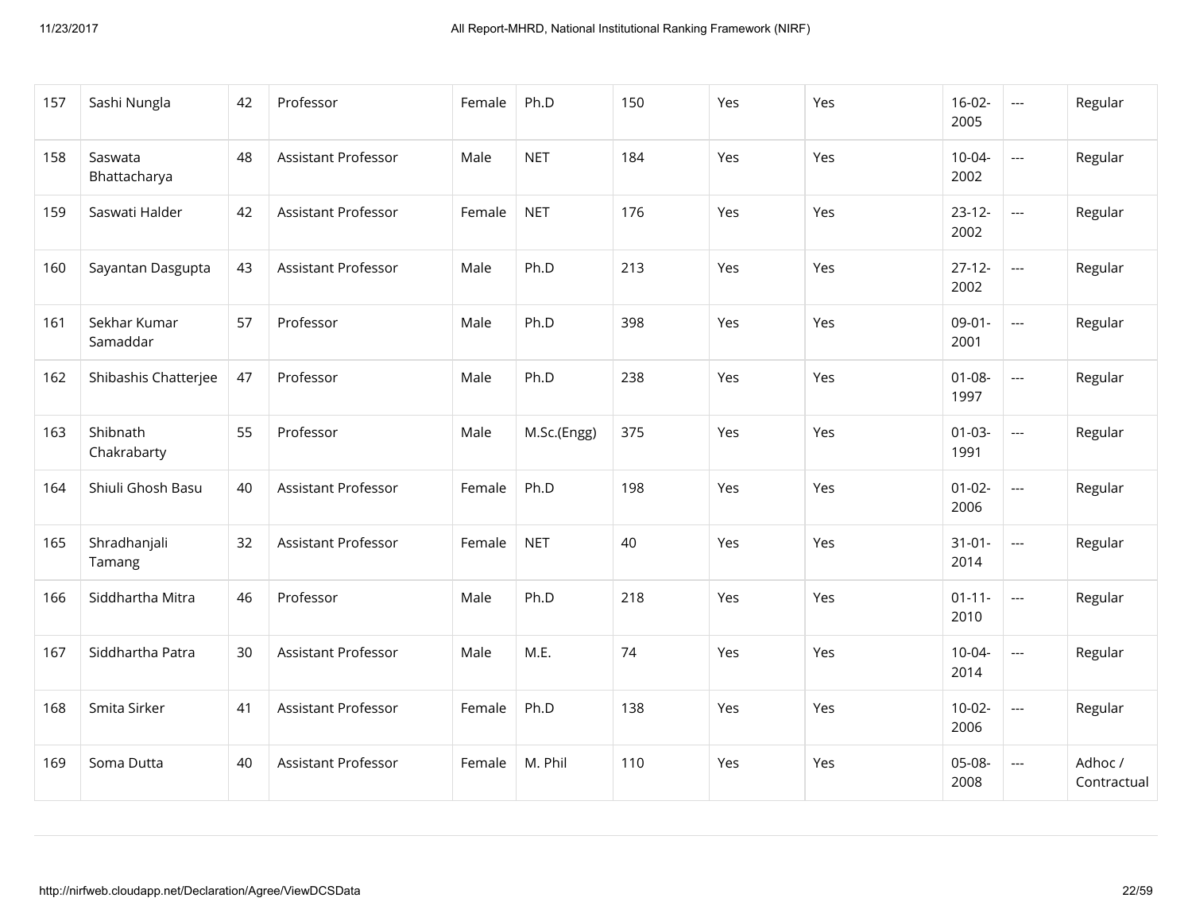| 157 | Sashi Nungla | 42 | Professor | Female | Ph.D | 150 | Yes | Yes | 16-02-2005 | --- | Regular |
|---|---|---|---|---|---|---|---|---|---|---|---|
| 158 | Saswata Bhattacharya | 48 | Assistant Professor | Male | NET | 184 | Yes | Yes | 10-04-2002 | --- | Regular |
| 159 | Saswati Halder | 42 | Assistant Professor | Female | NET | 176 | Yes | Yes | 23-12-2002 | --- | Regular |
| 160 | Sayantan Dasgupta | 43 | Assistant Professor | Male | Ph.D | 213 | Yes | Yes | 27-12-2002 | --- | Regular |
| 161 | Sekhar Kumar Samaddar | 57 | Professor | Male | Ph.D | 398 | Yes | Yes | 09-01-2001 | --- | Regular |
| 162 | Shibashis Chatterjee | 47 | Professor | Male | Ph.D | 238 | Yes | Yes | 01-08-1997 | --- | Regular |
| 163 | Shibnath Chakrabarty | 55 | Professor | Male | M.Sc.(Engg) | 375 | Yes | Yes | 01-03-1991 | --- | Regular |
| 164 | Shiuli Ghosh Basu | 40 | Assistant Professor | Female | Ph.D | 198 | Yes | Yes | 01-02-2006 | --- | Regular |
| 165 | Shradhanjali Tamang | 32 | Assistant Professor | Female | NET | 40 | Yes | Yes | 31-01-2014 | --- | Regular |
| 166 | Siddhartha Mitra | 46 | Professor | Male | Ph.D | 218 | Yes | Yes | 01-11-2010 | --- | Regular |
| 167 | Siddhartha Patra | 30 | Assistant Professor | Male | M.E. | 74 | Yes | Yes | 10-04-2014 | --- | Regular |
| 168 | Smita Sirker | 41 | Assistant Professor | Female | Ph.D | 138 | Yes | Yes | 10-02-2006 | --- | Regular |
| 169 | Soma Dutta | 40 | Assistant Professor | Female | M. Phil | 110 | Yes | Yes | 05-08-2008 | --- | Adhoc / Contractual |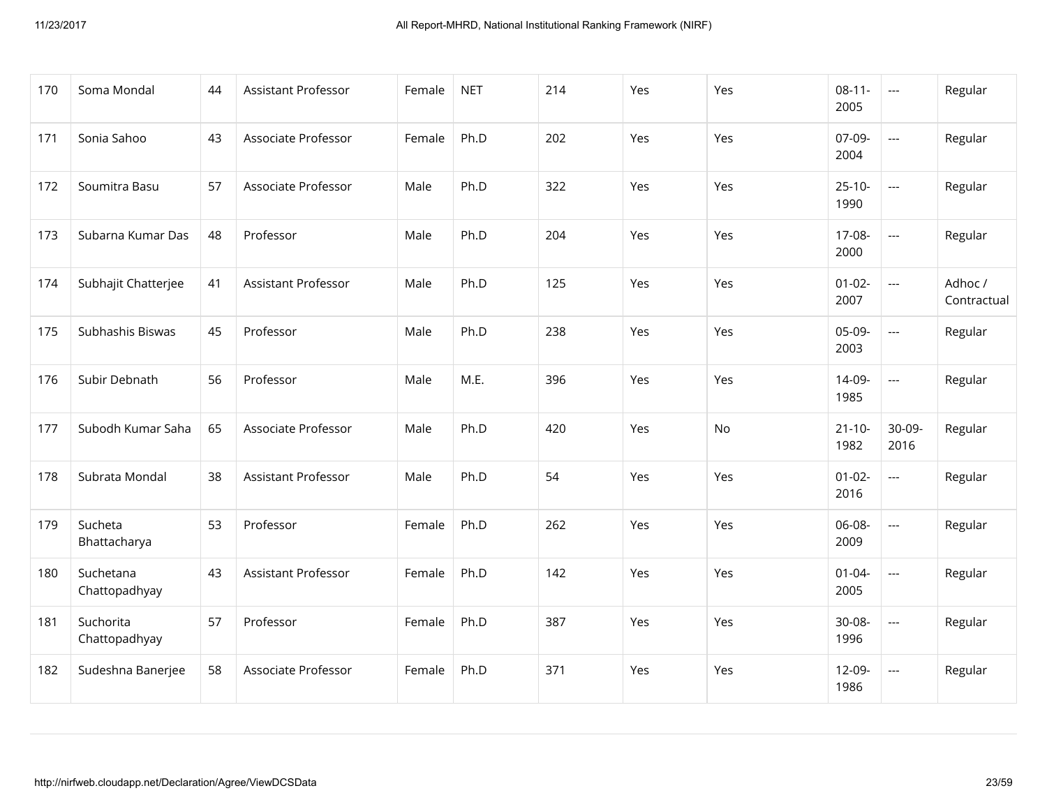| 170 | Soma Mondal | 44 | Assistant Professor | Female | NET | 214 | Yes | Yes | 08-11-2005 | --- | Regular |
|---|---|---|---|---|---|---|---|---|---|---|---|
| 171 | Sonia Sahoo | 43 | Associate Professor | Female | Ph.D | 202 | Yes | Yes | 07-09-2004 | --- | Regular |
| 172 | Soumitra Basu | 57 | Associate Professor | Male | Ph.D | 322 | Yes | Yes | 25-10-1990 | --- | Regular |
| 173 | Subarna Kumar Das | 48 | Professor | Male | Ph.D | 204 | Yes | Yes | 17-08-2000 | --- | Regular |
| 174 | Subhajit Chatterjee | 41 | Assistant Professor | Male | Ph.D | 125 | Yes | Yes | 01-02-2007 | --- | Adhoc / Contractual |
| 175 | Subhashis Biswas | 45 | Professor | Male | Ph.D | 238 | Yes | Yes | 05-09-2003 | --- | Regular |
| 176 | Subir Debnath | 56 | Professor | Male | M.E. | 396 | Yes | Yes | 14-09-1985 | --- | Regular |
| 177 | Subodh Kumar Saha | 65 | Associate Professor | Male | Ph.D | 420 | Yes | No | 21-10-1982 | 30-09-2016 | Regular |
| 178 | Subrata Mondal | 38 | Assistant Professor | Male | Ph.D | 54 | Yes | Yes | 01-02-2016 | --- | Regular |
| 179 | Sucheta Bhattacharya | 53 | Professor | Female | Ph.D | 262 | Yes | Yes | 06-08-2009 | --- | Regular |
| 180 | Suchetana Chattopadhyay | 43 | Assistant Professor | Female | Ph.D | 142 | Yes | Yes | 01-04-2005 | --- | Regular |
| 181 | Suchorita Chattopadhyay | 57 | Professor | Female | Ph.D | 387 | Yes | Yes | 30-08-1996 | --- | Regular |
| 182 | Sudeshna Banerjee | 58 | Associate Professor | Female | Ph.D | 371 | Yes | Yes | 12-09-1986 | --- | Regular |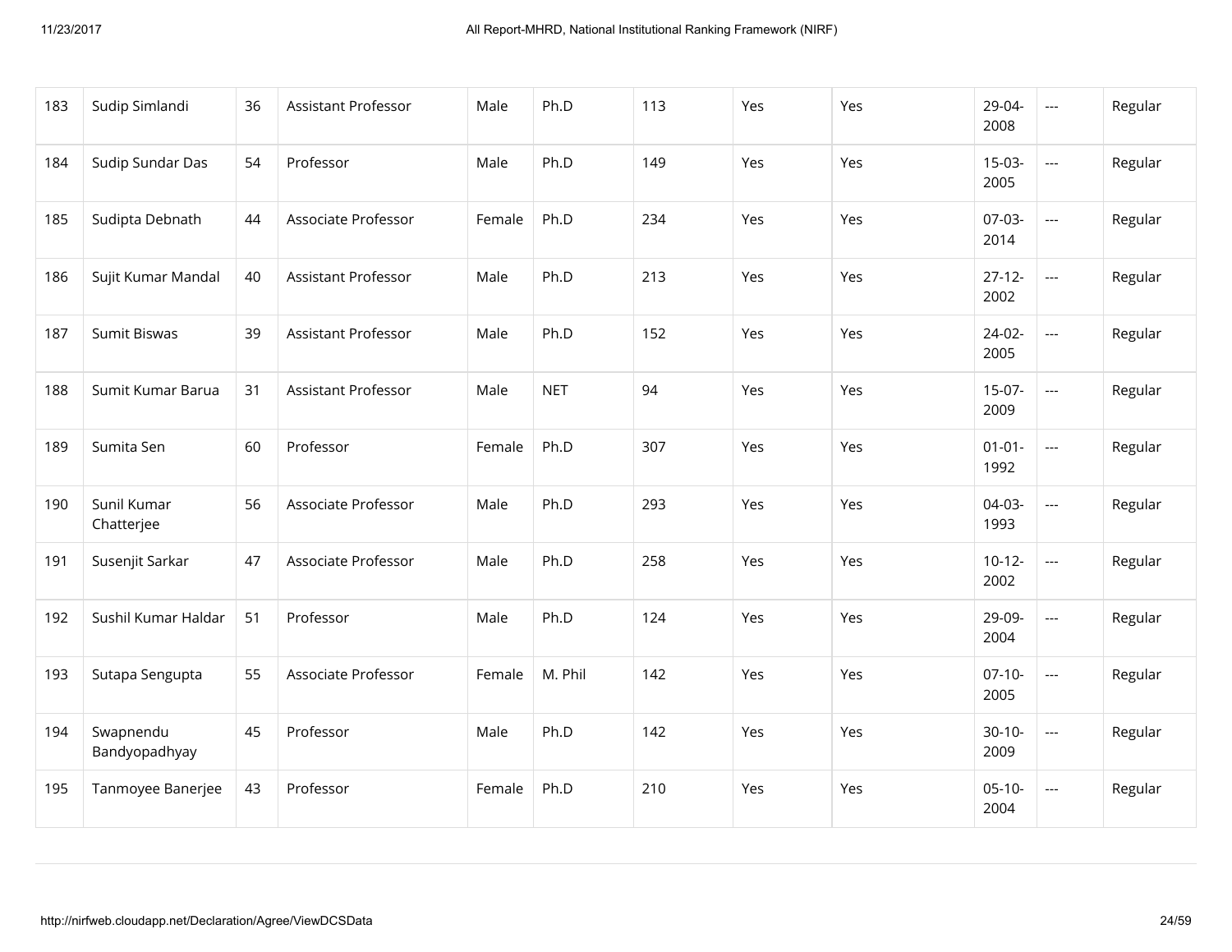| 183 | Sudip Simlandi | 36 | Assistant Professor | Male | Ph.D | 113 | Yes | Yes | 29-04-2008 | --- | Regular |
|---|---|---|---|---|---|---|---|---|---|---|---|
| 184 | Sudip Sundar Das | 54 | Professor | Male | Ph.D | 149 | Yes | Yes | 15-03-2005 | --- | Regular |
| 185 | Sudipta Debnath | 44 | Associate Professor | Female | Ph.D | 234 | Yes | Yes | 07-03-2014 | --- | Regular |
| 186 | Sujit Kumar Mandal | 40 | Assistant Professor | Male | Ph.D | 213 | Yes | Yes | 27-12-2002 | --- | Regular |
| 187 | Sumit Biswas | 39 | Assistant Professor | Male | Ph.D | 152 | Yes | Yes | 24-02-2005 | --- | Regular |
| 188 | Sumit Kumar Barua | 31 | Assistant Professor | Male | NET | 94 | Yes | Yes | 15-07-2009 | --- | Regular |
| 189 | Sumita Sen | 60 | Professor | Female | Ph.D | 307 | Yes | Yes | 01-01-1992 | --- | Regular |
| 190 | Sunil Kumar Chatterjee | 56 | Associate Professor | Male | Ph.D | 293 | Yes | Yes | 04-03-1993 | --- | Regular |
| 191 | Susenjit Sarkar | 47 | Associate Professor | Male | Ph.D | 258 | Yes | Yes | 10-12-2002 | --- | Regular |
| 192 | Sushil Kumar Haldar | 51 | Professor | Male | Ph.D | 124 | Yes | Yes | 29-09-2004 | --- | Regular |
| 193 | Sutapa Sengupta | 55 | Associate Professor | Female | M. Phil | 142 | Yes | Yes | 07-10-2005 | --- | Regular |
| 194 | Swapnendu Bandyopadhyay | 45 | Professor | Male | Ph.D | 142 | Yes | Yes | 30-10-2009 | --- | Regular |
| 195 | Tanmoyee Banerjee | 43 | Professor | Female | Ph.D | 210 | Yes | Yes | 05-10-2004 | --- | Regular |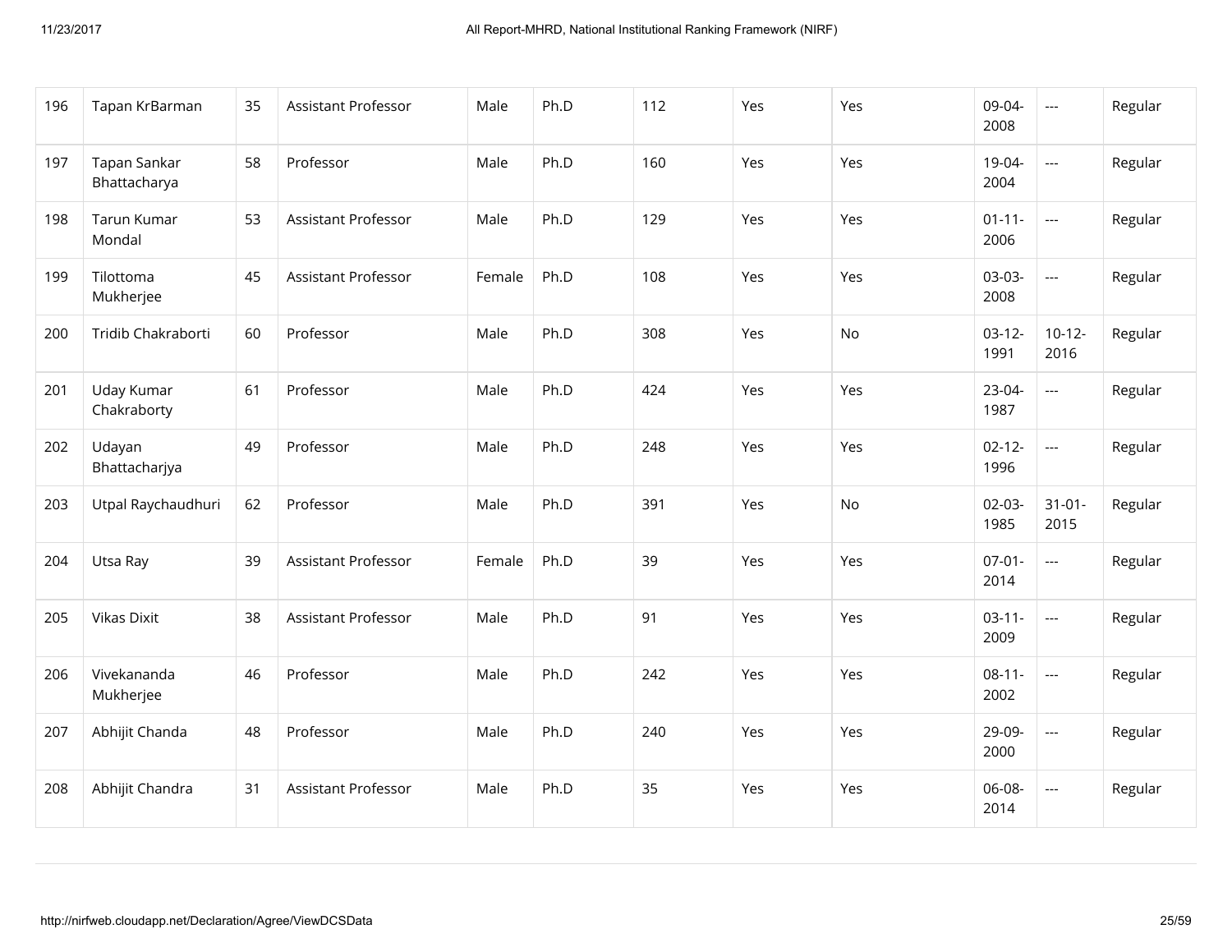| 196 | Tapan KrBarman | 35 | Assistant Professor | Male | Ph.D | 112 | Yes | Yes | 09-04-2008 | --- | Regular |
|---|---|---|---|---|---|---|---|---|---|---|---|
| 197 | Tapan Sankar Bhattacharya | 58 | Professor | Male | Ph.D | 160 | Yes | Yes | 19-04-2004 | --- | Regular |
| 198 | Tarun Kumar Mondal | 53 | Assistant Professor | Male | Ph.D | 129 | Yes | Yes | 01-11-2006 | --- | Regular |
| 199 | Tilottoma Mukherjee | 45 | Assistant Professor | Female | Ph.D | 108 | Yes | Yes | 03-03-2008 | --- | Regular |
| 200 | Tridib Chakraborti | 60 | Professor | Male | Ph.D | 308 | Yes | No | 03-12-1991 | 10-12-2016 | Regular |
| 201 | Uday Kumar Chakraborty | 61 | Professor | Male | Ph.D | 424 | Yes | Yes | 23-04-1987 | --- | Regular |
| 202 | Udayan Bhattacharjya | 49 | Professor | Male | Ph.D | 248 | Yes | Yes | 02-12-1996 | --- | Regular |
| 203 | Utpal Raychaudhuri | 62 | Professor | Male | Ph.D | 391 | Yes | No | 02-03-1985 | 31-01-2015 | Regular |
| 204 | Utsa Ray | 39 | Assistant Professor | Female | Ph.D | 39 | Yes | Yes | 07-01-2014 | --- | Regular |
| 205 | Vikas Dixit | 38 | Assistant Professor | Male | Ph.D | 91 | Yes | Yes | 03-11-2009 | --- | Regular |
| 206 | Vivekananda Mukherjee | 46 | Professor | Male | Ph.D | 242 | Yes | Yes | 08-11-2002 | --- | Regular |
| 207 | Abhijit Chanda | 48 | Professor | Male | Ph.D | 240 | Yes | Yes | 29-09-2000 | --- | Regular |
| 208 | Abhijit Chandra | 31 | Assistant Professor | Male | Ph.D | 35 | Yes | Yes | 06-08-2014 | --- | Regular |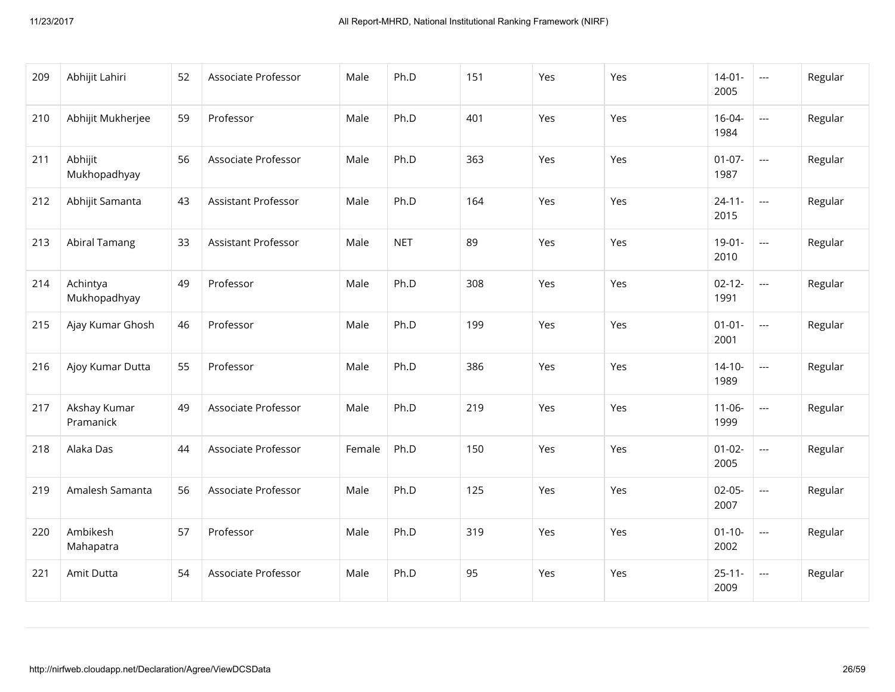| 209 | Abhijit Lahiri | 52 | Associate Professor | Male | Ph.D | 151 | Yes | Yes | 14-01-2005 | --- | Regular |
|---|---|---|---|---|---|---|---|---|---|---|---|
| 210 | Abhijit Mukherjee | 59 | Professor | Male | Ph.D | 401 | Yes | Yes | 16-04-1984 | --- | Regular |
| 211 | Abhijit Mukhopadhyay | 56 | Associate Professor | Male | Ph.D | 363 | Yes | Yes | 01-07-1987 | --- | Regular |
| 212 | Abhijit Samanta | 43 | Assistant Professor | Male | Ph.D | 164 | Yes | Yes | 24-11-2015 | --- | Regular |
| 213 | Abiral Tamang | 33 | Assistant Professor | Male | NET | 89 | Yes | Yes | 19-01-2010 | --- | Regular |
| 214 | Achintya Mukhopadhyay | 49 | Professor | Male | Ph.D | 308 | Yes | Yes | 02-12-1991 | --- | Regular |
| 215 | Ajay Kumar Ghosh | 46 | Professor | Male | Ph.D | 199 | Yes | Yes | 01-01-2001 | --- | Regular |
| 216 | Ajoy Kumar Dutta | 55 | Professor | Male | Ph.D | 386 | Yes | Yes | 14-10-1989 | --- | Regular |
| 217 | Akshay Kumar Pramanick | 49 | Associate Professor | Male | Ph.D | 219 | Yes | Yes | 11-06-1999 | --- | Regular |
| 218 | Alaka Das | 44 | Associate Professor | Female | Ph.D | 150 | Yes | Yes | 01-02-2005 | --- | Regular |
| 219 | Amalesh Samanta | 56 | Associate Professor | Male | Ph.D | 125 | Yes | Yes | 02-05-2007 | --- | Regular |
| 220 | Ambikesh Mahapatra | 57 | Professor | Male | Ph.D | 319 | Yes | Yes | 01-10-2002 | --- | Regular |
| 221 | Amit Dutta | 54 | Associate Professor | Male | Ph.D | 95 | Yes | Yes | 25-11-2009 | --- | Regular |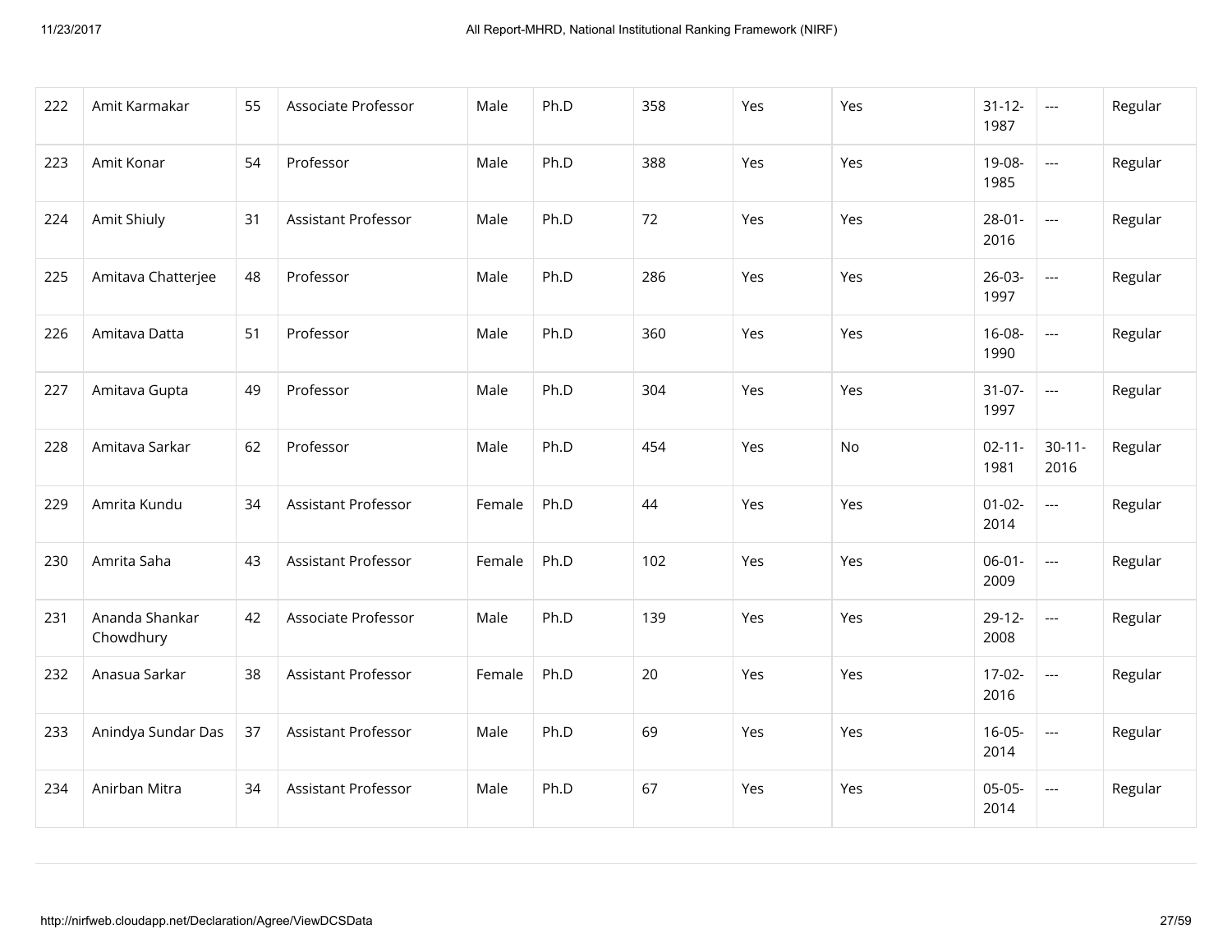| 222 | Amit Karmakar | 55 | Associate Professor | Male | Ph.D | 358 | Yes | Yes | 31-12-1987 | --- | Regular |
|---|---|---|---|---|---|---|---|---|---|---|---|
| 223 | Amit Konar | 54 | Professor | Male | Ph.D | 388 | Yes | Yes | 19-08-1985 | --- | Regular |
| 224 | Amit Shiuly | 31 | Assistant Professor | Male | Ph.D | 72 | Yes | Yes | 28-01-2016 | --- | Regular |
| 225 | Amitava Chatterjee | 48 | Professor | Male | Ph.D | 286 | Yes | Yes | 26-03-1997 | --- | Regular |
| 226 | Amitava Datta | 51 | Professor | Male | Ph.D | 360 | Yes | Yes | 16-08-1990 | --- | Regular |
| 227 | Amitava Gupta | 49 | Professor | Male | Ph.D | 304 | Yes | Yes | 31-07-1997 | --- | Regular |
| 228 | Amitava Sarkar | 62 | Professor | Male | Ph.D | 454 | Yes | No | 02-11-1981 | 30-11-2016 | Regular |
| 229 | Amrita Kundu | 34 | Assistant Professor | Female | Ph.D | 44 | Yes | Yes | 01-02-2014 | --- | Regular |
| 230 | Amrita Saha | 43 | Assistant Professor | Female | Ph.D | 102 | Yes | Yes | 06-01-2009 | --- | Regular |
| 231 | Ananda Shankar Chowdhury | 42 | Associate Professor | Male | Ph.D | 139 | Yes | Yes | 29-12-2008 | --- | Regular |
| 232 | Anasua Sarkar | 38 | Assistant Professor | Female | Ph.D | 20 | Yes | Yes | 17-02-2016 | --- | Regular |
| 233 | Anindya Sundar Das | 37 | Assistant Professor | Male | Ph.D | 69 | Yes | Yes | 16-05-2014 | --- | Regular |
| 234 | Anirban Mitra | 34 | Assistant Professor | Male | Ph.D | 67 | Yes | Yes | 05-05-2014 | --- | Regular |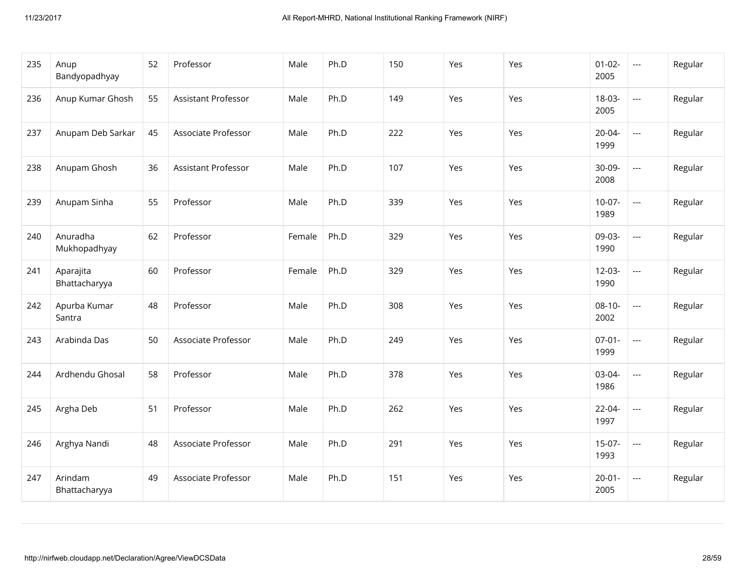| 235 | Anup Bandyopadhyay | 52 | Professor | Male | Ph.D | 150 | Yes | Yes | 01-02-2005 | --- | Regular |
|---|---|---|---|---|---|---|---|---|---|---|---|
| 236 | Anup Kumar Ghosh | 55 | Assistant Professor | Male | Ph.D | 149 | Yes | Yes | 18-03-2005 | --- | Regular |
| 237 | Anupam Deb Sarkar | 45 | Associate Professor | Male | Ph.D | 222 | Yes | Yes | 20-04-1999 | --- | Regular |
| 238 | Anupam Ghosh | 36 | Assistant Professor | Male | Ph.D | 107 | Yes | Yes | 30-09-2008 | --- | Regular |
| 239 | Anupam Sinha | 55 | Professor | Male | Ph.D | 339 | Yes | Yes | 10-07-1989 | --- | Regular |
| 240 | Anuradha Mukhopadhyay | 62 | Professor | Female | Ph.D | 329 | Yes | Yes | 09-03-1990 | --- | Regular |
| 241 | Aparajita Bhattacharyya | 60 | Professor | Female | Ph.D | 329 | Yes | Yes | 12-03-1990 | --- | Regular |
| 242 | Apurba Kumar Santra | 48 | Professor | Male | Ph.D | 308 | Yes | Yes | 08-10-2002 | --- | Regular |
| 243 | Arabinda Das | 50 | Associate Professor | Male | Ph.D | 249 | Yes | Yes | 07-01-1999 | --- | Regular |
| 244 | Ardhendu Ghosal | 58 | Professor | Male | Ph.D | 378 | Yes | Yes | 03-04-1986 | --- | Regular |
| 245 | Argha Deb | 51 | Professor | Male | Ph.D | 262 | Yes | Yes | 22-04-1997 | --- | Regular |
| 246 | Arghya Nandi | 48 | Associate Professor | Male | Ph.D | 291 | Yes | Yes | 15-07-1993 | --- | Regular |
| 247 | Arindam Bhattacharyya | 49 | Associate Professor | Male | Ph.D | 151 | Yes | Yes | 20-01-2005 | --- | Regular |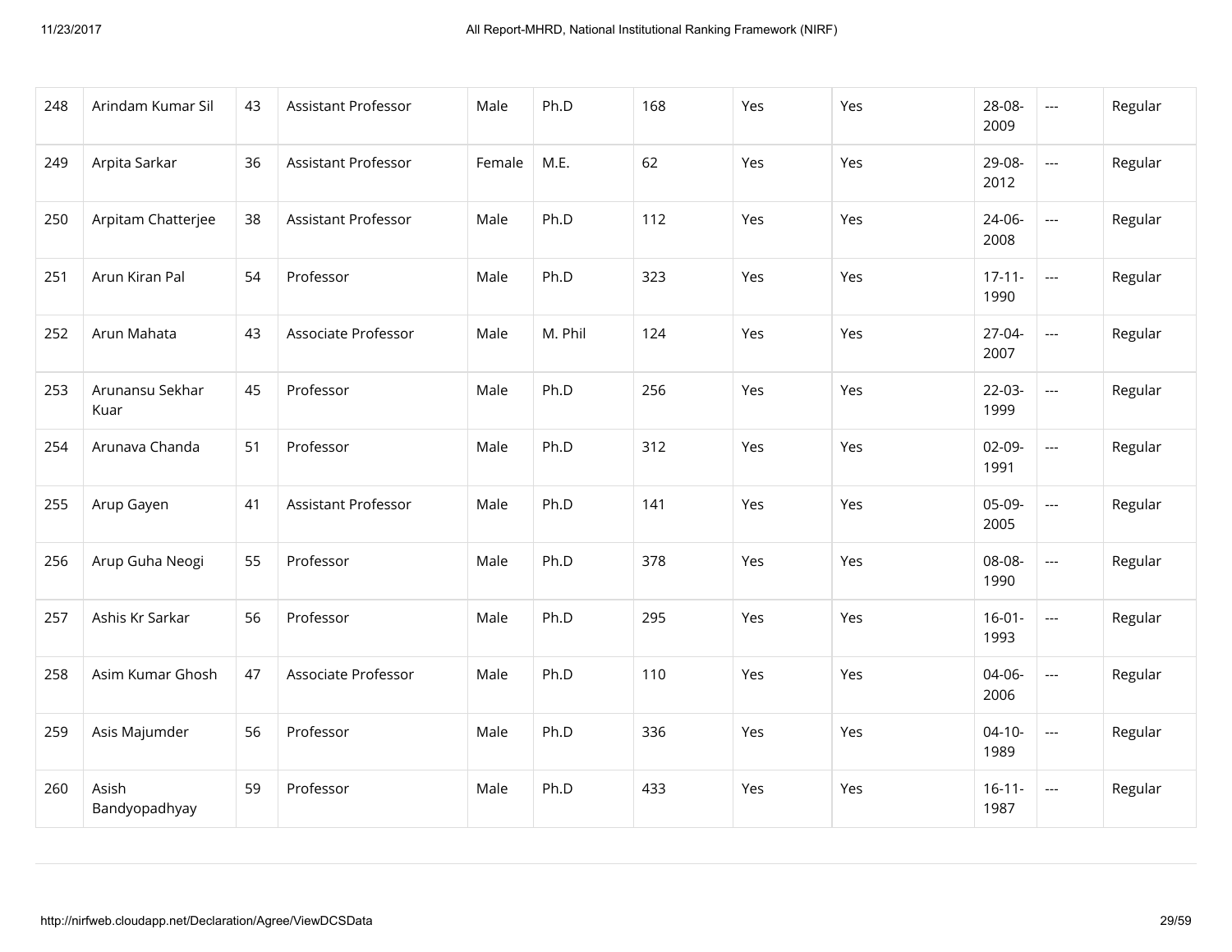| 248 | Arindam Kumar Sil | 43 | Assistant Professor | Male | Ph.D | 168 | Yes | Yes | 28-08-2009 | --- | Regular |
|---|---|---|---|---|---|---|---|---|---|---|---|
| 249 | Arpita Sarkar | 36 | Assistant Professor | Female | M.E. | 62 | Yes | Yes | 29-08-2012 | --- | Regular |
| 250 | Arpitam Chatterjee | 38 | Assistant Professor | Male | Ph.D | 112 | Yes | Yes | 24-06-2008 | --- | Regular |
| 251 | Arun Kiran Pal | 54 | Professor | Male | Ph.D | 323 | Yes | Yes | 17-11-1990 | --- | Regular |
| 252 | Arun Mahata | 43 | Associate Professor | Male | M. Phil | 124 | Yes | Yes | 27-04-2007 | --- | Regular |
| 253 | Arunansu Sekhar Kuar | 45 | Professor | Male | Ph.D | 256 | Yes | Yes | 22-03-1999 | --- | Regular |
| 254 | Arunava Chanda | 51 | Professor | Male | Ph.D | 312 | Yes | Yes | 02-09-1991 | --- | Regular |
| 255 | Arup Gayen | 41 | Assistant Professor | Male | Ph.D | 141 | Yes | Yes | 05-09-2005 | --- | Regular |
| 256 | Arup Guha Neogi | 55 | Professor | Male | Ph.D | 378 | Yes | Yes | 08-08-1990 | --- | Regular |
| 257 | Ashis Kr Sarkar | 56 | Professor | Male | Ph.D | 295 | Yes | Yes | 16-01-1993 | --- | Regular |
| 258 | Asim Kumar Ghosh | 47 | Associate Professor | Male | Ph.D | 110 | Yes | Yes | 04-06-2006 | --- | Regular |
| 259 | Asis Majumder | 56 | Professor | Male | Ph.D | 336 | Yes | Yes | 04-10-1989 | --- | Regular |
| 260 | Asish Bandyopadhyay | 59 | Professor | Male | Ph.D | 433 | Yes | Yes | 16-11-1987 | --- | Regular |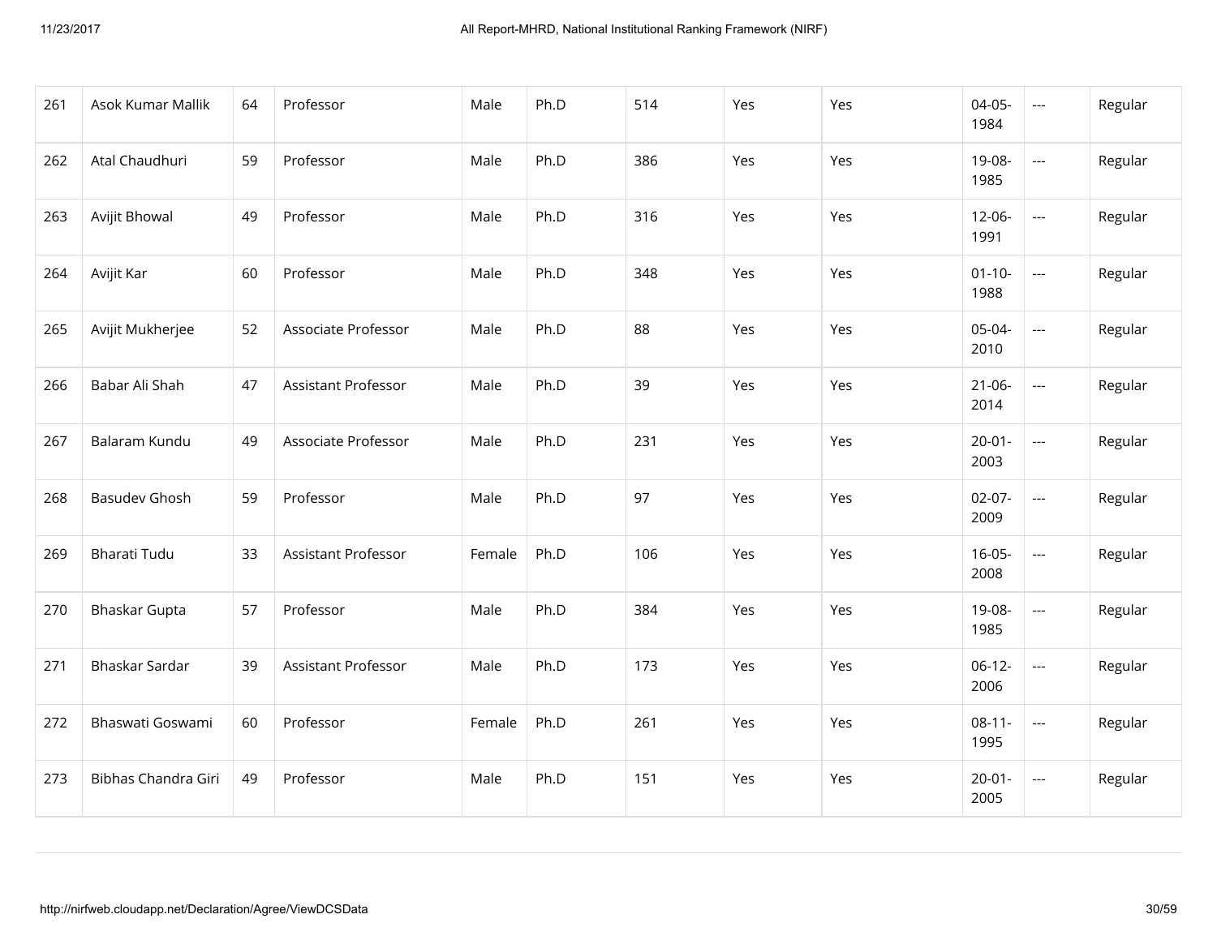| 261 | Asok Kumar Mallik | 64 | Professor | Male | Ph.D | 514 | Yes | Yes | 04-05-1984 | --- | Regular |
|---|---|---|---|---|---|---|---|---|---|---|---|
| 262 | Atal Chaudhuri | 59 | Professor | Male | Ph.D | 386 | Yes | Yes | 19-08-1985 | --- | Regular |
| 263 | Avijit Bhowal | 49 | Professor | Male | Ph.D | 316 | Yes | Yes | 12-06-1991 | --- | Regular |
| 264 | Avijit Kar | 60 | Professor | Male | Ph.D | 348 | Yes | Yes | 01-10-1988 | --- | Regular |
| 265 | Avijit Mukherjee | 52 | Associate Professor | Male | Ph.D | 88 | Yes | Yes | 05-04-2010 | --- | Regular |
| 266 | Babar Ali Shah | 47 | Assistant Professor | Male | Ph.D | 39 | Yes | Yes | 21-06-2014 | --- | Regular |
| 267 | Balaram Kundu | 49 | Associate Professor | Male | Ph.D | 231 | Yes | Yes | 20-01-2003 | --- | Regular |
| 268 | Basudev Ghosh | 59 | Professor | Male | Ph.D | 97 | Yes | Yes | 02-07-2009 | --- | Regular |
| 269 | Bharati Tudu | 33 | Assistant Professor | Female | Ph.D | 106 | Yes | Yes | 16-05-2008 | --- | Regular |
| 270 | Bhaskar Gupta | 57 | Professor | Male | Ph.D | 384 | Yes | Yes | 19-08-1985 | --- | Regular |
| 271 | Bhaskar Sardar | 39 | Assistant Professor | Male | Ph.D | 173 | Yes | Yes | 06-12-2006 | --- | Regular |
| 272 | Bhaswati Goswami | 60 | Professor | Female | Ph.D | 261 | Yes | Yes | 08-11-1995 | --- | Regular |
| 273 | Bibhas Chandra Giri | 49 | Professor | Male | Ph.D | 151 | Yes | Yes | 20-01-2005 | --- | Regular |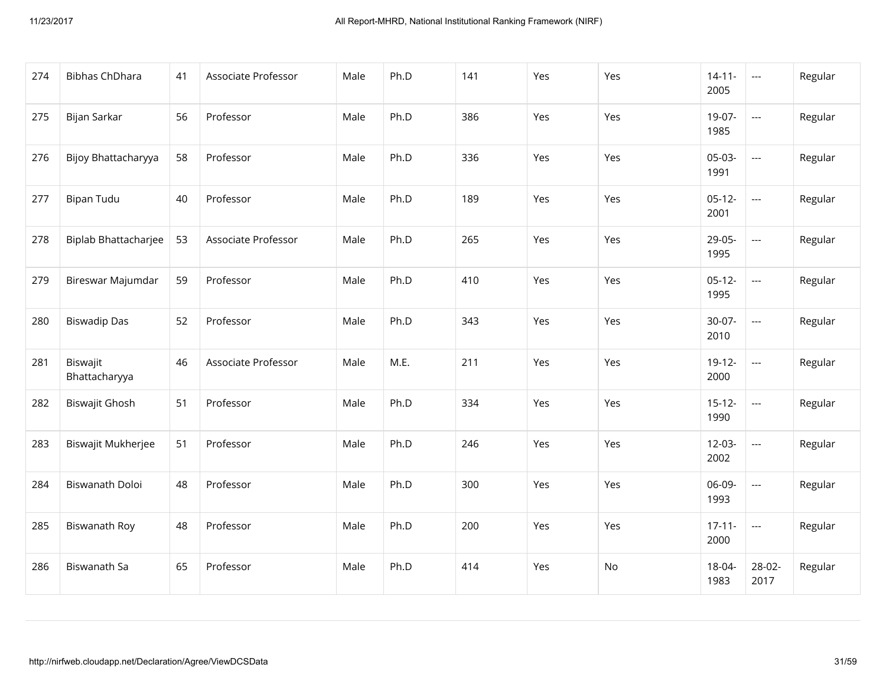| 274 | Bibhas ChDhara | 41 | Associate Professor | Male | Ph.D | 141 | Yes | Yes | 14-11-2005 | --- | Regular |
|---|---|---|---|---|---|---|---|---|---|---|---|
| 275 | Bijan Sarkar | 56 | Professor | Male | Ph.D | 386 | Yes | Yes | 19-07-1985 | --- | Regular |
| 276 | Bijoy Bhattacharyya | 58 | Professor | Male | Ph.D | 336 | Yes | Yes | 05-03-1991 | --- | Regular |
| 277 | Bipan Tudu | 40 | Professor | Male | Ph.D | 189 | Yes | Yes | 05-12-2001 | --- | Regular |
| 278 | Biplab Bhattacharjee | 53 | Associate Professor | Male | Ph.D | 265 | Yes | Yes | 29-05-1995 | --- | Regular |
| 279 | Bireswar Majumdar | 59 | Professor | Male | Ph.D | 410 | Yes | Yes | 05-12-1995 | --- | Regular |
| 280 | Biswadip Das | 52 | Professor | Male | Ph.D | 343 | Yes | Yes | 30-07-2010 | --- | Regular |
| 281 | Biswajit Bhattacharyya | 46 | Associate Professor | Male | M.E. | 211 | Yes | Yes | 19-12-2000 | --- | Regular |
| 282 | Biswajit Ghosh | 51 | Professor | Male | Ph.D | 334 | Yes | Yes | 15-12-1990 | --- | Regular |
| 283 | Biswajit Mukherjee | 51 | Professor | Male | Ph.D | 246 | Yes | Yes | 12-03-2002 | --- | Regular |
| 284 | Biswanath Doloi | 48 | Professor | Male | Ph.D | 300 | Yes | Yes | 06-09-1993 | --- | Regular |
| 285 | Biswanath Roy | 48 | Professor | Male | Ph.D | 200 | Yes | Yes | 17-11-2000 | --- | Regular |
| 286 | Biswanath Sa | 65 | Professor | Male | Ph.D | 414 | Yes | No | 18-04-1983 | 28-02-2017 | Regular |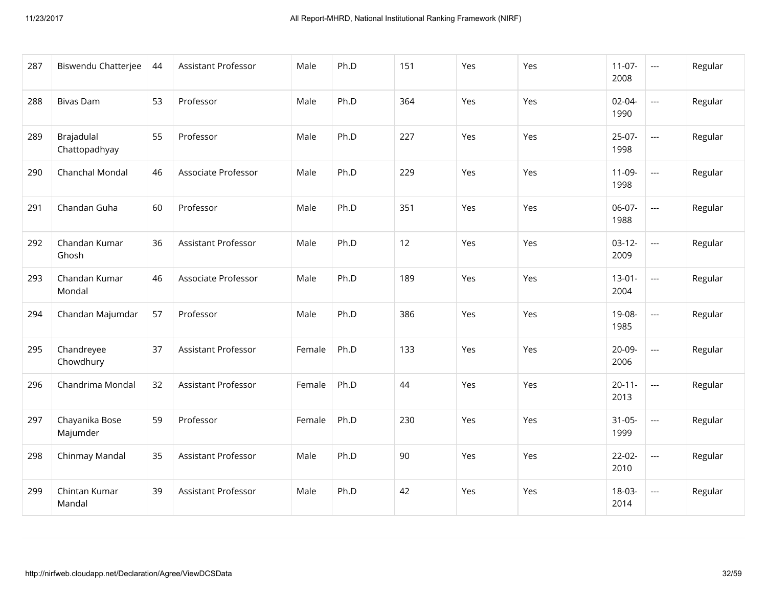| 287 | Biswendu Chatterjee | 44 | Assistant Professor | Male | Ph.D | 151 | Yes | Yes | 11-07-2008 | --- | Regular |
|---|---|---|---|---|---|---|---|---|---|---|---|
| 288 | Bivas Dam | 53 | Professor | Male | Ph.D | 364 | Yes | Yes | 02-04-1990 | --- | Regular |
| 289 | Brajadulal Chattopadhyay | 55 | Professor | Male | Ph.D | 227 | Yes | Yes | 25-07-1998 | --- | Regular |
| 290 | Chanchal Mondal | 46 | Associate Professor | Male | Ph.D | 229 | Yes | Yes | 11-09-1998 | --- | Regular |
| 291 | Chandan Guha | 60 | Professor | Male | Ph.D | 351 | Yes | Yes | 06-07-1988 | --- | Regular |
| 292 | Chandan Kumar Ghosh | 36 | Assistant Professor | Male | Ph.D | 12 | Yes | Yes | 03-12-2009 | --- | Regular |
| 293 | Chandan Kumar Mondal | 46 | Associate Professor | Male | Ph.D | 189 | Yes | Yes | 13-01-2004 | --- | Regular |
| 294 | Chandan Majumdar | 57 | Professor | Male | Ph.D | 386 | Yes | Yes | 19-08-1985 | --- | Regular |
| 295 | Chandreyee Chowdhury | 37 | Assistant Professor | Female | Ph.D | 133 | Yes | Yes | 20-09-2006 | --- | Regular |
| 296 | Chandrima Mondal | 32 | Assistant Professor | Female | Ph.D | 44 | Yes | Yes | 20-11-2013 | --- | Regular |
| 297 | Chayanika Bose Majumder | 59 | Professor | Female | Ph.D | 230 | Yes | Yes | 31-05-1999 | --- | Regular |
| 298 | Chinmay Mandal | 35 | Assistant Professor | Male | Ph.D | 90 | Yes | Yes | 22-02-2010 | --- | Regular |
| 299 | Chintan Kumar Mandal | 39 | Assistant Professor | Male | Ph.D | 42 | Yes | Yes | 18-03-2014 | --- | Regular |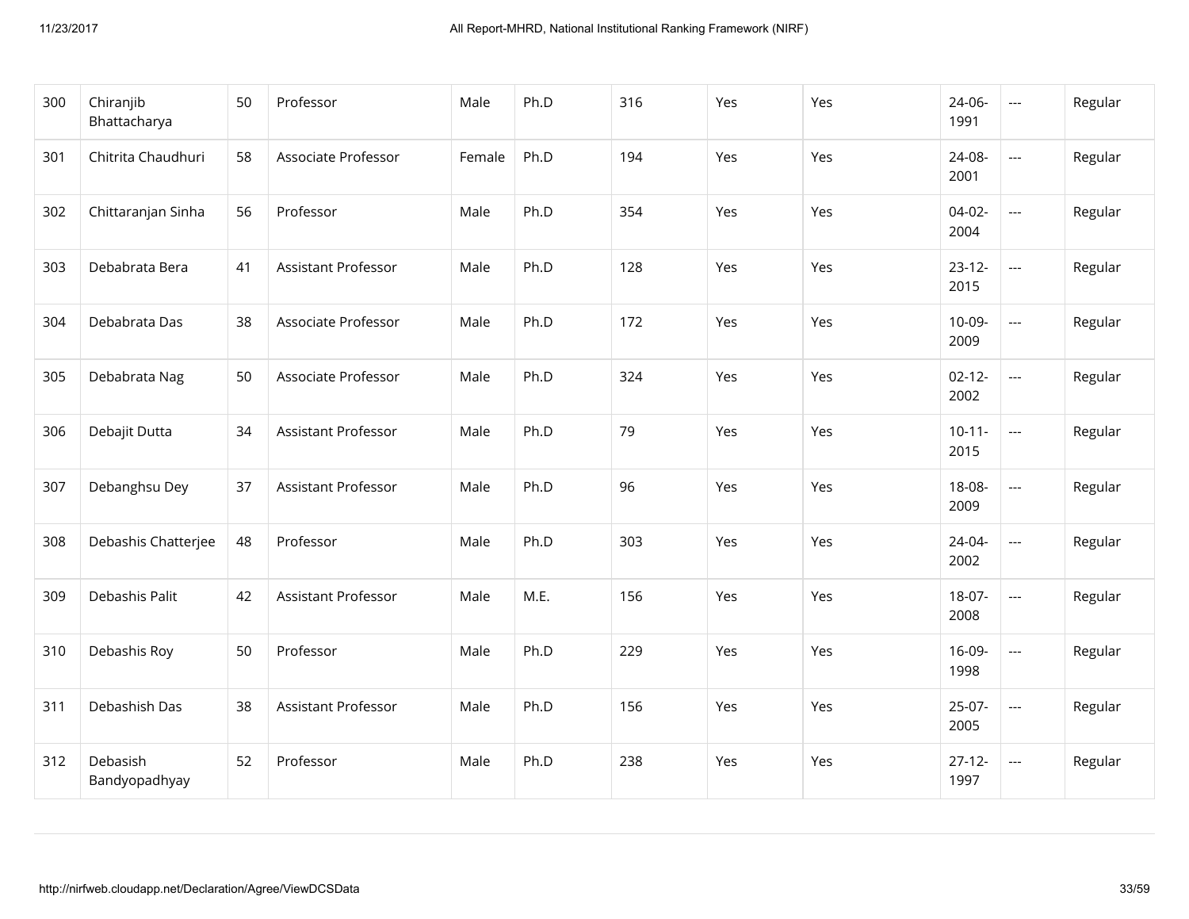| 300 | Chiranjib Bhattacharya | 50 | Professor | Male | Ph.D | 316 | Yes | Yes | 24-06-1991 | --- | Regular |
|---|---|---|---|---|---|---|---|---|---|---|---|
| 301 | Chitrita Chaudhuri | 58 | Associate Professor | Female | Ph.D | 194 | Yes | Yes | 24-08-2001 | --- | Regular |
| 302 | Chittaranjan Sinha | 56 | Professor | Male | Ph.D | 354 | Yes | Yes | 04-02-2004 | --- | Regular |
| 303 | Debabrata Bera | 41 | Assistant Professor | Male | Ph.D | 128 | Yes | Yes | 23-12-2015 | --- | Regular |
| 304 | Debabrata Das | 38 | Associate Professor | Male | Ph.D | 172 | Yes | Yes | 10-09-2009 | --- | Regular |
| 305 | Debabrata Nag | 50 | Associate Professor | Male | Ph.D | 324 | Yes | Yes | 02-12-2002 | --- | Regular |
| 306 | Debajit Dutta | 34 | Assistant Professor | Male | Ph.D | 79 | Yes | Yes | 10-11-2015 | --- | Regular |
| 307 | Debanghsu Dey | 37 | Assistant Professor | Male | Ph.D | 96 | Yes | Yes | 18-08-2009 | --- | Regular |
| 308 | Debashis Chatterjee | 48 | Professor | Male | Ph.D | 303 | Yes | Yes | 24-04-2002 | --- | Regular |
| 309 | Debashis Palit | 42 | Assistant Professor | Male | M.E. | 156 | Yes | Yes | 18-07-2008 | --- | Regular |
| 310 | Debashis Roy | 50 | Professor | Male | Ph.D | 229 | Yes | Yes | 16-09-1998 | --- | Regular |
| 311 | Debashish Das | 38 | Assistant Professor | Male | Ph.D | 156 | Yes | Yes | 25-07-2005 | --- | Regular |
| 312 | Debasish Bandyopadhyay | 52 | Professor | Male | Ph.D | 238 | Yes | Yes | 27-12-1997 | --- | Regular |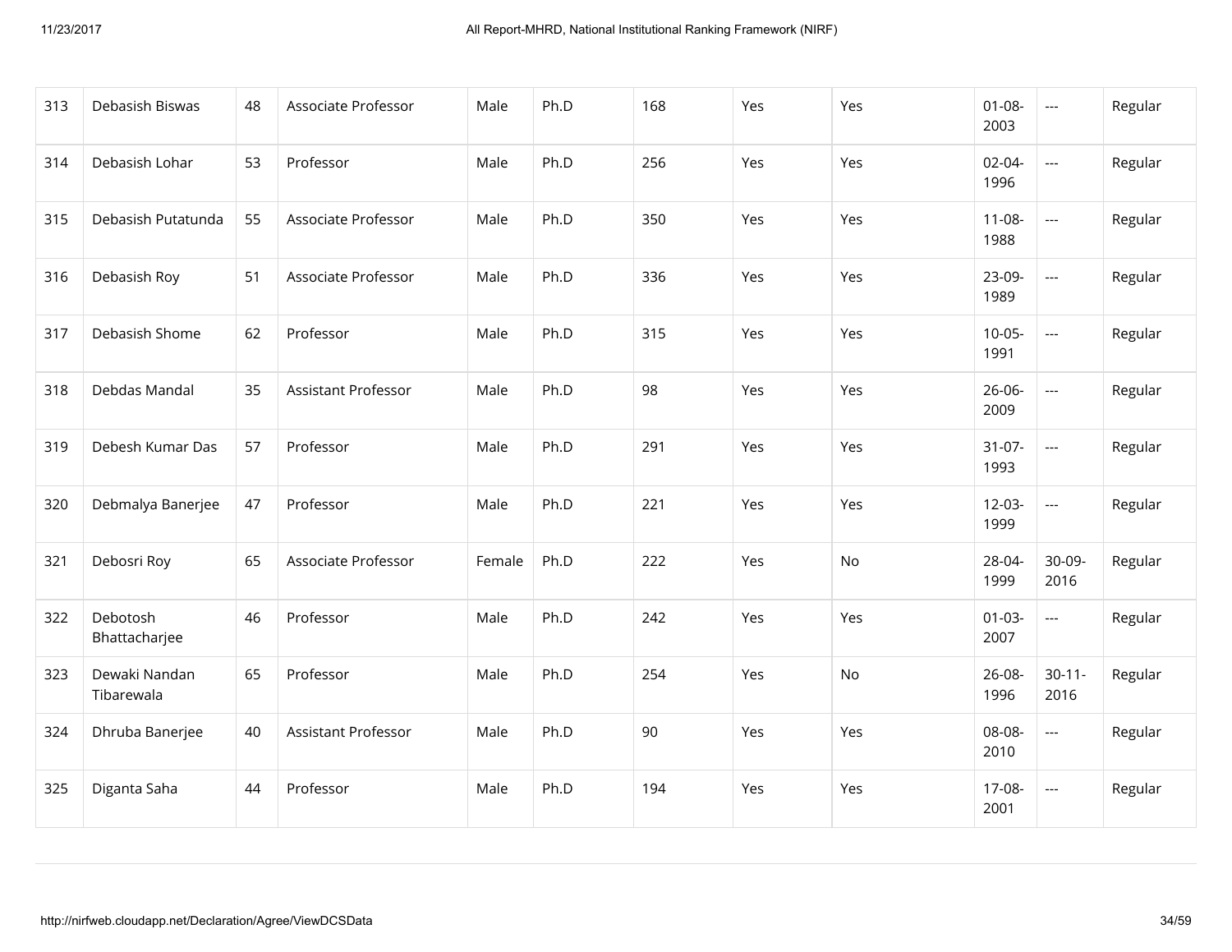| 313 | Debasish Biswas | 48 | Associate Professor | Male | Ph.D | 168 | Yes | Yes | 01-08-2003 | --- | Regular |
|---|---|---|---|---|---|---|---|---|---|---|---|
| 314 | Debasish Lohar | 53 | Professor | Male | Ph.D | 256 | Yes | Yes | 02-04-1996 | --- | Regular |
| 315 | Debasish Putatunda | 55 | Associate Professor | Male | Ph.D | 350 | Yes | Yes | 11-08-1988 | --- | Regular |
| 316 | Debasish Roy | 51 | Associate Professor | Male | Ph.D | 336 | Yes | Yes | 23-09-1989 | --- | Regular |
| 317 | Debasish Shome | 62 | Professor | Male | Ph.D | 315 | Yes | Yes | 10-05-1991 | --- | Regular |
| 318 | Debdas Mandal | 35 | Assistant Professor | Male | Ph.D | 98 | Yes | Yes | 26-06-2009 | --- | Regular |
| 319 | Debesh Kumar Das | 57 | Professor | Male | Ph.D | 291 | Yes | Yes | 31-07-1993 | --- | Regular |
| 320 | Debmalya Banerjee | 47 | Professor | Male | Ph.D | 221 | Yes | Yes | 12-03-1999 | --- | Regular |
| 321 | Debosri Roy | 65 | Associate Professor | Female | Ph.D | 222 | Yes | No | 28-04-1999 | 30-09-2016 | Regular |
| 322 | Debotosh Bhattacharjee | 46 | Professor | Male | Ph.D | 242 | Yes | Yes | 01-03-2007 | --- | Regular |
| 323 | Dewaki Nandan Tibarewala | 65 | Professor | Male | Ph.D | 254 | Yes | No | 26-08-1996 | 30-11-2016 | Regular |
| 324 | Dhruba Banerjee | 40 | Assistant Professor | Male | Ph.D | 90 | Yes | Yes | 08-08-2010 | --- | Regular |
| 325 | Diganta Saha | 44 | Professor | Male | Ph.D | 194 | Yes | Yes | 17-08-2001 | --- | Regular |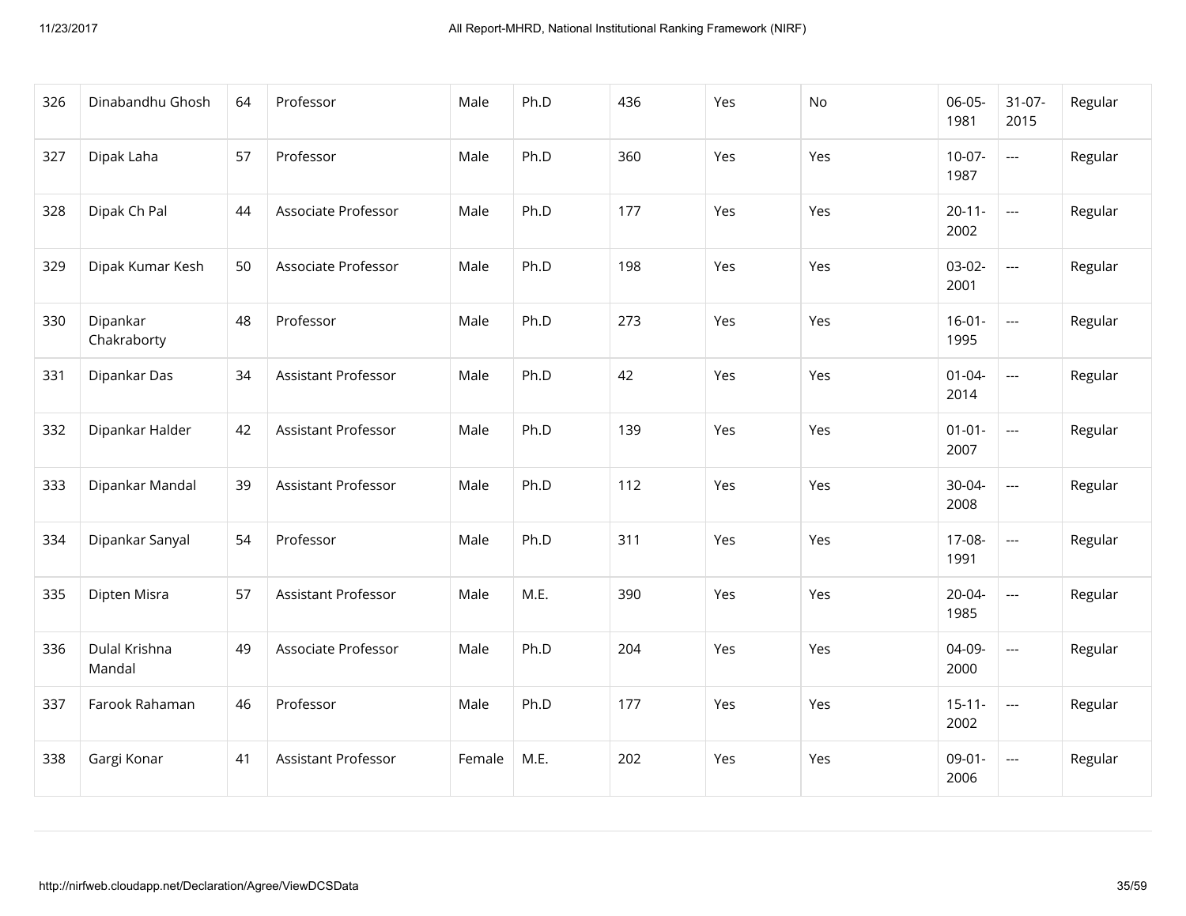| 326 | Dinabandhu Ghosh | 64 | Professor | Male | Ph.D | 436 | Yes | No | 06-05-1981 | 31-07-2015 | Regular |
|---|---|---|---|---|---|---|---|---|---|---|---|
| 327 | Dipak Laha | 57 | Professor | Male | Ph.D | 360 | Yes | Yes | 10-07-1987 | --- | Regular |
| 328 | Dipak Ch Pal | 44 | Associate Professor | Male | Ph.D | 177 | Yes | Yes | 20-11-2002 | --- | Regular |
| 329 | Dipak Kumar Kesh | 50 | Associate Professor | Male | Ph.D | 198 | Yes | Yes | 03-02-2001 | --- | Regular |
| 330 | Dipankar Chakraborty | 48 | Professor | Male | Ph.D | 273 | Yes | Yes | 16-01-1995 | --- | Regular |
| 331 | Dipankar Das | 34 | Assistant Professor | Male | Ph.D | 42 | Yes | Yes | 01-04-2014 | --- | Regular |
| 332 | Dipankar Halder | 42 | Assistant Professor | Male | Ph.D | 139 | Yes | Yes | 01-01-2007 | --- | Regular |
| 333 | Dipankar Mandal | 39 | Assistant Professor | Male | Ph.D | 112 | Yes | Yes | 30-04-2008 | --- | Regular |
| 334 | Dipankar Sanyal | 54 | Professor | Male | Ph.D | 311 | Yes | Yes | 17-08-1991 | --- | Regular |
| 335 | Dipten Misra | 57 | Assistant Professor | Male | M.E. | 390 | Yes | Yes | 20-04-1985 | --- | Regular |
| 336 | Dulal Krishna Mandal | 49 | Associate Professor | Male | Ph.D | 204 | Yes | Yes | 04-09-2000 | --- | Regular |
| 337 | Farook Rahaman | 46 | Professor | Male | Ph.D | 177 | Yes | Yes | 15-11-2002 | --- | Regular |
| 338 | Gargi Konar | 41 | Assistant Professor | Female | M.E. | 202 | Yes | Yes | 09-01-2006 | --- | Regular |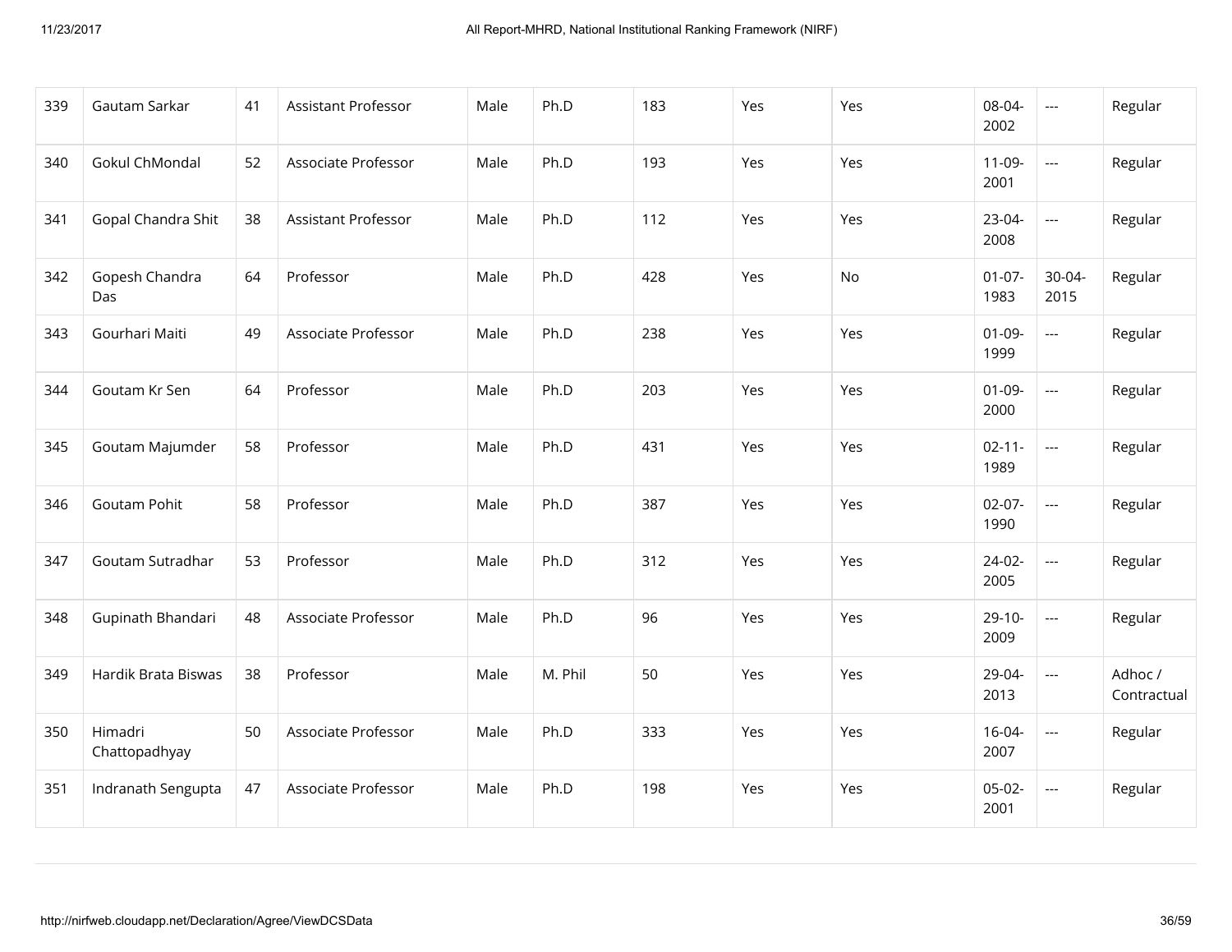| 339 | Gautam Sarkar | 41 | Assistant Professor | Male | Ph.D | 183 | Yes | Yes | 08-04-2002 | --- | Regular |
|---|---|---|---|---|---|---|---|---|---|---|---|
| 340 | Gokul ChMondal | 52 | Associate Professor | Male | Ph.D | 193 | Yes | Yes | 11-09-2001 | --- | Regular |
| 341 | Gopal Chandra Shit | 38 | Assistant Professor | Male | Ph.D | 112 | Yes | Yes | 23-04-2008 | --- | Regular |
| 342 | Gopesh Chandra Das | 64 | Professor | Male | Ph.D | 428 | Yes | No | 01-07-1983 | 30-04-2015 | Regular |
| 343 | Gourhari Maiti | 49 | Associate Professor | Male | Ph.D | 238 | Yes | Yes | 01-09-1999 | --- | Regular |
| 344 | Goutam Kr Sen | 64 | Professor | Male | Ph.D | 203 | Yes | Yes | 01-09-2000 | --- | Regular |
| 345 | Goutam Majumder | 58 | Professor | Male | Ph.D | 431 | Yes | Yes | 02-11-1989 | --- | Regular |
| 346 | Goutam Pohit | 58 | Professor | Male | Ph.D | 387 | Yes | Yes | 02-07-1990 | --- | Regular |
| 347 | Goutam Sutradhar | 53 | Professor | Male | Ph.D | 312 | Yes | Yes | 24-02-2005 | --- | Regular |
| 348 | Gupinath Bhandari | 48 | Associate Professor | Male | Ph.D | 96 | Yes | Yes | 29-10-2009 | --- | Regular |
| 349 | Hardik Brata Biswas | 38 | Professor | Male | M. Phil | 50 | Yes | Yes | 29-04-2013 | --- | Adhoc / Contractual |
| 350 | Himadri Chattopadhyay | 50 | Associate Professor | Male | Ph.D | 333 | Yes | Yes | 16-04-2007 | --- | Regular |
| 351 | Indranath Sengupta | 47 | Associate Professor | Male | Ph.D | 198 | Yes | Yes | 05-02-2001 | --- | Regular |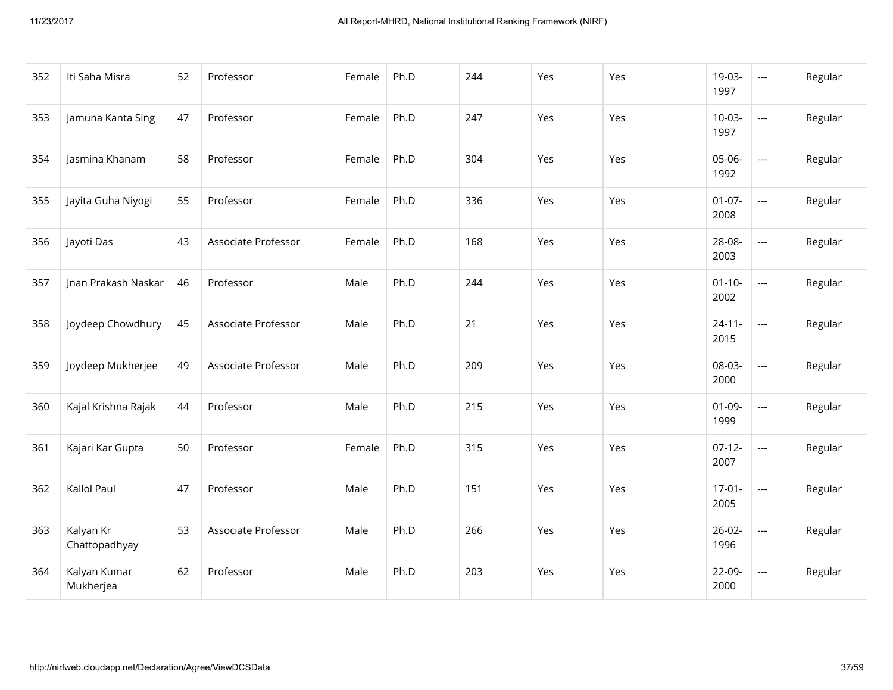| 352 | Iti Saha Misra | 52 | Professor | Female | Ph.D | 244 | Yes | Yes | 19-03-1997 | --- | Regular |
|---|---|---|---|---|---|---|---|---|---|---|---|
| 353 | Jamuna Kanta Sing | 47 | Professor | Female | Ph.D | 247 | Yes | Yes | 10-03-1997 | --- | Regular |
| 354 | Jasmina Khanam | 58 | Professor | Female | Ph.D | 304 | Yes | Yes | 05-06-1992 | --- | Regular |
| 355 | Jayita Guha Niyogi | 55 | Professor | Female | Ph.D | 336 | Yes | Yes | 01-07-2008 | --- | Regular |
| 356 | Jayoti Das | 43 | Associate Professor | Female | Ph.D | 168 | Yes | Yes | 28-08-2003 | --- | Regular |
| 357 | Jnan Prakash Naskar | 46 | Professor | Male | Ph.D | 244 | Yes | Yes | 01-10-2002 | --- | Regular |
| 358 | Joydeep Chowdhury | 45 | Associate Professor | Male | Ph.D | 21 | Yes | Yes | 24-11-2015 | --- | Regular |
| 359 | Joydeep Mukherjee | 49 | Associate Professor | Male | Ph.D | 209 | Yes | Yes | 08-03-2000 | --- | Regular |
| 360 | Kajal Krishna Rajak | 44 | Professor | Male | Ph.D | 215 | Yes | Yes | 01-09-1999 | --- | Regular |
| 361 | Kajari Kar Gupta | 50 | Professor | Female | Ph.D | 315 | Yes | Yes | 07-12-2007 | --- | Regular |
| 362 | Kallol Paul | 47 | Professor | Male | Ph.D | 151 | Yes | Yes | 17-01-2005 | --- | Regular |
| 363 | Kalyan Kr Chattopadhyay | 53 | Associate Professor | Male | Ph.D | 266 | Yes | Yes | 26-02-1996 | --- | Regular |
| 364 | Kalyan Kumar Mukherjea | 62 | Professor | Male | Ph.D | 203 | Yes | Yes | 22-09-2000 | --- | Regular |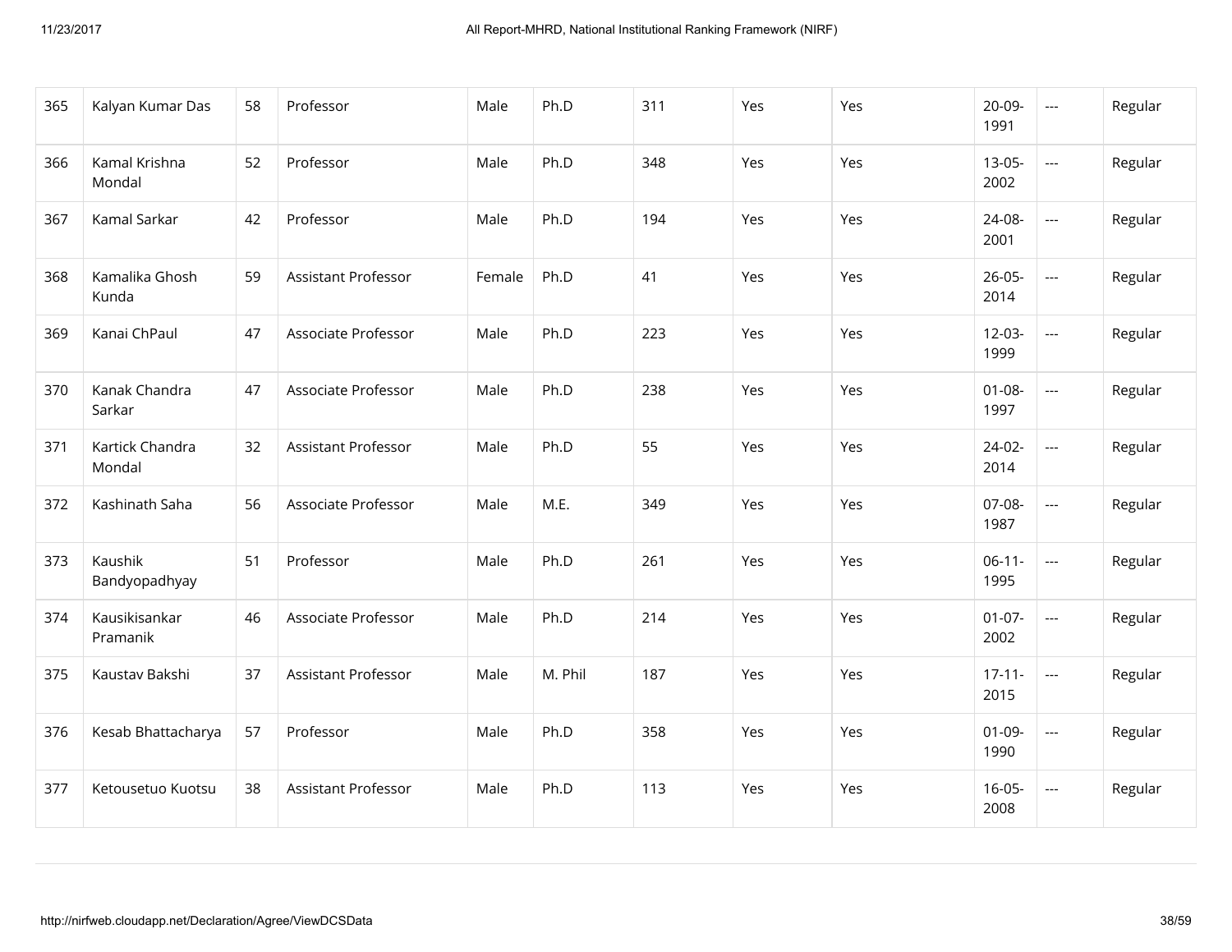| | | | | | | | | | | | |
|---|---|---|---|---|---|---|---|---|---|---|---|
| 365 | Kalyan Kumar Das | 58 | Professor | Male | Ph.D | 311 | Yes | Yes | 20-09-1991 | --- | Regular |
| 366 | Kamal Krishna Mondal | 52 | Professor | Male | Ph.D | 348 | Yes | Yes | 13-05-2002 | --- | Regular |
| 367 | Kamal Sarkar | 42 | Professor | Male | Ph.D | 194 | Yes | Yes | 24-08-2001 | --- | Regular |
| 368 | Kamalika Ghosh Kunda | 59 | Assistant Professor | Female | Ph.D | 41 | Yes | Yes | 26-05-2014 | --- | Regular |
| 369 | Kanai ChPaul | 47 | Associate Professor | Male | Ph.D | 223 | Yes | Yes | 12-03-1999 | --- | Regular |
| 370 | Kanak Chandra Sarkar | 47 | Associate Professor | Male | Ph.D | 238 | Yes | Yes | 01-08-1997 | --- | Regular |
| 371 | Kartick Chandra Mondal | 32 | Assistant Professor | Male | Ph.D | 55 | Yes | Yes | 24-02-2014 | --- | Regular |
| 372 | Kashinath Saha | 56 | Associate Professor | Male | M.E. | 349 | Yes | Yes | 07-08-1987 | --- | Regular |
| 373 | Kaushik Bandyopadhyay | 51 | Professor | Male | Ph.D | 261 | Yes | Yes | 06-11-1995 | --- | Regular |
| 374 | Kausikisankar Pramanik | 46 | Associate Professor | Male | Ph.D | 214 | Yes | Yes | 01-07-2002 | --- | Regular |
| 375 | Kaustav Bakshi | 37 | Assistant Professor | Male | M. Phil | 187 | Yes | Yes | 17-11-2015 | --- | Regular |
| 376 | Kesab Bhattacharya | 57 | Professor | Male | Ph.D | 358 | Yes | Yes | 01-09-1990 | --- | Regular |
| 377 | Ketousetuo Kuotsu | 38 | Assistant Professor | Male | Ph.D | 113 | Yes | Yes | 16-05-2008 | --- | Regular |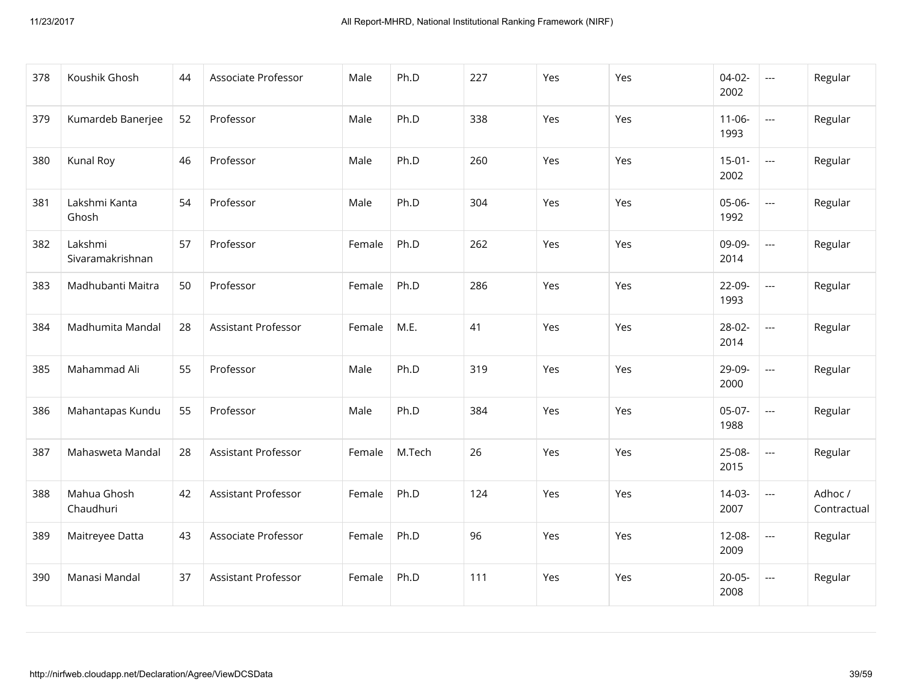| 378 | Koushik Ghosh | 44 | Associate Professor | Male | Ph.D | 227 | Yes | Yes | 04-02-2002 | --- | Regular |
|---|---|---|---|---|---|---|---|---|---|---|---|
| 379 | Kumardeb Banerjee | 52 | Professor | Male | Ph.D | 338 | Yes | Yes | 11-06-1993 | --- | Regular |
| 380 | Kunal Roy | 46 | Professor | Male | Ph.D | 260 | Yes | Yes | 15-01-2002 | --- | Regular |
| 381 | Lakshmi Kanta Ghosh | 54 | Professor | Male | Ph.D | 304 | Yes | Yes | 05-06-1992 | --- | Regular |
| 382 | Lakshmi Sivaramakrishnan | 57 | Professor | Female | Ph.D | 262 | Yes | Yes | 09-09-2014 | --- | Regular |
| 383 | Madhubanti Maitra | 50 | Professor | Female | Ph.D | 286 | Yes | Yes | 22-09-1993 | --- | Regular |
| 384 | Madhumita Mandal | 28 | Assistant Professor | Female | M.E. | 41 | Yes | Yes | 28-02-2014 | --- | Regular |
| 385 | Mahammad Ali | 55 | Professor | Male | Ph.D | 319 | Yes | Yes | 29-09-2000 | --- | Regular |
| 386 | Mahantapas Kundu | 55 | Professor | Male | Ph.D | 384 | Yes | Yes | 05-07-1988 | --- | Regular |
| 387 | Mahasweta Mandal | 28 | Assistant Professor | Female | M.Tech | 26 | Yes | Yes | 25-08-2015 | --- | Regular |
| 388 | Mahua Ghosh Chaudhuri | 42 | Assistant Professor | Female | Ph.D | 124 | Yes | Yes | 14-03-2007 | --- | Adhoc / Contractual |
| 389 | Maitreyee Datta | 43 | Associate Professor | Female | Ph.D | 96 | Yes | Yes | 12-08-2009 | --- | Regular |
| 390 | Manasi Mandal | 37 | Assistant Professor | Female | Ph.D | 111 | Yes | Yes | 20-05-2008 | --- | Regular |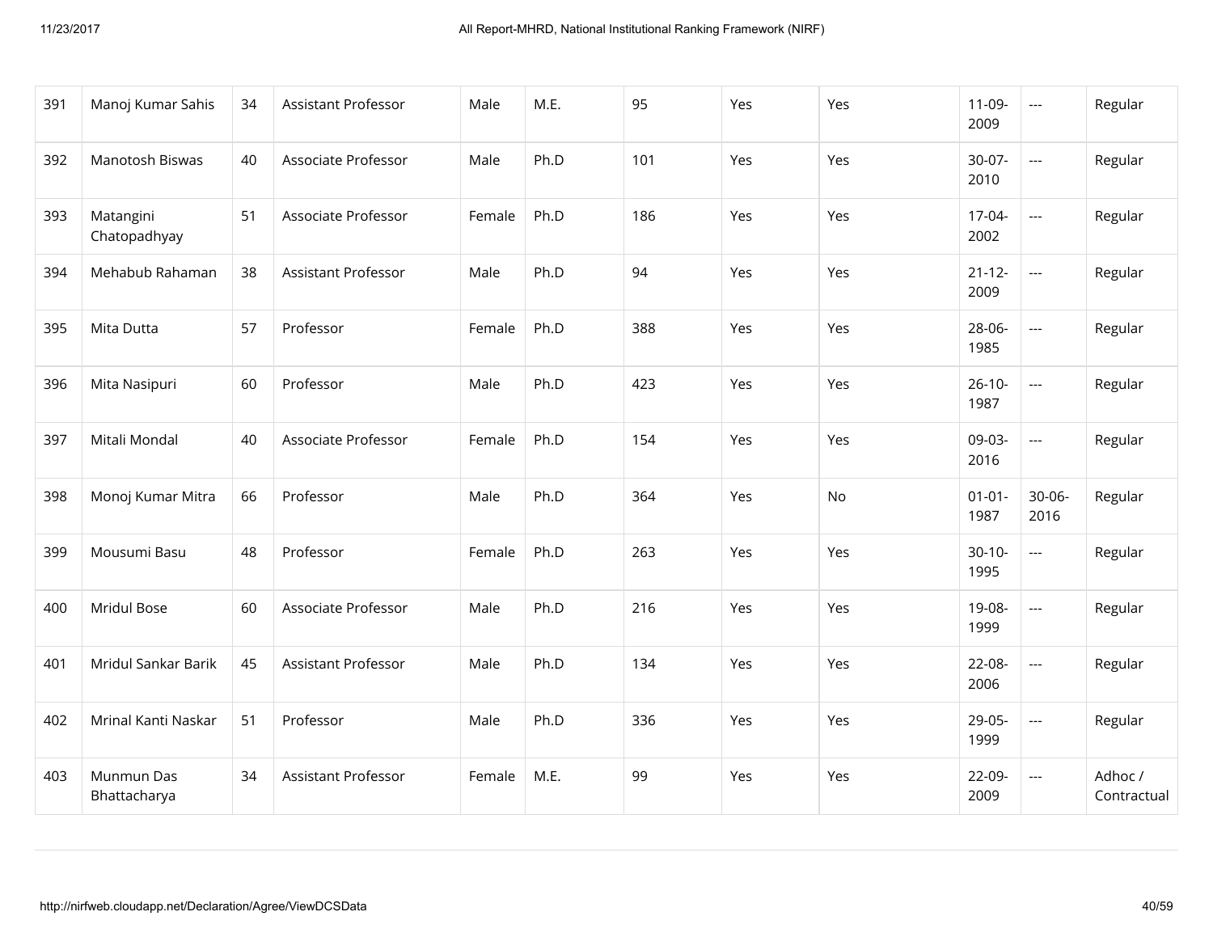| 391 | Manoj Kumar Sahis | 34 | Assistant Professor | Male | M.E. | 95 | Yes | Yes | 11-09-2009 | --- | Regular |
|---|---|---|---|---|---|---|---|---|---|---|---|
| 392 | Manotosh Biswas | 40 | Associate Professor | Male | Ph.D | 101 | Yes | Yes | 30-07-2010 | --- | Regular |
| 393 | Matangini Chatopadhyay | 51 | Associate Professor | Female | Ph.D | 186 | Yes | Yes | 17-04-2002 | --- | Regular |
| 394 | Mehabub Rahaman | 38 | Assistant Professor | Male | Ph.D | 94 | Yes | Yes | 21-12-2009 | --- | Regular |
| 395 | Mita Dutta | 57 | Professor | Female | Ph.D | 388 | Yes | Yes | 28-06-1985 | --- | Regular |
| 396 | Mita Nasipuri | 60 | Professor | Male | Ph.D | 423 | Yes | Yes | 26-10-1987 | --- | Regular |
| 397 | Mitali Mondal | 40 | Associate Professor | Female | Ph.D | 154 | Yes | Yes | 09-03-2016 | --- | Regular |
| 398 | Monoj Kumar Mitra | 66 | Professor | Male | Ph.D | 364 | Yes | No | 01-01-1987 | 30-06-2016 | Regular |
| 399 | Mousumi Basu | 48 | Professor | Female | Ph.D | 263 | Yes | Yes | 30-10-1995 | --- | Regular |
| 400 | Mridul Bose | 60 | Associate Professor | Male | Ph.D | 216 | Yes | Yes | 19-08-1999 | --- | Regular |
| 401 | Mridul Sankar Barik | 45 | Assistant Professor | Male | Ph.D | 134 | Yes | Yes | 22-08-2006 | --- | Regular |
| 402 | Mrinal Kanti Naskar | 51 | Professor | Male | Ph.D | 336 | Yes | Yes | 29-05-1999 | --- | Regular |
| 403 | Munmun Das Bhattacharya | 34 | Assistant Professor | Female | M.E. | 99 | Yes | Yes | 22-09-2009 | --- | Adhoc / Contractual |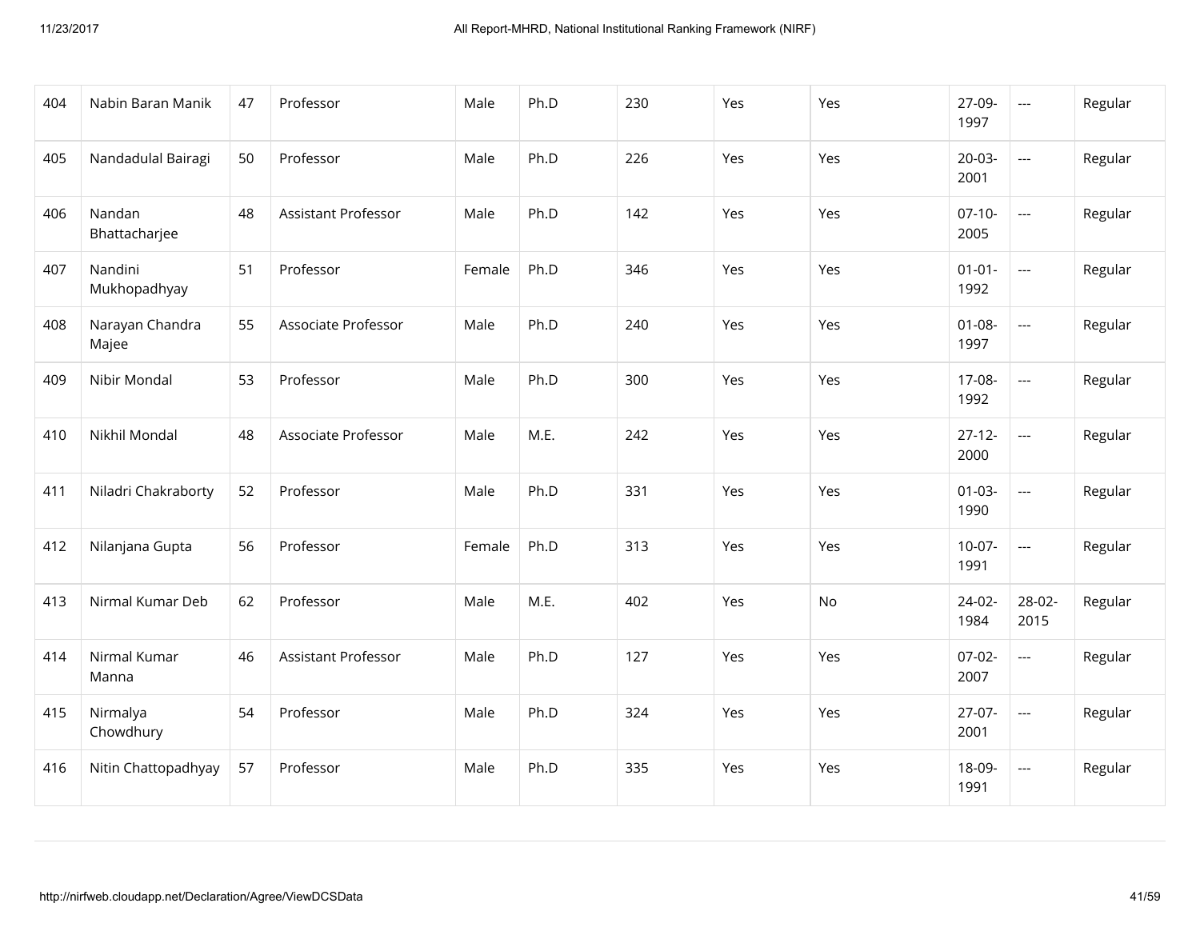| 404 | Nabin Baran Manik | 47 | Professor | Male | Ph.D | 230 | Yes | Yes | 27-09-1997 | --- | Regular |
|---|---|---|---|---|---|---|---|---|---|---|---|
| 405 | Nandadulal Bairagi | 50 | Professor | Male | Ph.D | 226 | Yes | Yes | 20-03-2001 | --- | Regular |
| 406 | Nandan Bhattacharjee | 48 | Assistant Professor | Male | Ph.D | 142 | Yes | Yes | 07-10-2005 | --- | Regular |
| 407 | Nandini Mukhopadhyay | 51 | Professor | Female | Ph.D | 346 | Yes | Yes | 01-01-1992 | --- | Regular |
| 408 | Narayan Chandra Majee | 55 | Associate Professor | Male | Ph.D | 240 | Yes | Yes | 01-08-1997 | --- | Regular |
| 409 | Nibir Mondal | 53 | Professor | Male | Ph.D | 300 | Yes | Yes | 17-08-1992 | --- | Regular |
| 410 | Nikhil Mondal | 48 | Associate Professor | Male | M.E. | 242 | Yes | Yes | 27-12-2000 | --- | Regular |
| 411 | Niladri Chakraborty | 52 | Professor | Male | Ph.D | 331 | Yes | Yes | 01-03-1990 | --- | Regular |
| 412 | Nilanjana Gupta | 56 | Professor | Female | Ph.D | 313 | Yes | Yes | 10-07-1991 | --- | Regular |
| 413 | Nirmal Kumar Deb | 62 | Professor | Male | M.E. | 402 | Yes | No | 24-02-1984 | 28-02-2015 | Regular |
| 414 | Nirmal Kumar Manna | 46 | Assistant Professor | Male | Ph.D | 127 | Yes | Yes | 07-02-2007 | --- | Regular |
| 415 | Nirmalya Chowdhury | 54 | Professor | Male | Ph.D | 324 | Yes | Yes | 27-07-2001 | --- | Regular |
| 416 | Nitin Chattopadhyay | 57 | Professor | Male | Ph.D | 335 | Yes | Yes | 18-09-1991 | --- | Regular |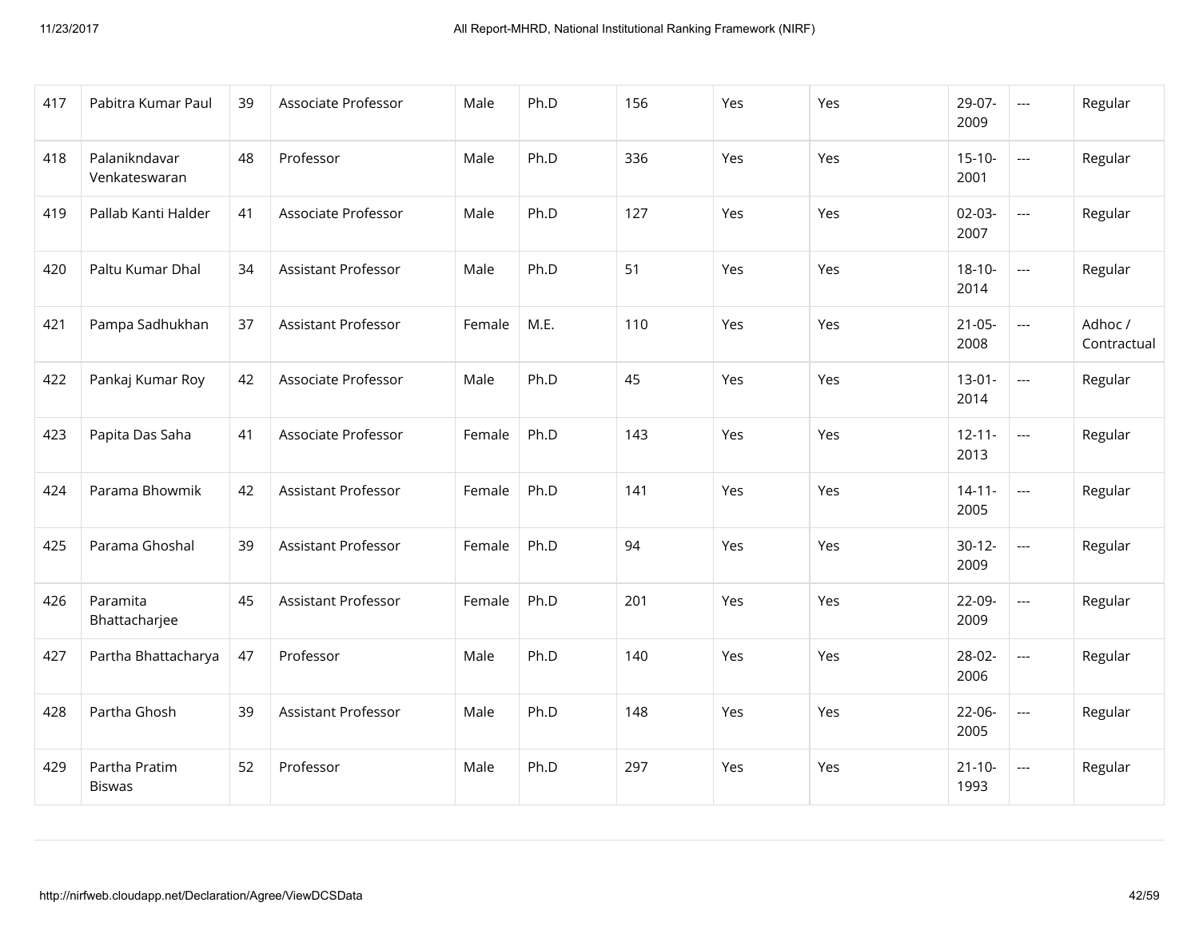| 417 | Pabitra Kumar Paul | 39 | Associate Professor | Male | Ph.D | 156 | Yes | Yes | 29-07-2009 | --- | Regular |
|---|---|---|---|---|---|---|---|---|---|---|---|
| 418 | Palanikndavar Venkateswaran | 48 | Professor | Male | Ph.D | 336 | Yes | Yes | 15-10-2001 | --- | Regular |
| 419 | Pallab Kanti Halder | 41 | Associate Professor | Male | Ph.D | 127 | Yes | Yes | 02-03-2007 | --- | Regular |
| 420 | Paltu Kumar Dhal | 34 | Assistant Professor | Male | Ph.D | 51 | Yes | Yes | 18-10-2014 | --- | Regular |
| 421 | Pampa Sadhukhan | 37 | Assistant Professor | Female | M.E. | 110 | Yes | Yes | 21-05-2008 | --- | Adhoc / Contractual |
| 422 | Pankaj Kumar Roy | 42 | Associate Professor | Male | Ph.D | 45 | Yes | Yes | 13-01-2014 | --- | Regular |
| 423 | Papita Das Saha | 41 | Associate Professor | Female | Ph.D | 143 | Yes | Yes | 12-11-2013 | --- | Regular |
| 424 | Parama Bhowmik | 42 | Assistant Professor | Female | Ph.D | 141 | Yes | Yes | 14-11-2005 | --- | Regular |
| 425 | Parama Ghoshal | 39 | Assistant Professor | Female | Ph.D | 94 | Yes | Yes | 30-12-2009 | --- | Regular |
| 426 | Paramita Bhattacharjee | 45 | Assistant Professor | Female | Ph.D | 201 | Yes | Yes | 22-09-2009 | --- | Regular |
| 427 | Partha Bhattacharya | 47 | Professor | Male | Ph.D | 140 | Yes | Yes | 28-02-2006 | --- | Regular |
| 428 | Partha Ghosh | 39 | Assistant Professor | Male | Ph.D | 148 | Yes | Yes | 22-06-2005 | --- | Regular |
| 429 | Partha Pratim Biswas | 52 | Professor | Male | Ph.D | 297 | Yes | Yes | 21-10-1993 | --- | Regular |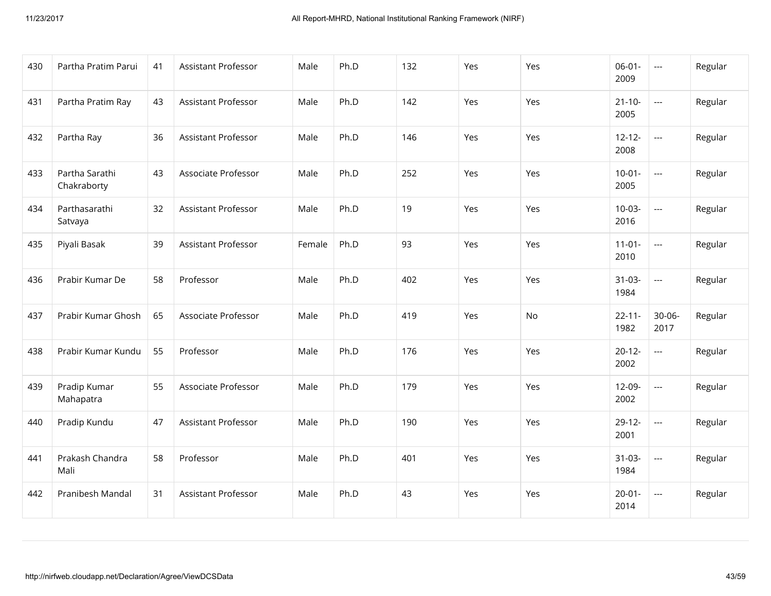| 430 | Partha Pratim Parui | 41 | Assistant Professor | Male | Ph.D | 132 | Yes | Yes | 06-01-2009 | --- | Regular |
|---|---|---|---|---|---|---|---|---|---|---|---|
| 431 | Partha Pratim Ray | 43 | Assistant Professor | Male | Ph.D | 142 | Yes | Yes | 21-10-2005 | --- | Regular |
| 432 | Partha Ray | 36 | Assistant Professor | Male | Ph.D | 146 | Yes | Yes | 12-12-2008 | --- | Regular |
| 433 | Partha Sarathi Chakraborty | 43 | Associate Professor | Male | Ph.D | 252 | Yes | Yes | 10-01-2005 | --- | Regular |
| 434 | Parthasarathi Satvaya | 32 | Assistant Professor | Male | Ph.D | 19 | Yes | Yes | 10-03-2016 | --- | Regular |
| 435 | Piyali Basak | 39 | Assistant Professor | Female | Ph.D | 93 | Yes | Yes | 11-01-2010 | --- | Regular |
| 436 | Prabir Kumar De | 58 | Professor | Male | Ph.D | 402 | Yes | Yes | 31-03-1984 | --- | Regular |
| 437 | Prabir Kumar Ghosh | 65 | Associate Professor | Male | Ph.D | 419 | Yes | No | 22-11-1982 | 30-06-2017 | Regular |
| 438 | Prabir Kumar Kundu | 55 | Professor | Male | Ph.D | 176 | Yes | Yes | 20-12-2002 | --- | Regular |
| 439 | Pradip Kumar Mahapatra | 55 | Associate Professor | Male | Ph.D | 179 | Yes | Yes | 12-09-2002 | --- | Regular |
| 440 | Pradip Kundu | 47 | Assistant Professor | Male | Ph.D | 190 | Yes | Yes | 29-12-2001 | --- | Regular |
| 441 | Prakash Chandra Mali | 58 | Professor | Male | Ph.D | 401 | Yes | Yes | 31-03-1984 | --- | Regular |
| 442 | Pranibesh Mandal | 31 | Assistant Professor | Male | Ph.D | 43 | Yes | Yes | 20-01-2014 | --- | Regular |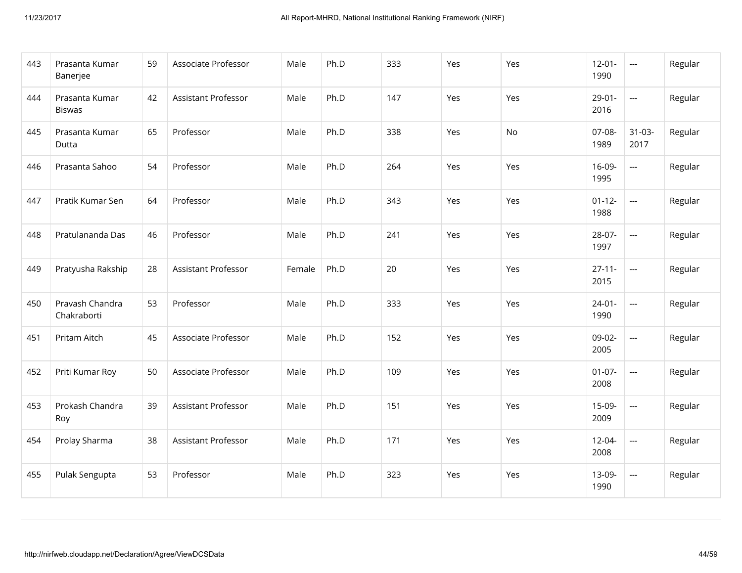| | | | | | | | | | | | |
|---|---|---|---|---|---|---|---|---|---|---|---|
| 443 | Prasanta Kumar Banerjee | 59 | Associate Professor | Male | Ph.D | 333 | Yes | Yes | 12-01-1990 | --- | Regular |
| 444 | Prasanta Kumar Biswas | 42 | Assistant Professor | Male | Ph.D | 147 | Yes | Yes | 29-01-2016 | --- | Regular |
| 445 | Prasanta Kumar Dutta | 65 | Professor | Male | Ph.D | 338 | Yes | No | 07-08-1989 | 31-03-2017 | Regular |
| 446 | Prasanta Sahoo | 54 | Professor | Male | Ph.D | 264 | Yes | Yes | 16-09-1995 | --- | Regular |
| 447 | Pratik Kumar Sen | 64 | Professor | Male | Ph.D | 343 | Yes | Yes | 01-12-1988 | --- | Regular |
| 448 | Pratulananda Das | 46 | Professor | Male | Ph.D | 241 | Yes | Yes | 28-07-1997 | --- | Regular |
| 449 | Pratyusha Rakship | 28 | Assistant Professor | Female | Ph.D | 20 | Yes | Yes | 27-11-2015 | --- | Regular |
| 450 | Pravash Chandra Chakraborti | 53 | Professor | Male | Ph.D | 333 | Yes | Yes | 24-01-1990 | --- | Regular |
| 451 | Pritam Aitch | 45 | Associate Professor | Male | Ph.D | 152 | Yes | Yes | 09-02-2005 | --- | Regular |
| 452 | Priti Kumar Roy | 50 | Associate Professor | Male | Ph.D | 109 | Yes | Yes | 01-07-2008 | --- | Regular |
| 453 | Prokash Chandra Roy | 39 | Assistant Professor | Male | Ph.D | 151 | Yes | Yes | 15-09-2009 | --- | Regular |
| 454 | Prolay Sharma | 38 | Assistant Professor | Male | Ph.D | 171 | Yes | Yes | 12-04-2008 | --- | Regular |
| 455 | Pulak Sengupta | 53 | Professor | Male | Ph.D | 323 | Yes | Yes | 13-09-1990 | --- | Regular |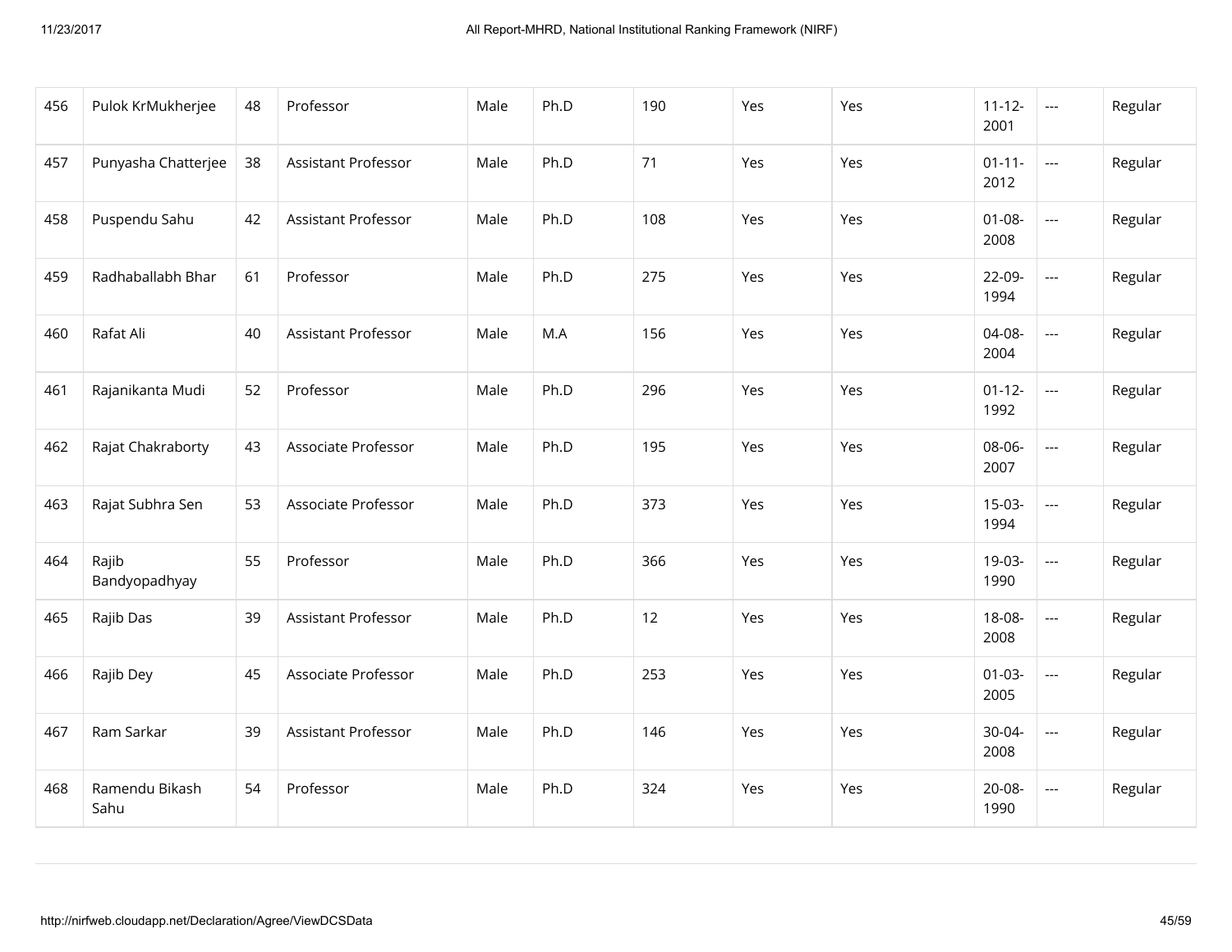| 456 | Pulok KrMukherjee | 48 | Professor | Male | Ph.D | 190 | Yes | Yes | 11-12-2001 | --- | Regular |
|---|---|---|---|---|---|---|---|---|---|---|---|
| 457 | Punyasha Chatterjee | 38 | Assistant Professor | Male | Ph.D | 71 | Yes | Yes | 01-11-2012 | --- | Regular |
| 458 | Puspendu Sahu | 42 | Assistant Professor | Male | Ph.D | 108 | Yes | Yes | 01-08-2008 | --- | Regular |
| 459 | Radhaballabh Bhar | 61 | Professor | Male | Ph.D | 275 | Yes | Yes | 22-09-1994 | --- | Regular |
| 460 | Rafat Ali | 40 | Assistant Professor | Male | M.A | 156 | Yes | Yes | 04-08-2004 | --- | Regular |
| 461 | Rajanikanta Mudi | 52 | Professor | Male | Ph.D | 296 | Yes | Yes | 01-12-1992 | --- | Regular |
| 462 | Rajat Chakraborty | 43 | Associate Professor | Male | Ph.D | 195 | Yes | Yes | 08-06-2007 | --- | Regular |
| 463 | Rajat Subhra Sen | 53 | Associate Professor | Male | Ph.D | 373 | Yes | Yes | 15-03-1994 | --- | Regular |
| 464 | Rajib Bandyopadhyay | 55 | Professor | Male | Ph.D | 366 | Yes | Yes | 19-03-1990 | --- | Regular |
| 465 | Rajib Das | 39 | Assistant Professor | Male | Ph.D | 12 | Yes | Yes | 18-08-2008 | --- | Regular |
| 466 | Rajib Dey | 45 | Associate Professor | Male | Ph.D | 253 | Yes | Yes | 01-03-2005 | --- | Regular |
| 467 | Ram Sarkar | 39 | Assistant Professor | Male | Ph.D | 146 | Yes | Yes | 30-04-2008 | --- | Regular |
| 468 | Ramendu Bikash Sahu | 54 | Professor | Male | Ph.D | 324 | Yes | Yes | 20-08-1990 | --- | Regular |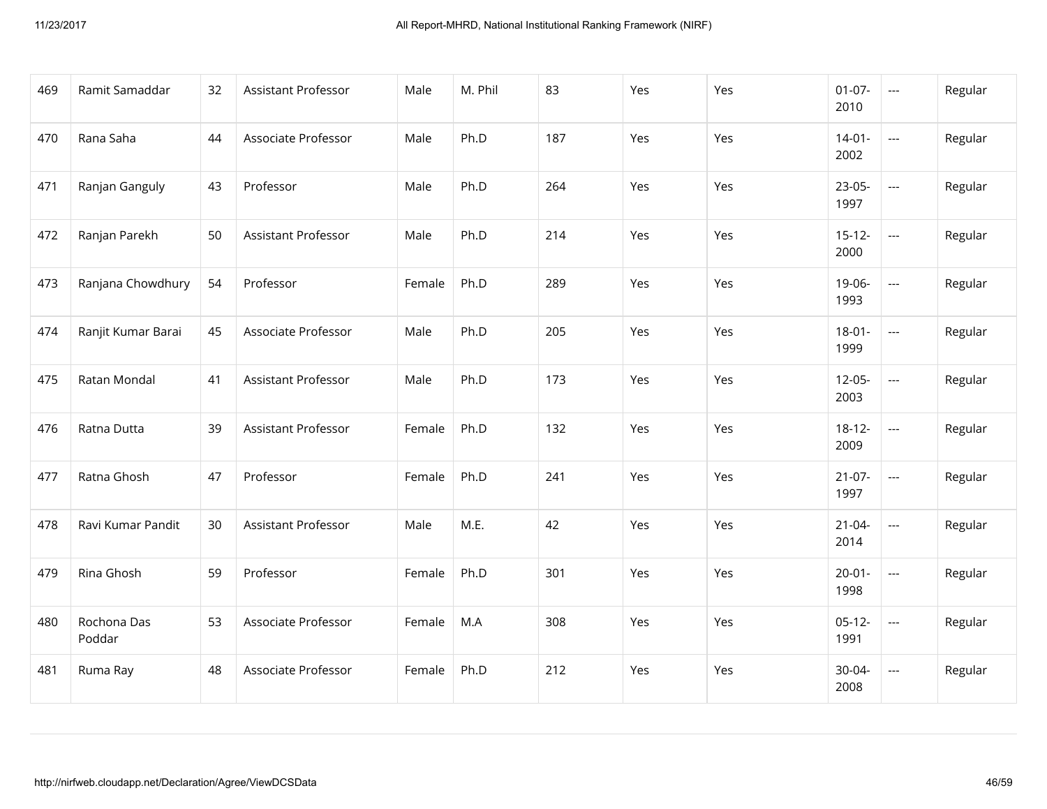| 469 | Ramit Samaddar | 32 | Assistant Professor | Male | M. Phil | 83 | Yes | Yes | 01-07-2010 | --- | Regular |
|---|---|---|---|---|---|---|---|---|---|---|---|
| 470 | Rana Saha | 44 | Associate Professor | Male | Ph.D | 187 | Yes | Yes | 14-01-2002 | --- | Regular |
| 471 | Ranjan Ganguly | 43 | Professor | Male | Ph.D | 264 | Yes | Yes | 23-05-1997 | --- | Regular |
| 472 | Ranjan Parekh | 50 | Assistant Professor | Male | Ph.D | 214 | Yes | Yes | 15-12-2000 | --- | Regular |
| 473 | Ranjana Chowdhury | 54 | Professor | Female | Ph.D | 289 | Yes | Yes | 19-06-1993 | --- | Regular |
| 474 | Ranjit Kumar Barai | 45 | Associate Professor | Male | Ph.D | 205 | Yes | Yes | 18-01-1999 | --- | Regular |
| 475 | Ratan Mondal | 41 | Assistant Professor | Male | Ph.D | 173 | Yes | Yes | 12-05-2003 | --- | Regular |
| 476 | Ratna Dutta | 39 | Assistant Professor | Female | Ph.D | 132 | Yes | Yes | 18-12-2009 | --- | Regular |
| 477 | Ratna Ghosh | 47 | Professor | Female | Ph.D | 241 | Yes | Yes | 21-07-1997 | --- | Regular |
| 478 | Ravi Kumar Pandit | 30 | Assistant Professor | Male | M.E. | 42 | Yes | Yes | 21-04-2014 | --- | Regular |
| 479 | Rina Ghosh | 59 | Professor | Female | Ph.D | 301 | Yes | Yes | 20-01-1998 | --- | Regular |
| 480 | Rochona Das Poddar | 53 | Associate Professor | Female | M.A | 308 | Yes | Yes | 05-12-1991 | --- | Regular |
| 481 | Ruma Ray | 48 | Associate Professor | Female | Ph.D | 212 | Yes | Yes | 30-04-2008 | --- | Regular |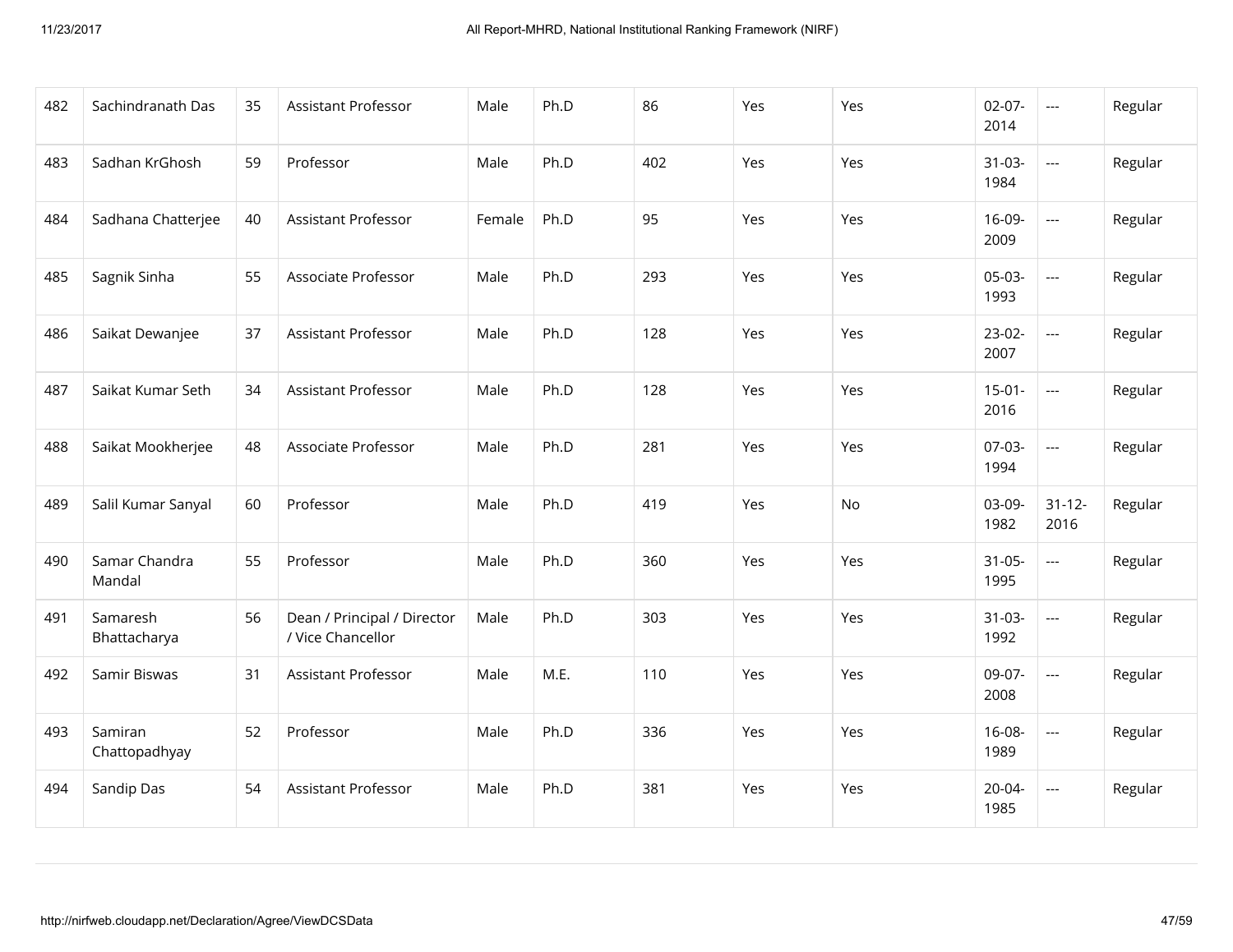| 482 | Sachindranath Das | 35 | Assistant Professor | Male | Ph.D | 86 | Yes | Yes | 02-07-2014 | --- | Regular |
|---|---|---|---|---|---|---|---|---|---|---|---|
| 483 | Sadhan KrGhosh | 59 | Professor | Male | Ph.D | 402 | Yes | Yes | 31-03-1984 | --- | Regular |
| 484 | Sadhana Chatterjee | 40 | Assistant Professor | Female | Ph.D | 95 | Yes | Yes | 16-09-2009 | --- | Regular |
| 485 | Sagnik Sinha | 55 | Associate Professor | Male | Ph.D | 293 | Yes | Yes | 05-03-1993 | --- | Regular |
| 486 | Saikat Dewanjee | 37 | Assistant Professor | Male | Ph.D | 128 | Yes | Yes | 23-02-2007 | --- | Regular |
| 487 | Saikat Kumar Seth | 34 | Assistant Professor | Male | Ph.D | 128 | Yes | Yes | 15-01-2016 | --- | Regular |
| 488 | Saikat Mookherjee | 48 | Associate Professor | Male | Ph.D | 281 | Yes | Yes | 07-03-1994 | --- | Regular |
| 489 | Salil Kumar Sanyal | 60 | Professor | Male | Ph.D | 419 | Yes | No | 03-09-1982 | 31-12-2016 | Regular |
| 490 | Samar Chandra Mandal | 55 | Professor | Male | Ph.D | 360 | Yes | Yes | 31-05-1995 | --- | Regular |
| 491 | Samaresh Bhattacharya | 56 | Dean / Principal / Director / Vice Chancellor | Male | Ph.D | 303 | Yes | Yes | 31-03-1992 | --- | Regular |
| 492 | Samir Biswas | 31 | Assistant Professor | Male | M.E. | 110 | Yes | Yes | 09-07-2008 | --- | Regular |
| 493 | Samiran Chattopadhyay | 52 | Professor | Male | Ph.D | 336 | Yes | Yes | 16-08-1989 | --- | Regular |
| 494 | Sandip Das | 54 | Assistant Professor | Male | Ph.D | 381 | Yes | Yes | 20-04-1985 | --- | Regular |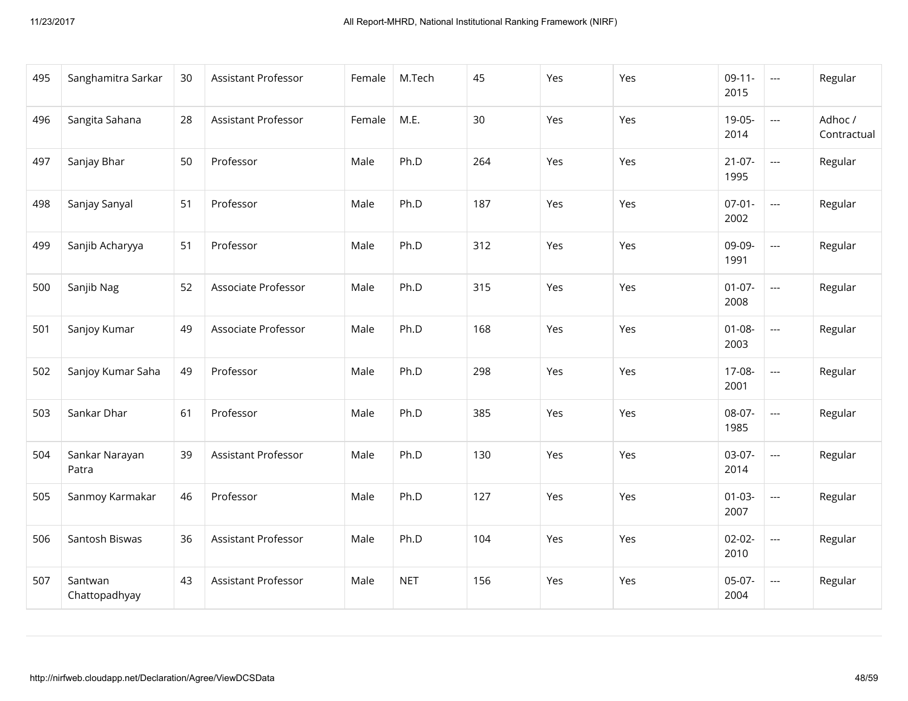| | | | | | | | | | | | |
|---|---|---|---|---|---|---|---|---|---|---|---|
| 495 | Sanghamitra Sarkar | 30 | Assistant Professor | Female | M.Tech | 45 | Yes | Yes | 09-11-2015 | --- | Regular |
| 496 | Sangita Sahana | 28 | Assistant Professor | Female | M.E. | 30 | Yes | Yes | 19-05-2014 | --- | Adhoc / Contractual |
| 497 | Sanjay Bhar | 50 | Professor | Male | Ph.D | 264 | Yes | Yes | 21-07-1995 | --- | Regular |
| 498 | Sanjay Sanyal | 51 | Professor | Male | Ph.D | 187 | Yes | Yes | 07-01-2002 | --- | Regular |
| 499 | Sanjib Acharyya | 51 | Professor | Male | Ph.D | 312 | Yes | Yes | 09-09-1991 | --- | Regular |
| 500 | Sanjib Nag | 52 | Associate Professor | Male | Ph.D | 315 | Yes | Yes | 01-07-2008 | --- | Regular |
| 501 | Sanjoy Kumar | 49 | Associate Professor | Male | Ph.D | 168 | Yes | Yes | 01-08-2003 | --- | Regular |
| 502 | Sanjoy Kumar Saha | 49 | Professor | Male | Ph.D | 298 | Yes | Yes | 17-08-2001 | --- | Regular |
| 503 | Sankar Dhar | 61 | Professor | Male | Ph.D | 385 | Yes | Yes | 08-07-1985 | --- | Regular |
| 504 | Sankar Narayan Patra | 39 | Assistant Professor | Male | Ph.D | 130 | Yes | Yes | 03-07-2014 | --- | Regular |
| 505 | Sanmoy Karmakar | 46 | Professor | Male | Ph.D | 127 | Yes | Yes | 01-03-2007 | --- | Regular |
| 506 | Santosh Biswas | 36 | Assistant Professor | Male | Ph.D | 104 | Yes | Yes | 02-02-2010 | --- | Regular |
| 507 | Santwan Chattopadhyay | 43 | Assistant Professor | Male | NET | 156 | Yes | Yes | 05-07-2004 | --- | Regular |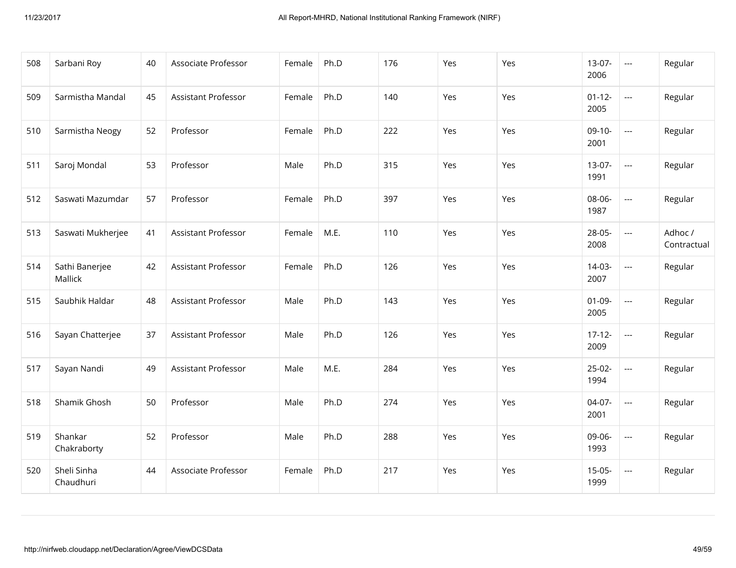| | | | | | | | | | | | |
|---|---|---|---|---|---|---|---|---|---|---|---|
| 508 | Sarbani Roy | 40 | Associate Professor | Female | Ph.D | 176 | Yes | Yes | 13-07-2006 | --- | Regular |
| 509 | Sarmistha Mandal | 45 | Assistant Professor | Female | Ph.D | 140 | Yes | Yes | 01-12-2005 | --- | Regular |
| 510 | Sarmistha Neogy | 52 | Professor | Female | Ph.D | 222 | Yes | Yes | 09-10-2001 | --- | Regular |
| 511 | Saroj Mondal | 53 | Professor | Male | Ph.D | 315 | Yes | Yes | 13-07-1991 | --- | Regular |
| 512 | Saswati Mazumdar | 57 | Professor | Female | Ph.D | 397 | Yes | Yes | 08-06-1987 | --- | Regular |
| 513 | Saswati Mukherjee | 41 | Assistant Professor | Female | M.E. | 110 | Yes | Yes | 28-05-2008 | --- | Adhoc / Contractual |
| 514 | Sathi Banerjee Mallick | 42 | Assistant Professor | Female | Ph.D | 126 | Yes | Yes | 14-03-2007 | --- | Regular |
| 515 | Saubhik Haldar | 48 | Assistant Professor | Male | Ph.D | 143 | Yes | Yes | 01-09-2005 | --- | Regular |
| 516 | Sayan Chatterjee | 37 | Assistant Professor | Male | Ph.D | 126 | Yes | Yes | 17-12-2009 | --- | Regular |
| 517 | Sayan Nandi | 49 | Assistant Professor | Male | M.E. | 284 | Yes | Yes | 25-02-1994 | --- | Regular |
| 518 | Shamik Ghosh | 50 | Professor | Male | Ph.D | 274 | Yes | Yes | 04-07-2001 | --- | Regular |
| 519 | Shankar Chakraborty | 52 | Professor | Male | Ph.D | 288 | Yes | Yes | 09-06-1993 | --- | Regular |
| 520 | Sheli Sinha Chaudhuri | 44 | Associate Professor | Female | Ph.D | 217 | Yes | Yes | 15-05-1999 | --- | Regular |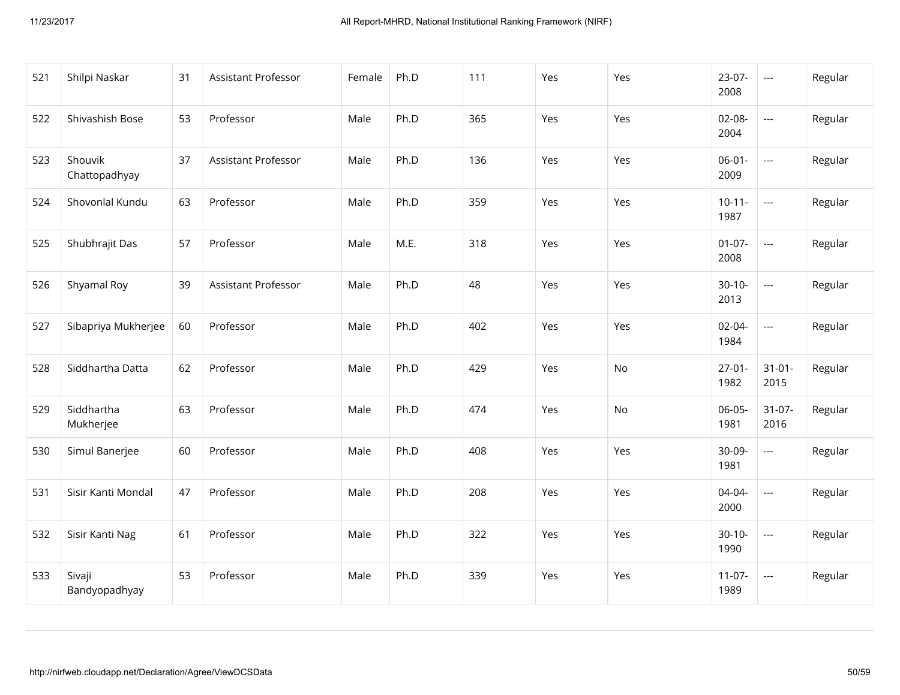| 521 | Shilpi Naskar | 31 | Assistant Professor | Female | Ph.D | 111 | Yes | Yes | 23-07-2008 | --- | Regular |
|---|---|---|---|---|---|---|---|---|---|---|---|
| 522 | Shivashish Bose | 53 | Professor | Male | Ph.D | 365 | Yes | Yes | 02-08-2004 | --- | Regular |
| 523 | Shouvik Chattopadhyay | 37 | Assistant Professor | Male | Ph.D | 136 | Yes | Yes | 06-01-2009 | --- | Regular |
| 524 | Shovonlal Kundu | 63 | Professor | Male | Ph.D | 359 | Yes | Yes | 10-11-1987 | --- | Regular |
| 525 | Shubhrajit Das | 57 | Professor | Male | M.E. | 318 | Yes | Yes | 01-07-2008 | --- | Regular |
| 526 | Shyamal Roy | 39 | Assistant Professor | Male | Ph.D | 48 | Yes | Yes | 30-10-2013 | --- | Regular |
| 527 | Sibapriya Mukherjee | 60 | Professor | Male | Ph.D | 402 | Yes | Yes | 02-04-1984 | --- | Regular |
| 528 | Siddhartha Datta | 62 | Professor | Male | Ph.D | 429 | Yes | No | 27-01-1982 | 31-01-2015 | Regular |
| 529 | Siddhartha Mukherjee | 63 | Professor | Male | Ph.D | 474 | Yes | No | 06-05-1981 | 31-07-2016 | Regular |
| 530 | Simul Banerjee | 60 | Professor | Male | Ph.D | 408 | Yes | Yes | 30-09-1981 | --- | Regular |
| 531 | Sisir Kanti Mondal | 47 | Professor | Male | Ph.D | 208 | Yes | Yes | 04-04-2000 | --- | Regular |
| 532 | Sisir Kanti Nag | 61 | Professor | Male | Ph.D | 322 | Yes | Yes | 30-10-1990 | --- | Regular |
| 533 | Sivaji Bandyopadhyay | 53 | Professor | Male | Ph.D | 339 | Yes | Yes | 11-07-1989 | --- | Regular |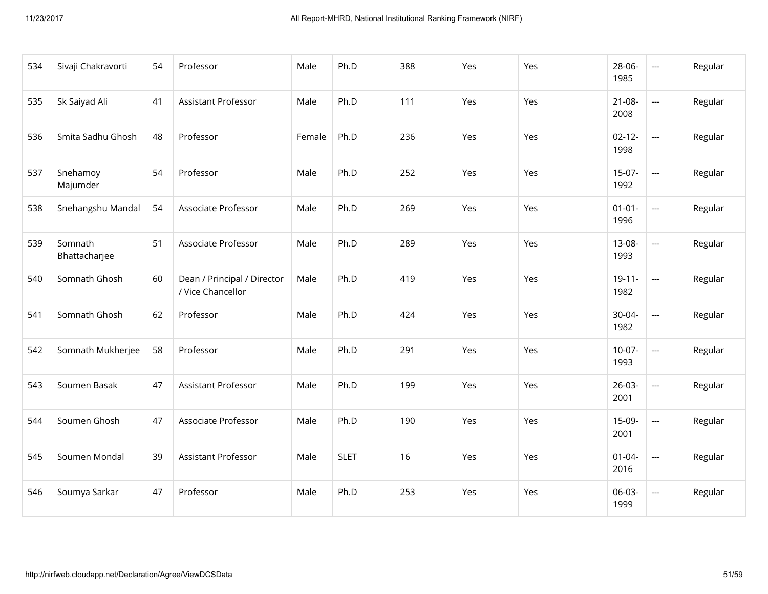| 534 | Sivaji Chakravorti | 54 | Professor | Male | Ph.D | 388 | Yes | Yes | 28-06-1985 | --- | Regular |
|---|---|---|---|---|---|---|---|---|---|---|---|
| 535 | Sk Saiyad Ali | 41 | Assistant Professor | Male | Ph.D | 111 | Yes | Yes | 21-08-2008 | --- | Regular |
| 536 | Smita Sadhu Ghosh | 48 | Professor | Female | Ph.D | 236 | Yes | Yes | 02-12-1998 | --- | Regular |
| 537 | Snehamoy Majumder | 54 | Professor | Male | Ph.D | 252 | Yes | Yes | 15-07-1992 | --- | Regular |
| 538 | Snehangshu Mandal | 54 | Associate Professor | Male | Ph.D | 269 | Yes | Yes | 01-01-1996 | --- | Regular |
| 539 | Somnath Bhattacharjee | 51 | Associate Professor | Male | Ph.D | 289 | Yes | Yes | 13-08-1993 | --- | Regular |
| 540 | Somnath Ghosh | 60 | Dean / Principal / Director / Vice Chancellor | Male | Ph.D | 419 | Yes | Yes | 19-11-1982 | --- | Regular |
| 541 | Somnath Ghosh | 62 | Professor | Male | Ph.D | 424 | Yes | Yes | 30-04-1982 | --- | Regular |
| 542 | Somnath Mukherjee | 58 | Professor | Male | Ph.D | 291 | Yes | Yes | 10-07-1993 | --- | Regular |
| 543 | Soumen Basak | 47 | Assistant Professor | Male | Ph.D | 199 | Yes | Yes | 26-03-2001 | --- | Regular |
| 544 | Soumen Ghosh | 47 | Associate Professor | Male | Ph.D | 190 | Yes | Yes | 15-09-2001 | --- | Regular |
| 545 | Soumen Mondal | 39 | Assistant Professor | Male | SLET | 16 | Yes | Yes | 01-04-2016 | --- | Regular |
| 546 | Soumya Sarkar | 47 | Professor | Male | Ph.D | 253 | Yes | Yes | 06-03-1999 | --- | Regular |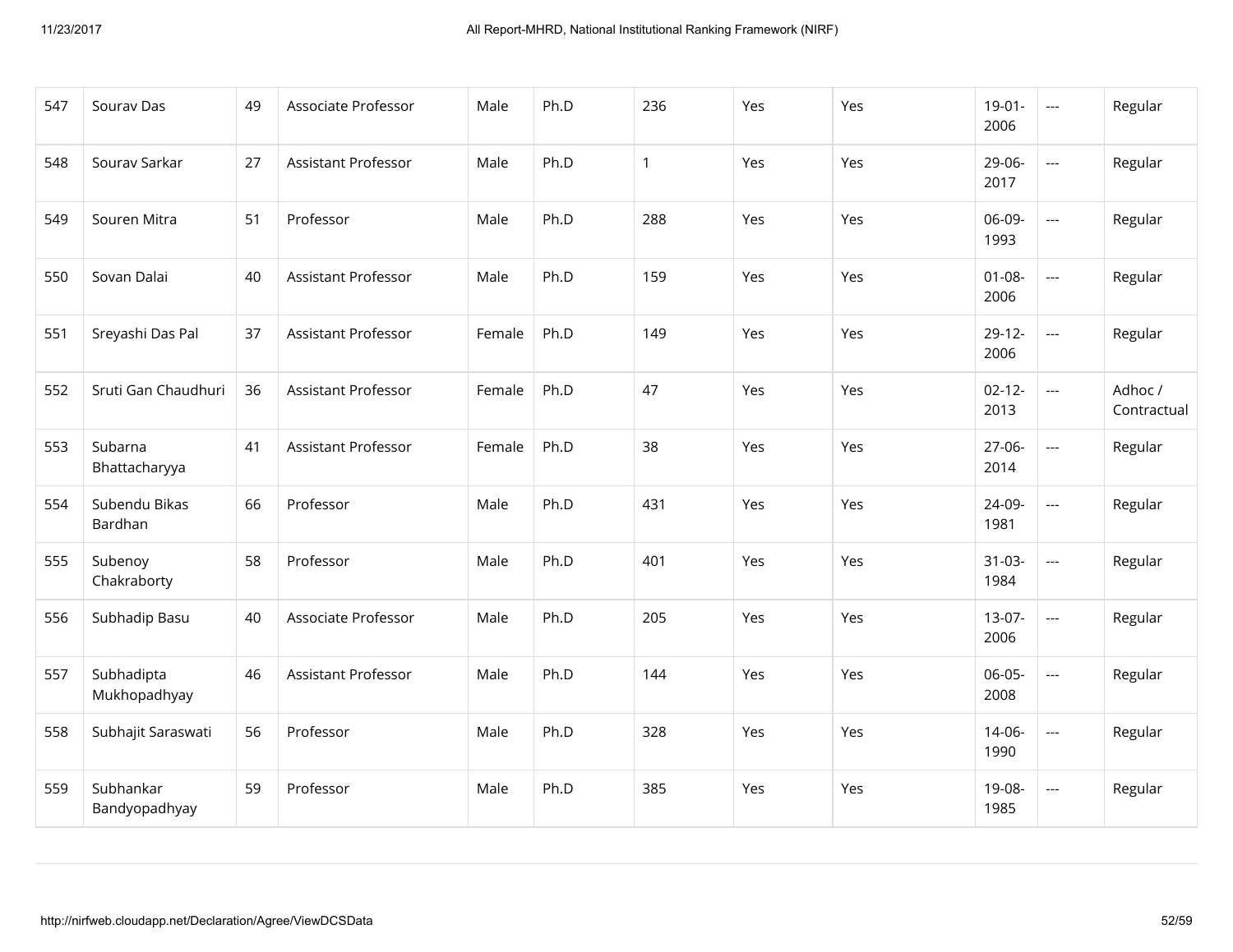| 547 | Sourav Das | 49 | Associate Professor | Male | Ph.D | 236 | Yes | Yes | 19-01-2006 | --- | Regular |
|---|---|---|---|---|---|---|---|---|---|---|---|
| 548 | Sourav Sarkar | 27 | Assistant Professor | Male | Ph.D | 1 | Yes | Yes | 29-06-2017 | --- | Regular |
| 549 | Souren Mitra | 51 | Professor | Male | Ph.D | 288 | Yes | Yes | 06-09-1993 | --- | Regular |
| 550 | Sovan Dalai | 40 | Assistant Professor | Male | Ph.D | 159 | Yes | Yes | 01-08-2006 | --- | Regular |
| 551 | Sreyashi Das Pal | 37 | Assistant Professor | Female | Ph.D | 149 | Yes | Yes | 29-12-2006 | --- | Regular |
| 552 | Sruti Gan Chaudhuri | 36 | Assistant Professor | Female | Ph.D | 47 | Yes | Yes | 02-12-2013 | --- | Adhoc / Contractual |
| 553 | Subarna Bhattacharyya | 41 | Assistant Professor | Female | Ph.D | 38 | Yes | Yes | 27-06-2014 | --- | Regular |
| 554 | Subendu Bikas Bardhan | 66 | Professor | Male | Ph.D | 431 | Yes | Yes | 24-09-1981 | --- | Regular |
| 555 | Subenoy Chakraborty | 58 | Professor | Male | Ph.D | 401 | Yes | Yes | 31-03-1984 | --- | Regular |
| 556 | Subhadip Basu | 40 | Associate Professor | Male | Ph.D | 205 | Yes | Yes | 13-07-2006 | --- | Regular |
| 557 | Subhadipta Mukhopadhyay | 46 | Assistant Professor | Male | Ph.D | 144 | Yes | Yes | 06-05-2008 | --- | Regular |
| 558 | Subhajit Saraswati | 56 | Professor | Male | Ph.D | 328 | Yes | Yes | 14-06-1990 | --- | Regular |
| 559 | Subhankar Bandyopadhyay | 59 | Professor | Male | Ph.D | 385 | Yes | Yes | 19-08-1985 | --- | Regular |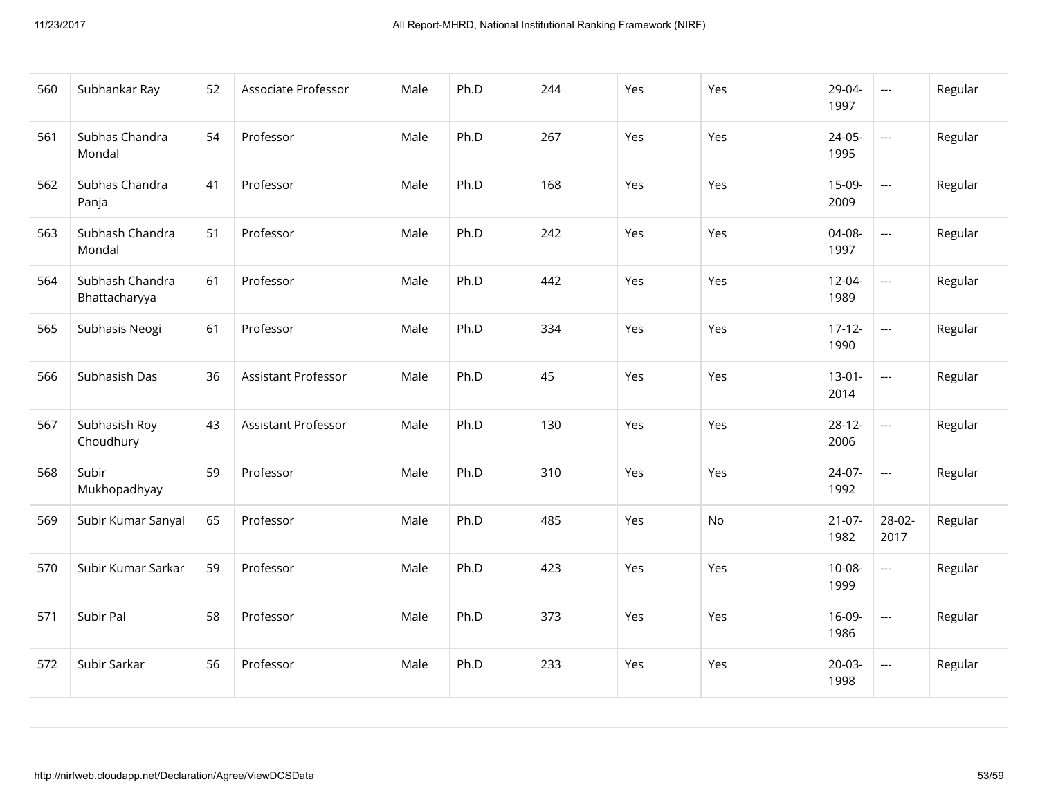| 560 | Subhankar Ray | 52 | Associate Professor | Male | Ph.D | 244 | Yes | Yes | 29-04-1997 | --- | Regular |
|---|---|---|---|---|---|---|---|---|---|---|---|
| 561 | Subhas Chandra Mondal | 54 | Professor | Male | Ph.D | 267 | Yes | Yes | 24-05-1995 | --- | Regular |
| 562 | Subhas Chandra Panja | 41 | Professor | Male | Ph.D | 168 | Yes | Yes | 15-09-2009 | --- | Regular |
| 563 | Subhash Chandra Mondal | 51 | Professor | Male | Ph.D | 242 | Yes | Yes | 04-08-1997 | --- | Regular |
| 564 | Subhash Chandra Bhattacharyya | 61 | Professor | Male | Ph.D | 442 | Yes | Yes | 12-04-1989 | --- | Regular |
| 565 | Subhasis Neogi | 61 | Professor | Male | Ph.D | 334 | Yes | Yes | 17-12-1990 | --- | Regular |
| 566 | Subhasish Das | 36 | Assistant Professor | Male | Ph.D | 45 | Yes | Yes | 13-01-2014 | --- | Regular |
| 567 | Subhasish Roy Choudhury | 43 | Assistant Professor | Male | Ph.D | 130 | Yes | Yes | 28-12-2006 | --- | Regular |
| 568 | Subir Mukhopadhyay | 59 | Professor | Male | Ph.D | 310 | Yes | Yes | 24-07-1992 | --- | Regular |
| 569 | Subir Kumar Sanyal | 65 | Professor | Male | Ph.D | 485 | Yes | No | 21-07-1982 | 28-02-2017 | Regular |
| 570 | Subir Kumar Sarkar | 59 | Professor | Male | Ph.D | 423 | Yes | Yes | 10-08-1999 | --- | Regular |
| 571 | Subir Pal | 58 | Professor | Male | Ph.D | 373 | Yes | Yes | 16-09-1986 | --- | Regular |
| 572 | Subir Sarkar | 56 | Professor | Male | Ph.D | 233 | Yes | Yes | 20-03-1998 | --- | Regular |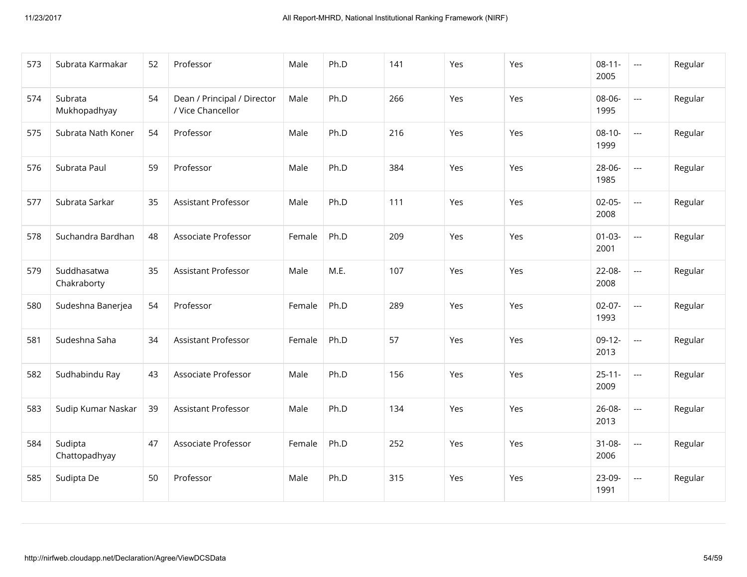| 573 | Subrata Karmakar | 52 | Professor | Male | Ph.D | 141 | Yes | Yes | 08-11-2005 | --- | Regular |
|---|---|---|---|---|---|---|---|---|---|---|---|
| 574 | Subrata Mukhopadhyay | 54 | Dean / Principal / Director / Vice Chancellor | Male | Ph.D | 266 | Yes | Yes | 08-06-1995 | --- | Regular |
| 575 | Subrata Nath Koner | 54 | Professor | Male | Ph.D | 216 | Yes | Yes | 08-10-1999 | --- | Regular |
| 576 | Subrata Paul | 59 | Professor | Male | Ph.D | 384 | Yes | Yes | 28-06-1985 | --- | Regular |
| 577 | Subrata Sarkar | 35 | Assistant Professor | Male | Ph.D | 111 | Yes | Yes | 02-05-2008 | --- | Regular |
| 578 | Suchandra Bardhan | 48 | Associate Professor | Female | Ph.D | 209 | Yes | Yes | 01-03-2001 | --- | Regular |
| 579 | Suddhasatwa Chakraborty | 35 | Assistant Professor | Male | M.E. | 107 | Yes | Yes | 22-08-2008 | --- | Regular |
| 580 | Sudeshna Banerjea | 54 | Professor | Female | Ph.D | 289 | Yes | Yes | 02-07-1993 | --- | Regular |
| 581 | Sudeshna Saha | 34 | Assistant Professor | Female | Ph.D | 57 | Yes | Yes | 09-12-2013 | --- | Regular |
| 582 | Sudhabindu Ray | 43 | Associate Professor | Male | Ph.D | 156 | Yes | Yes | 25-11-2009 | --- | Regular |
| 583 | Sudip Kumar Naskar | 39 | Assistant Professor | Male | Ph.D | 134 | Yes | Yes | 26-08-2013 | --- | Regular |
| 584 | Sudipta Chattopadhyay | 47 | Associate Professor | Female | Ph.D | 252 | Yes | Yes | 31-08-2006 | --- | Regular |
| 585 | Sudipta De | 50 | Professor | Male | Ph.D | 315 | Yes | Yes | 23-09-1991 | --- | Regular |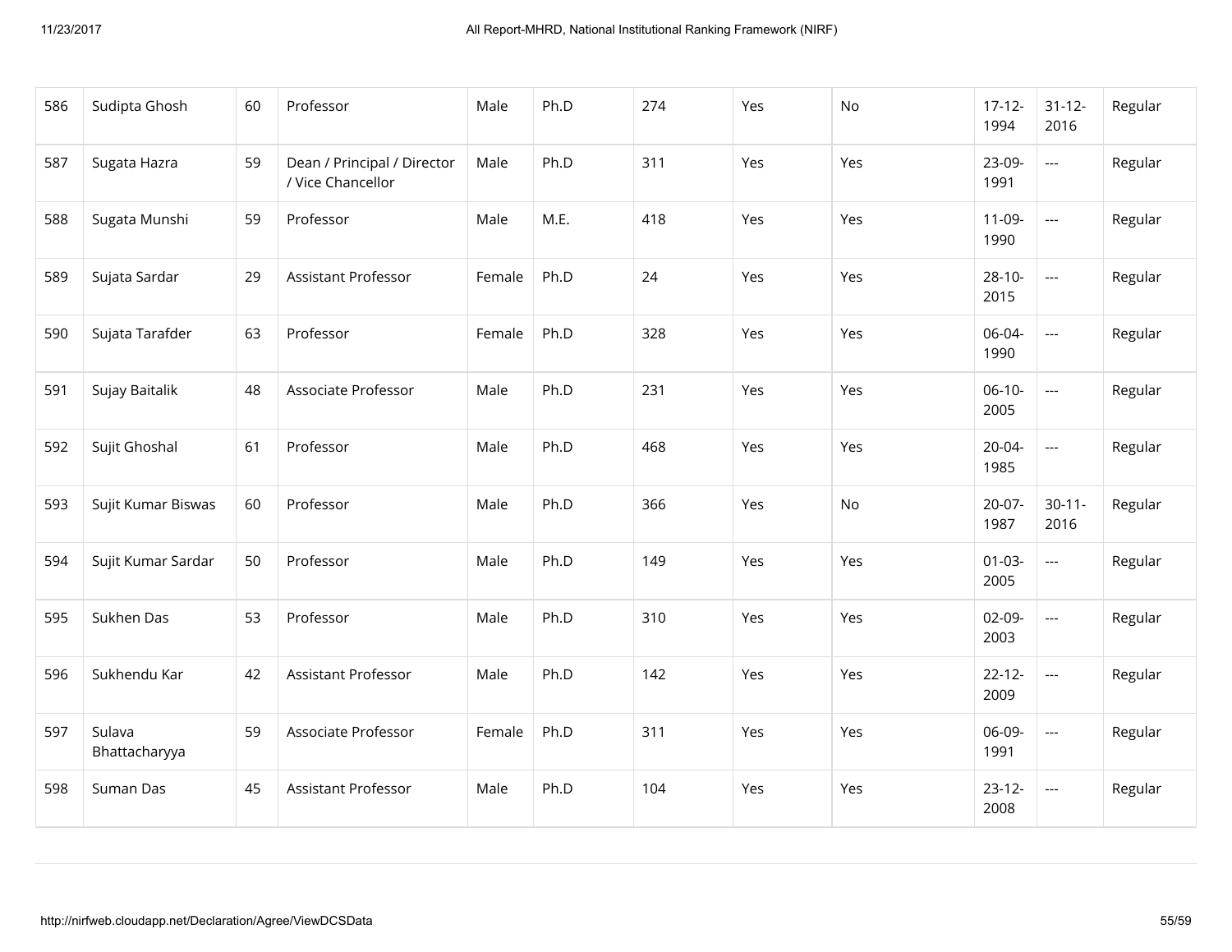| 586 | Sudipta Ghosh | 60 | Professor | Male | Ph.D | 274 | Yes | No | 17-12-1994 | 31-12-2016 | Regular |
|---|---|---|---|---|---|---|---|---|---|---|---|
| 587 | Sugata Hazra | 59 | Dean / Principal / Director / Vice Chancellor | Male | Ph.D | 311 | Yes | Yes | 23-09-1991 | --- | Regular |
| 588 | Sugata Munshi | 59 | Professor | Male | M.E. | 418 | Yes | Yes | 11-09-1990 | --- | Regular |
| 589 | Sujata Sardar | 29 | Assistant Professor | Female | Ph.D | 24 | Yes | Yes | 28-10-2015 | --- | Regular |
| 590 | Sujata Tarafder | 63 | Professor | Female | Ph.D | 328 | Yes | Yes | 06-04-1990 | --- | Regular |
| 591 | Sujay Baitalik | 48 | Associate Professor | Male | Ph.D | 231 | Yes | Yes | 06-10-2005 | --- | Regular |
| 592 | Sujit Ghoshal | 61 | Professor | Male | Ph.D | 468 | Yes | Yes | 20-04-1985 | --- | Regular |
| 593 | Sujit Kumar Biswas | 60 | Professor | Male | Ph.D | 366 | Yes | No | 20-07-1987 | 30-11-2016 | Regular |
| 594 | Sujit Kumar Sardar | 50 | Professor | Male | Ph.D | 149 | Yes | Yes | 01-03-2005 | --- | Regular |
| 595 | Sukhen Das | 53 | Professor | Male | Ph.D | 310 | Yes | Yes | 02-09-2003 | --- | Regular |
| 596 | Sukhendu Kar | 42 | Assistant Professor | Male | Ph.D | 142 | Yes | Yes | 22-12-2009 | --- | Regular |
| 597 | Sulava Bhattacharyya | 59 | Associate Professor | Female | Ph.D | 311 | Yes | Yes | 06-09-1991 | --- | Regular |
| 598 | Suman Das | 45 | Assistant Professor | Male | Ph.D | 104 | Yes | Yes | 23-12-2008 | --- | Regular |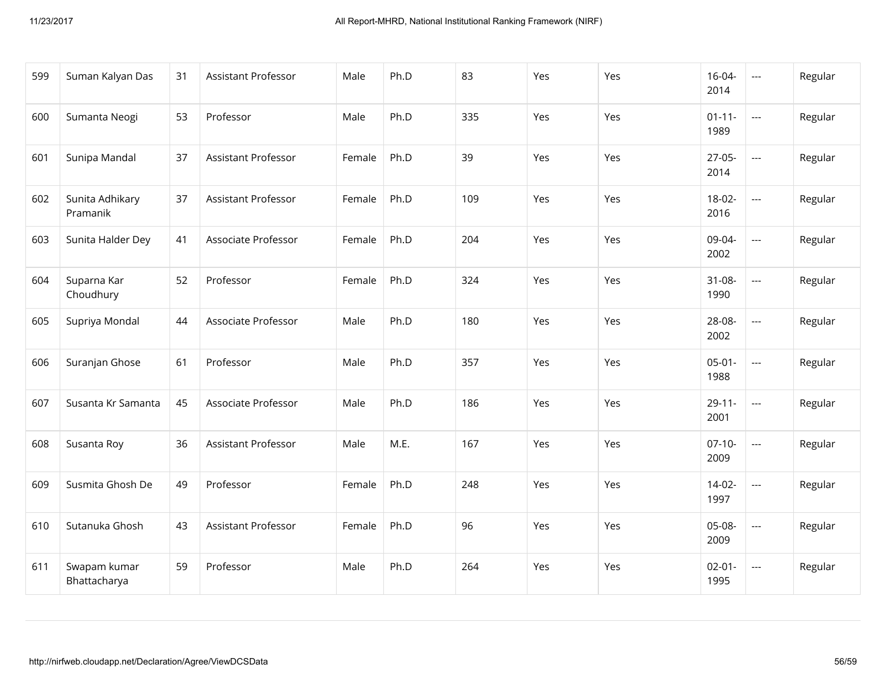| 599 | Suman Kalyan Das | 31 | Assistant Professor | Male | Ph.D | 83 | Yes | Yes | 16-04-2014 | --- | Regular |
|---|---|---|---|---|---|---|---|---|---|---|---|
| 600 | Sumanta Neogi | 53 | Professor | Male | Ph.D | 335 | Yes | Yes | 01-11-1989 | --- | Regular |
| 601 | Sunipa Mandal | 37 | Assistant Professor | Female | Ph.D | 39 | Yes | Yes | 27-05-2014 | --- | Regular |
| 602 | Sunita Adhikary Pramanik | 37 | Assistant Professor | Female | Ph.D | 109 | Yes | Yes | 18-02-2016 | --- | Regular |
| 603 | Sunita Halder Dey | 41 | Associate Professor | Female | Ph.D | 204 | Yes | Yes | 09-04-2002 | --- | Regular |
| 604 | Suparna Kar Choudhury | 52 | Professor | Female | Ph.D | 324 | Yes | Yes | 31-08-1990 | --- | Regular |
| 605 | Supriya Mondal | 44 | Associate Professor | Male | Ph.D | 180 | Yes | Yes | 28-08-2002 | --- | Regular |
| 606 | Suranjan Ghose | 61 | Professor | Male | Ph.D | 357 | Yes | Yes | 05-01-1988 | --- | Regular |
| 607 | Susanta Kr Samanta | 45 | Associate Professor | Male | Ph.D | 186 | Yes | Yes | 29-11-2001 | --- | Regular |
| 608 | Susanta Roy | 36 | Assistant Professor | Male | M.E. | 167 | Yes | Yes | 07-10-2009 | --- | Regular |
| 609 | Susmita Ghosh De | 49 | Professor | Female | Ph.D | 248 | Yes | Yes | 14-02-1997 | --- | Regular |
| 610 | Sutanuka Ghosh | 43 | Assistant Professor | Female | Ph.D | 96 | Yes | Yes | 05-08-2009 | --- | Regular |
| 611 | Swapam kumar Bhattacharya | 59 | Professor | Male | Ph.D | 264 | Yes | Yes | 02-01-1995 | --- | Regular |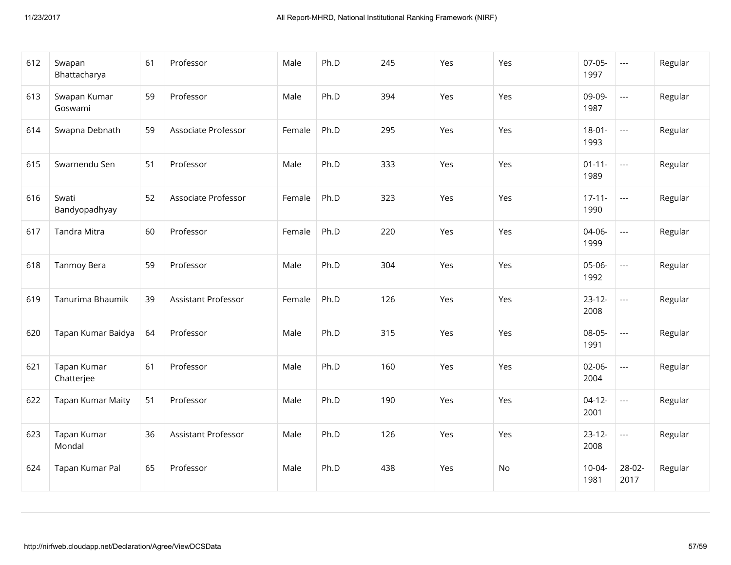| 612 | Swapan Bhattacharya | 61 | Professor | Male | Ph.D | 245 | Yes | Yes | 07-05-1997 | --- | Regular |
|---|---|---|---|---|---|---|---|---|---|---|---|
| 613 | Swapan Kumar Goswami | 59 | Professor | Male | Ph.D | 394 | Yes | Yes | 09-09-1987 | --- | Regular |
| 614 | Swapna Debnath | 59 | Associate Professor | Female | Ph.D | 295 | Yes | Yes | 18-01-1993 | --- | Regular |
| 615 | Swarnendu Sen | 51 | Professor | Male | Ph.D | 333 | Yes | Yes | 01-11-1989 | --- | Regular |
| 616 | Swati Bandyopadhyay | 52 | Associate Professor | Female | Ph.D | 323 | Yes | Yes | 17-11-1990 | --- | Regular |
| 617 | Tandra Mitra | 60 | Professor | Female | Ph.D | 220 | Yes | Yes | 04-06-1999 | --- | Regular |
| 618 | Tanmoy Bera | 59 | Professor | Male | Ph.D | 304 | Yes | Yes | 05-06-1992 | --- | Regular |
| 619 | Tanurima Bhaumik | 39 | Assistant Professor | Female | Ph.D | 126 | Yes | Yes | 23-12-2008 | --- | Regular |
| 620 | Tapan Kumar Baidya | 64 | Professor | Male | Ph.D | 315 | Yes | Yes | 08-05-1991 | --- | Regular |
| 621 | Tapan Kumar Chatterjee | 61 | Professor | Male | Ph.D | 160 | Yes | Yes | 02-06-2004 | --- | Regular |
| 622 | Tapan Kumar Maity | 51 | Professor | Male | Ph.D | 190 | Yes | Yes | 04-12-2001 | --- | Regular |
| 623 | Tapan Kumar Mondal | 36 | Assistant Professor | Male | Ph.D | 126 | Yes | Yes | 23-12-2008 | --- | Regular |
| 624 | Tapan Kumar Pal | 65 | Professor | Male | Ph.D | 438 | Yes | No | 10-04-1981 | 28-02-2017 | Regular |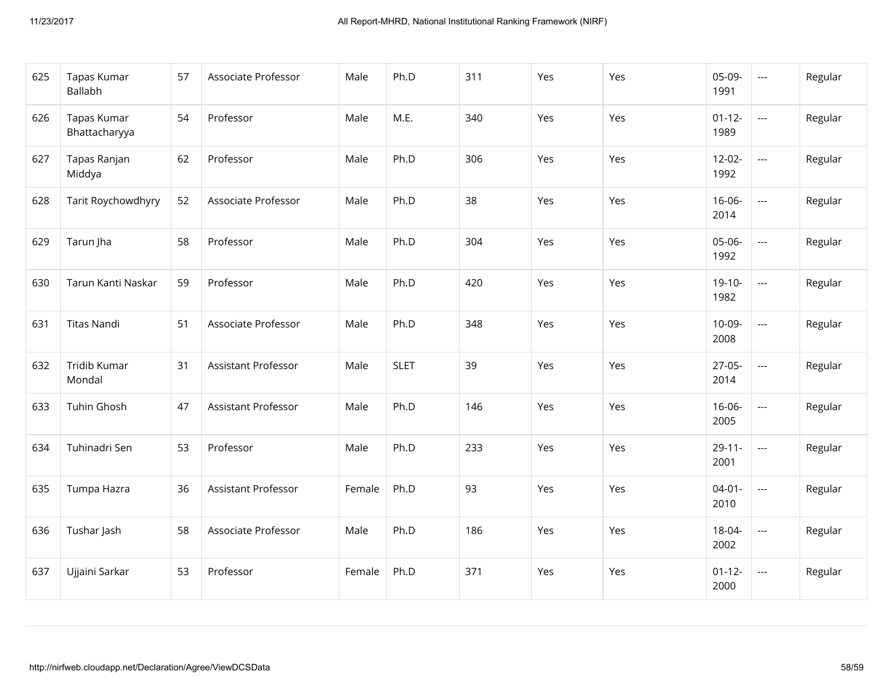| 625 | Tapas Kumar Ballabh | 57 | Associate Professor | Male | Ph.D | 311 | Yes | Yes | 05-09-1991 | --- | Regular |
|---|---|---|---|---|---|---|---|---|---|---|---|
| 626 | Tapas Kumar Bhattacharyya | 54 | Professor | Male | M.E. | 340 | Yes | Yes | 01-12-1989 | --- | Regular |
| 627 | Tapas Ranjan Middya | 62 | Professor | Male | Ph.D | 306 | Yes | Yes | 12-02-1992 | --- | Regular |
| 628 | Tarit Roychowdhyry | 52 | Associate Professor | Male | Ph.D | 38 | Yes | Yes | 16-06-2014 | --- | Regular |
| 629 | Tarun Jha | 58 | Professor | Male | Ph.D | 304 | Yes | Yes | 05-06-1992 | --- | Regular |
| 630 | Tarun Kanti Naskar | 59 | Professor | Male | Ph.D | 420 | Yes | Yes | 19-10-1982 | --- | Regular |
| 631 | Titas Nandi | 51 | Associate Professor | Male | Ph.D | 348 | Yes | Yes | 10-09-2008 | --- | Regular |
| 632 | Tridib Kumar Mondal | 31 | Assistant Professor | Male | SLET | 39 | Yes | Yes | 27-05-2014 | --- | Regular |
| 633 | Tuhin Ghosh | 47 | Assistant Professor | Male | Ph.D | 146 | Yes | Yes | 16-06-2005 | --- | Regular |
| 634 | Tuhinadri Sen | 53 | Professor | Male | Ph.D | 233 | Yes | Yes | 29-11-2001 | --- | Regular |
| 635 | Tumpa Hazra | 36 | Assistant Professor | Female | Ph.D | 93 | Yes | Yes | 04-01-2010 | --- | Regular |
| 636 | Tushar Jash | 58 | Associate Professor | Male | Ph.D | 186 | Yes | Yes | 18-04-2002 | --- | Regular |
| 637 | Ujjaini Sarkar | 53 | Professor | Female | Ph.D | 371 | Yes | Yes | 01-12-2000 | --- | Regular |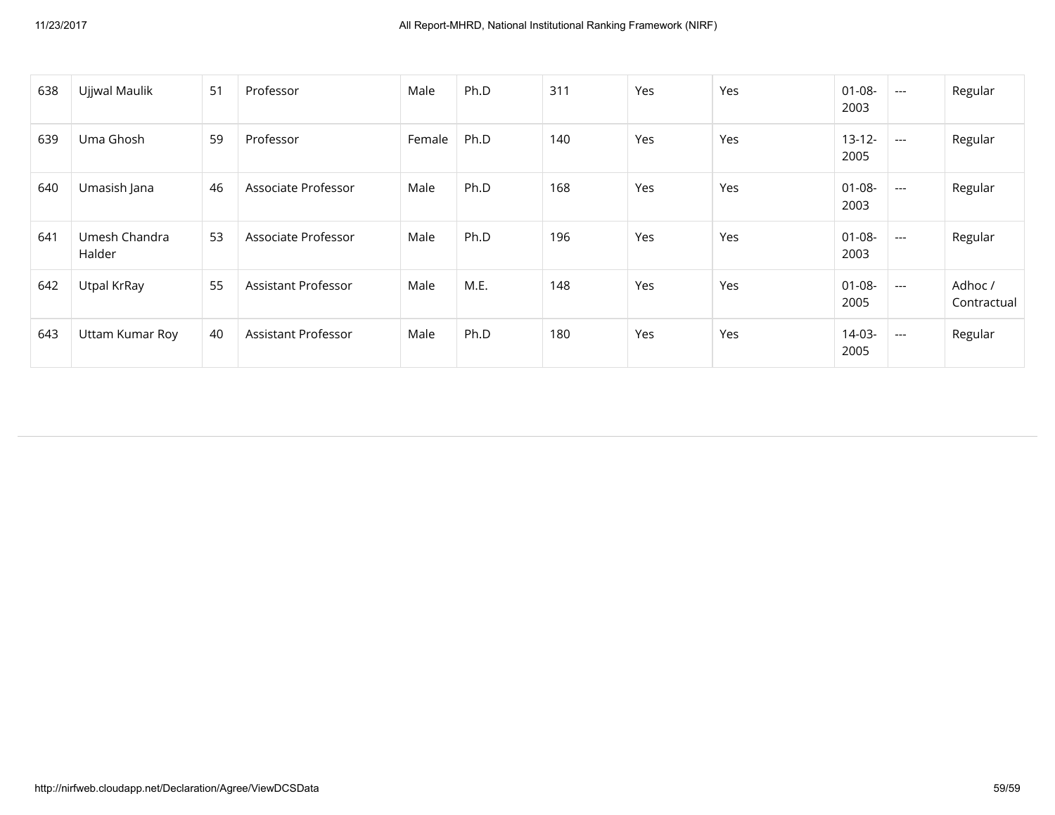| | | | | | | | | | | | |
|---|---|---|---|---|---|---|---|---|---|---|---|
| 638 | Ujjwal Maulik | 51 | Professor | Male | Ph.D | 311 | Yes | Yes | 01-08-2003 | --- | Regular |
| 639 | Uma Ghosh | 59 | Professor | Female | Ph.D | 140 | Yes | Yes | 13-12-2005 | --- | Regular |
| 640 | Umasish Jana | 46 | Associate Professor | Male | Ph.D | 168 | Yes | Yes | 01-08-2003 | --- | Regular |
| 641 | Umesh Chandra Halder | 53 | Associate Professor | Male | Ph.D | 196 | Yes | Yes | 01-08-2003 | --- | Regular |
| 642 | Utpal KrRay | 55 | Assistant Professor | Male | M.E. | 148 | Yes | Yes | 01-08-2005 | --- | Adhoc / Contractual |
| 643 | Uttam Kumar Roy | 40 | Assistant Professor | Male | Ph.D | 180 | Yes | Yes | 14-03-2005 | --- | Regular |